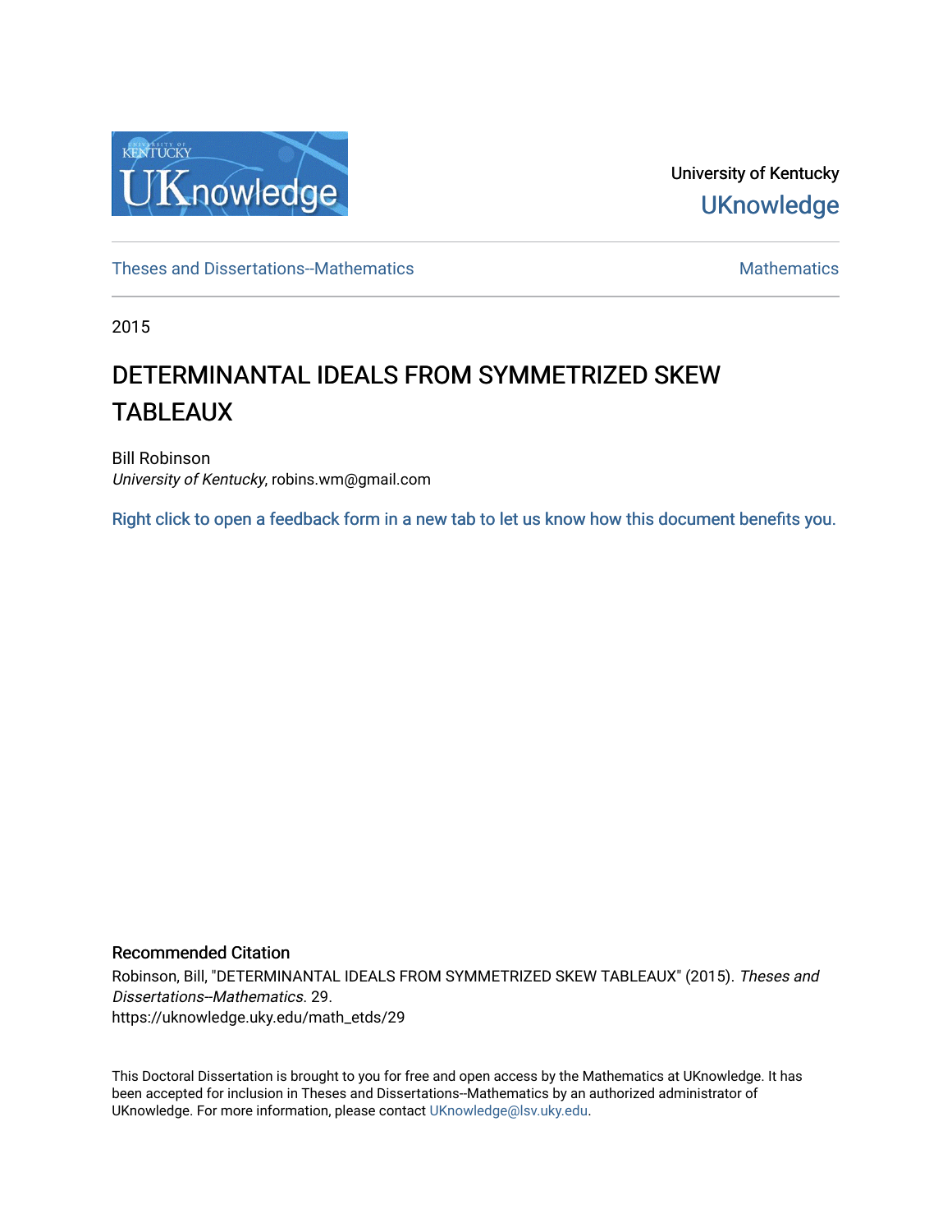University of Kentucky

UKnowledge

Theses and Dissertations--Mathematics

Mathematics

2015

# DETERMINANTAL IDEALS FROM SYMMETRIZED SKEW TABLEAUX

Bill Robinson
*University of Kentucky*, robins.wm@gmail.com

Right click to open a feedback form in a new tab to let us know how this document benefits you.

## Recommended Citation

Robinson, Bill, "DETERMINANTAL IDEALS FROM SYMMETRIZED SKEW TABLEAUX" (2015). *Theses and Dissertations--Mathematics*. 29.
https://uknowledge.uky.edu/math_etds/29

This Doctoral Dissertation is brought to you for free and open access by the Mathematics at UKnowledge. It has been accepted for inclusion in Theses and Dissertations--Mathematics by an authorized administrator of UKnowledge. For more information, please contact UKnowledge@lsv.uky.edu.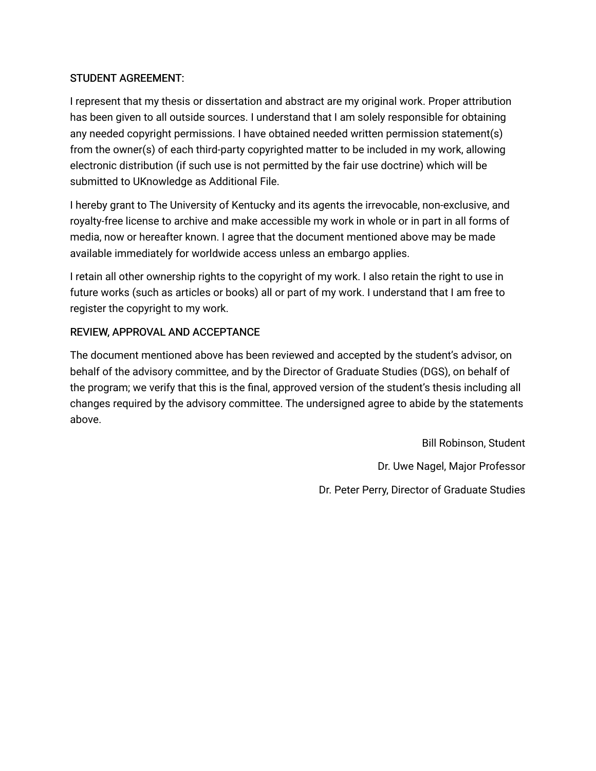STUDENT AGREEMENT:

I represent that my thesis or dissertation and abstract are my original work. Proper attribution has been given to all outside sources. I understand that I am solely responsible for obtaining any needed copyright permissions. I have obtained needed written permission statement(s) from the owner(s) of each third-party copyrighted matter to be included in my work, allowing electronic distribution (if such use is not permitted by the fair use doctrine) which will be submitted to UKnowledge as Additional File.

I hereby grant to The University of Kentucky and its agents the irrevocable, non-exclusive, and royalty-free license to archive and make accessible my work in whole or in part in all forms of media, now or hereafter known. I agree that the document mentioned above may be made available immediately for worldwide access unless an embargo applies.

I retain all other ownership rights to the copyright of my work. I also retain the right to use in future works (such as articles or books) all or part of my work. I understand that I am free to register the copyright to my work.

REVIEW, APPROVAL AND ACCEPTANCE

The document mentioned above has been reviewed and accepted by the student's advisor, on behalf of the advisory committee, and by the Director of Graduate Studies (DGS), on behalf of the program; we verify that this is the final, approved version of the student's thesis including all changes required by the advisory committee. The undersigned agree to abide by the statements above.

Bill Robinson, Student

Dr. Uwe Nagel, Major Professor

Dr. Peter Perry, Director of Graduate Studies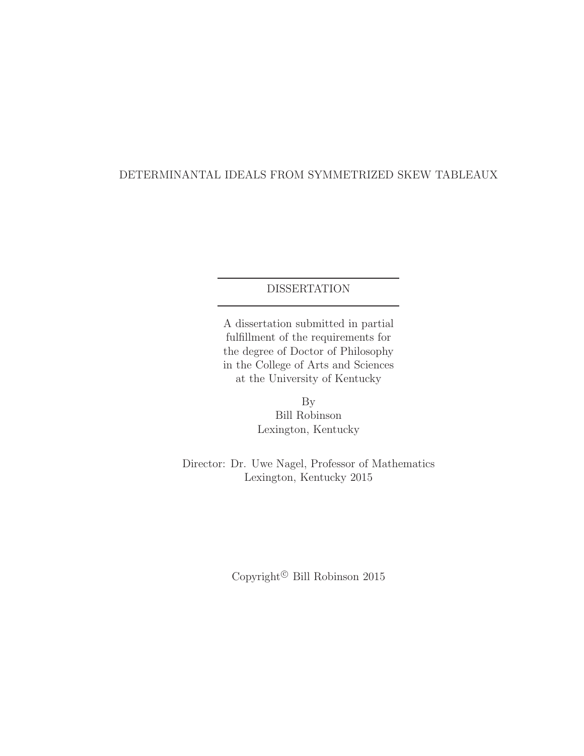DETERMINANTAL IDEALS FROM SYMMETRIZED SKEW TABLEAUX

---

DISSERTATION

---

A dissertation submitted in partial fulfillment of the requirements for the degree of Doctor of Philosophy in the College of Arts and Sciences at the University of Kentucky

By
Bill Robinson
Lexington, Kentucky

Director: Dr. Uwe Nagel, Professor of Mathematics
Lexington, Kentucky 2015

Copyright© Bill Robinson 2015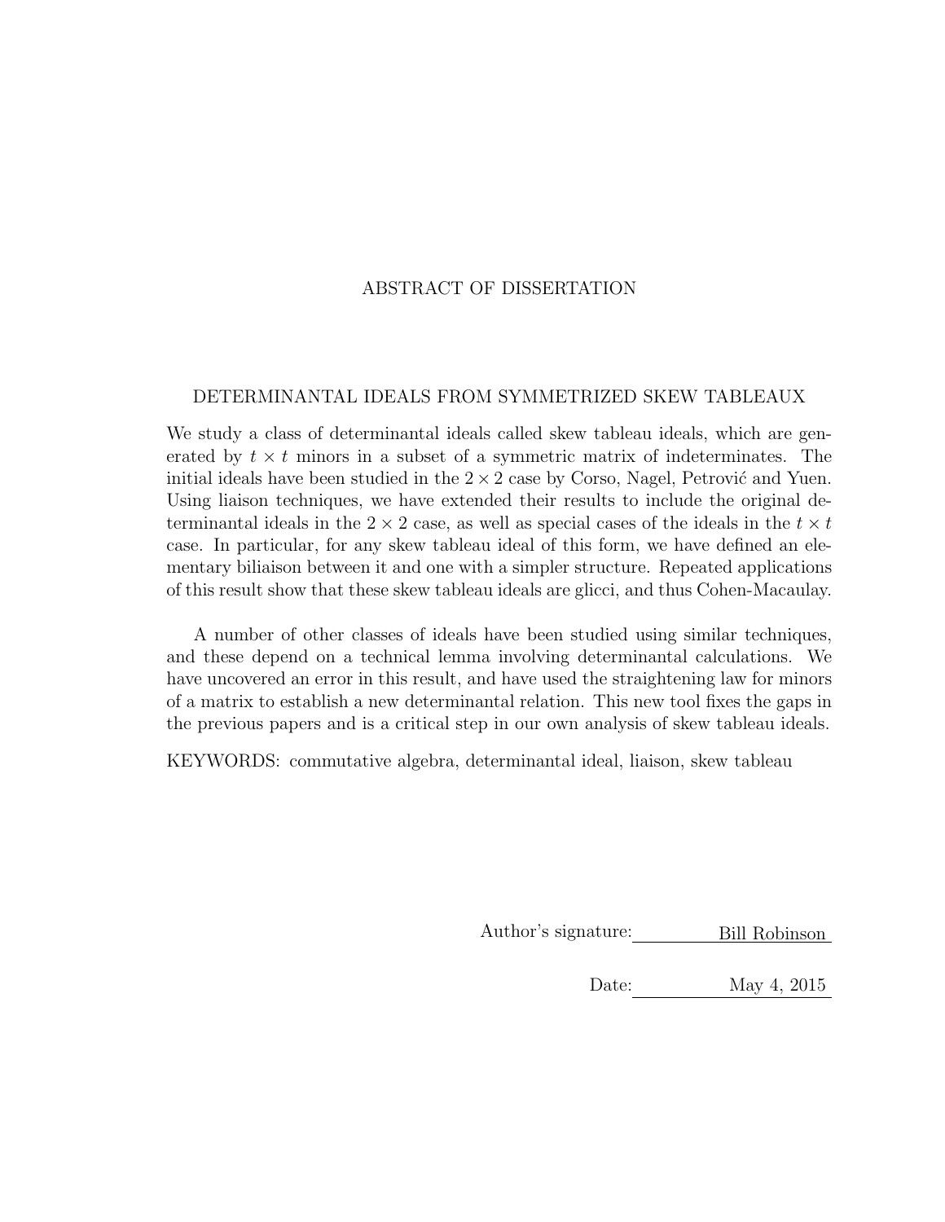# ABSTRACT OF DISSERTATION

## DETERMINANTAL IDEALS FROM SYMMETRIZED SKEW TABLEAUX

We study a class of determinantal ideals called skew tableau ideals, which are generated by $t \times t$ minors in a subset of a symmetric matrix of indeterminates. The initial ideals have been studied in the $2 \times 2$ case by Corso, Nagel, Petrović and Yuen. Using liaison techniques, we have extended their results to include the original determinantal ideals in the $2 \times 2$ case, as well as special cases of the ideals in the $t \times t$ case. In particular, for any skew tableau ideal of this form, we have defined an elementary biliaison between it and one with a simpler structure. Repeated applications of this result show that these skew tableau ideals are glicci, and thus Cohen-Macaulay.

A number of other classes of ideals have been studied using similar techniques, and these depend on a technical lemma involving determinantal calculations. We have uncovered an error in this result, and have used the straightening law for minors of a matrix to establish a new determinantal relation. This new tool fixes the gaps in the previous papers and is a critical step in our own analysis of skew tableau ideals.

KEYWORDS: commutative algebra, determinantal ideal, liaison, skew tableau

Author's signature: Bill Robinson

Date: May 4, 2015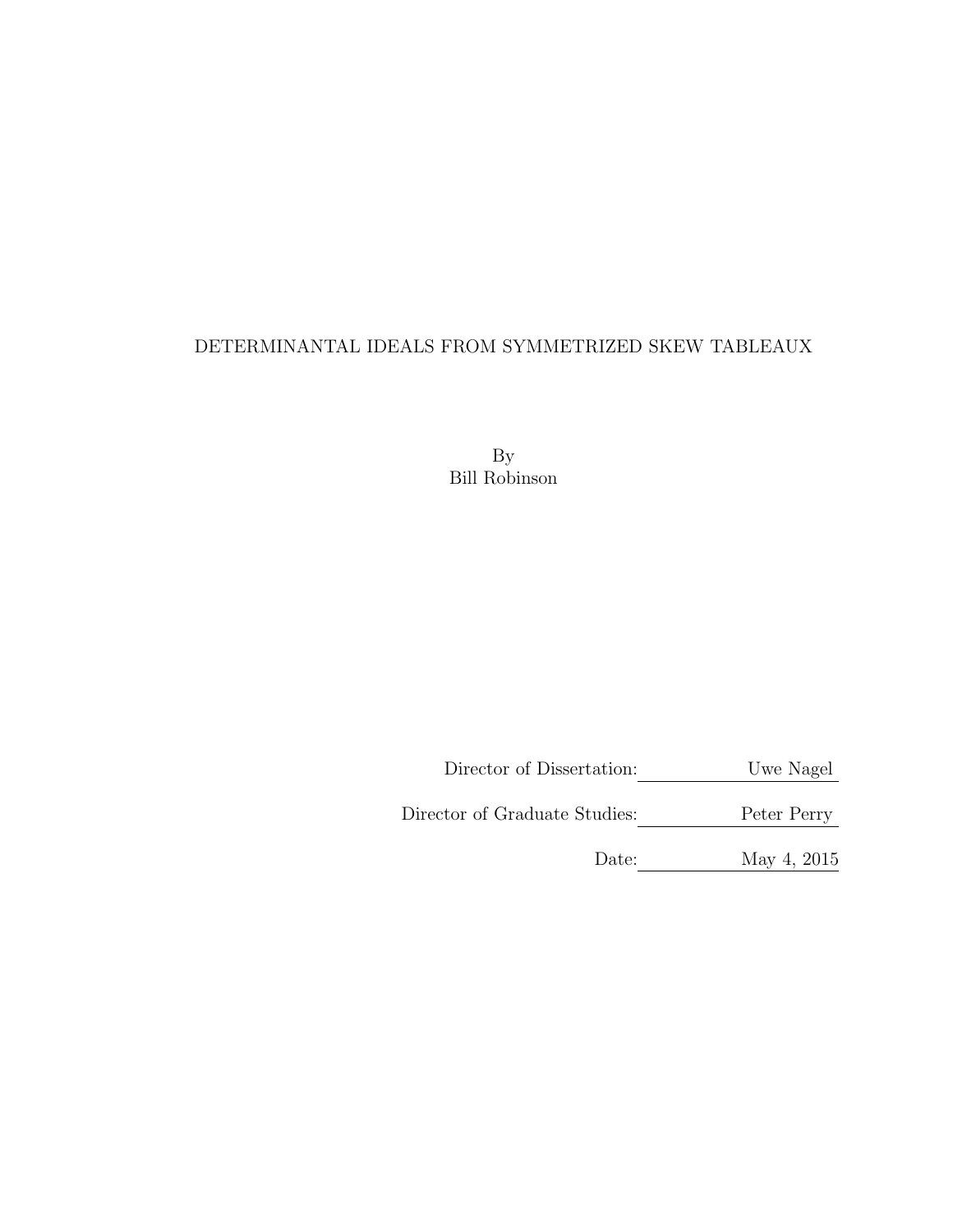DETERMINANTAL IDEALS FROM SYMMETRIZED SKEW TABLEAUX

By
Bill Robinson

Director of Dissertation: Uwe Nagel

Director of Graduate Studies: Peter Perry

Date: May 4, 2015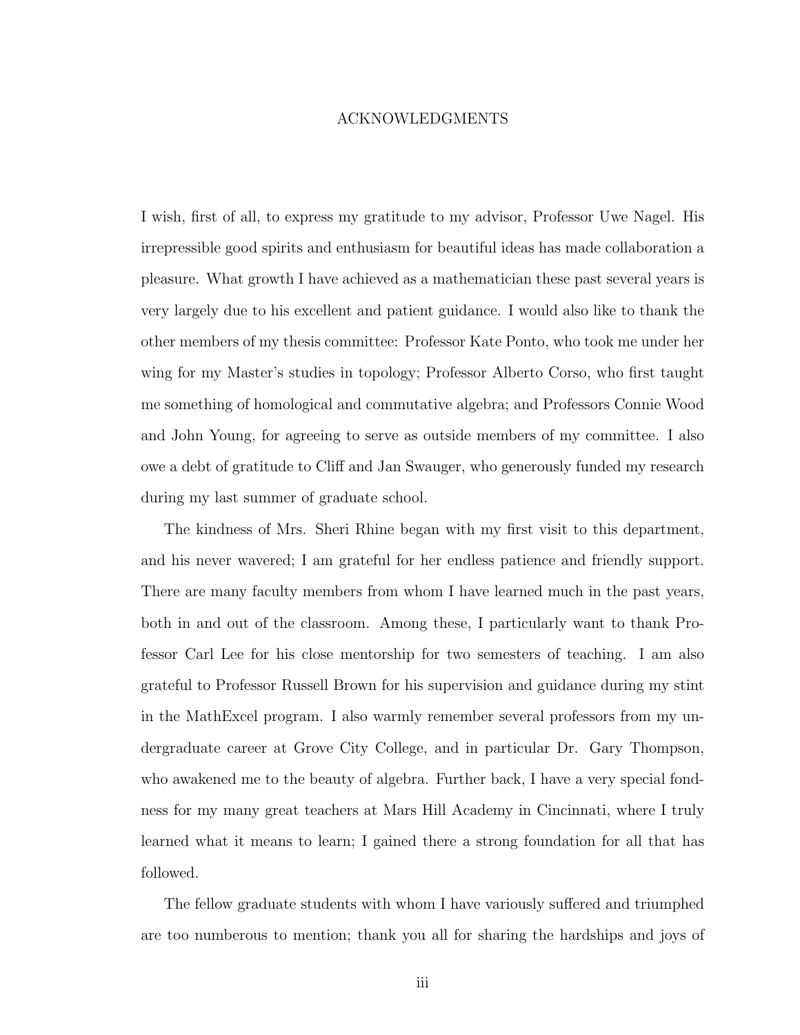# ACKNOWLEDGMENTS

I wish, first of all, to express my gratitude to my advisor, Professor Uwe Nagel. His irrepressible good spirits and enthusiasm for beautiful ideas has made collaboration a pleasure. What growth I have achieved as a mathematician these past several years is very largely due to his excellent and patient guidance. I would also like to thank the other members of my thesis committee: Professor Kate Ponto, who took me under her wing for my Master's studies in topology; Professor Alberto Corso, who first taught me something of homological and commutative algebra; and Professors Connie Wood and John Young, for agreeing to serve as outside members of my committee. I also owe a debt of gratitude to Cliff and Jan Swauger, who generously funded my research during my last summer of graduate school.

The kindness of Mrs. Sheri Rhine began with my first visit to this department, and his never wavered; I am grateful for her endless patience and friendly support. There are many faculty members from whom I have learned much in the past years, both in and out of the classroom. Among these, I particularly want to thank Professor Carl Lee for his close mentorship for two semesters of teaching. I am also grateful to Professor Russell Brown for his supervision and guidance during my stint in the MathExcel program. I also warmly remember several professors from my undergraduate career at Grove City College, and in particular Dr. Gary Thompson, who awakened me to the beauty of algebra. Further back, I have a very special fondness for my many great teachers at Mars Hill Academy in Cincinnati, where I truly learned what it means to learn; I gained there a strong foundation for all that has followed.

The fellow graduate students with whom I have variously suffered and triumphed are too numberous to mention; thank you all for sharing the hardships and joys of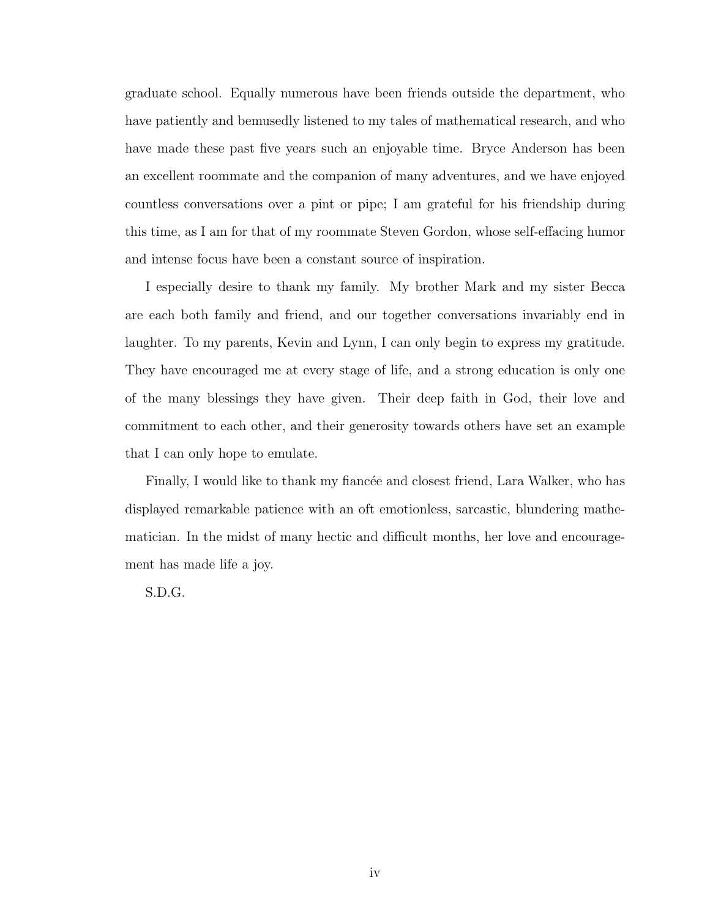graduate school. Equally numerous have been friends outside the department, who have patiently and bemusedly listened to my tales of mathematical research, and who have made these past five years such an enjoyable time. Bryce Anderson has been an excellent roommate and the companion of many adventures, and we have enjoyed countless conversations over a pint or pipe; I am grateful for his friendship during this time, as I am for that of my roommate Steven Gordon, whose self-effacing humor and intense focus have been a constant source of inspiration.

I especially desire to thank my family. My brother Mark and my sister Becca are each both family and friend, and our together conversations invariably end in laughter. To my parents, Kevin and Lynn, I can only begin to express my gratitude. They have encouraged me at every stage of life, and a strong education is only one of the many blessings they have given. Their deep faith in God, their love and commitment to each other, and their generosity towards others have set an example that I can only hope to emulate.

Finally, I would like to thank my fiancée and closest friend, Lara Walker, who has displayed remarkable patience with an oft emotionless, sarcastic, blundering mathematician. In the midst of many hectic and difficult months, her love and encouragement has made life a joy.

S.D.G.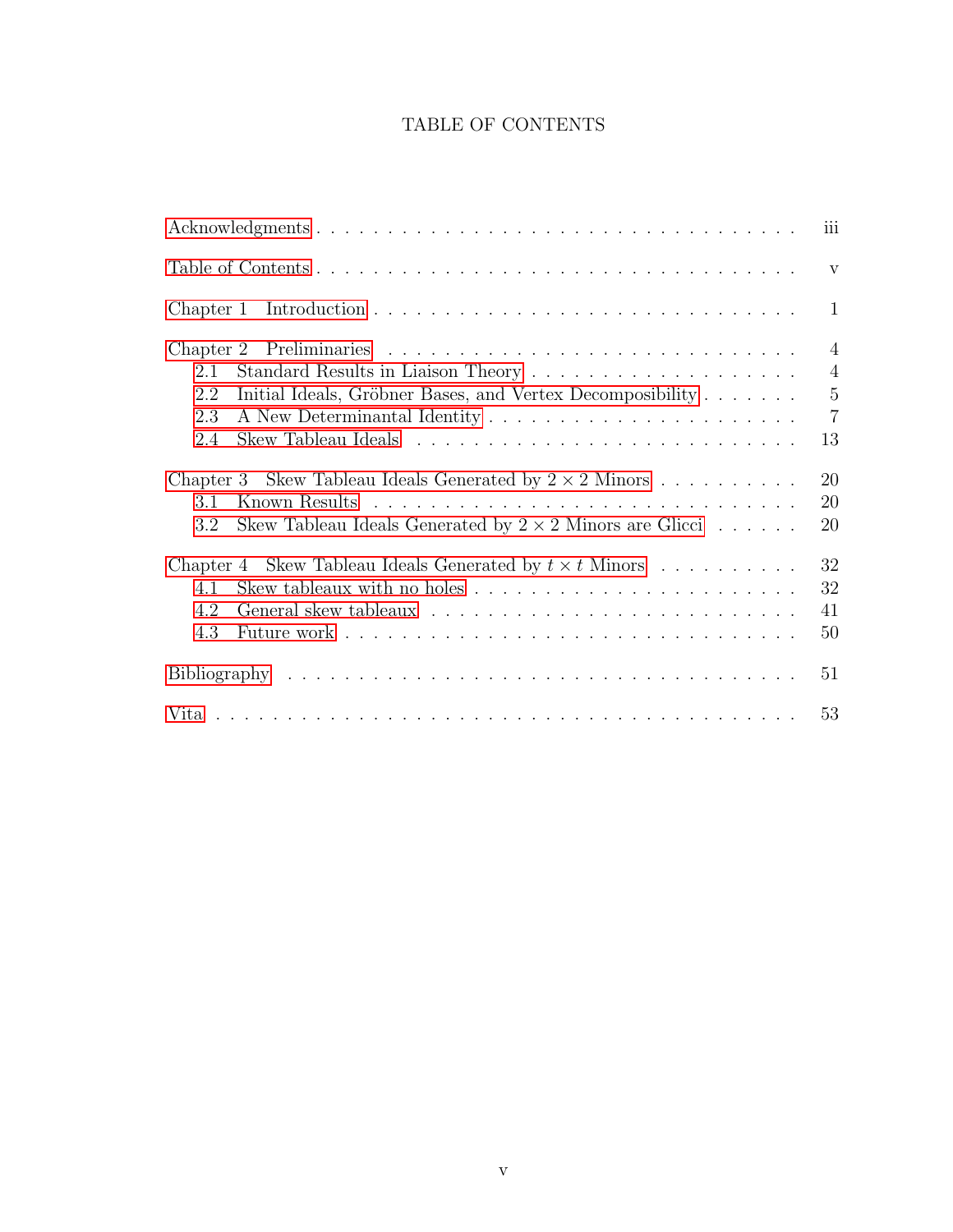# TABLE OF CONTENTS

Acknowledgments . . . . . . . . . . . . . . . . . . . . . . . . . . . . . . . . . iii

Table of Contents . . . . . . . . . . . . . . . . . . . . . . . . . . . . . . . . v

Chapter 1 Introduction . . . . . . . . . . . . . . . . . . . . . . . . . . . . 1

Chapter 2 Preliminaries . . . . . . . . . . . . . . . . . . . . . . . . . . . 4
- 2.1 Standard Results in Liaison Theory . . . . . . . . . . . . . . . . . . 4
- 2.2 Initial Ideals, Gröbner Bases, and Vertex Decomposibility . . . . . . . 5
- 2.3 A New Determinantal Identity . . . . . . . . . . . . . . . . . . . . . . 7
- 2.4 Skew Tableau Ideals . . . . . . . . . . . . . . . . . . . . . . . . . . 13

Chapter 3 Skew Tableau Ideals Generated by $2 \times 2$ Minors . . . . . . . . . . . 20
- 3.1 Known Results . . . . . . . . . . . . . . . . . . . . . . . . . . . . . 20
- 3.2 Skew Tableau Ideals Generated by $2 \times 2$ Minors are Glicci . . . . . . 20

Chapter 4 Skew Tableau Ideals Generated by $t \times t$ Minors . . . . . . . . . . 32
- 4.1 Skew tableaux with no holes . . . . . . . . . . . . . . . . . . . . . . 32
- 4.2 General skew tableaux . . . . . . . . . . . . . . . . . . . . . . . . . 41
- 4.3 Future work . . . . . . . . . . . . . . . . . . . . . . . . . . . . . . 50

Bibliography . . . . . . . . . . . . . . . . . . . . . . . . . . . . . . . . . 51

Vita . . . . . . . . . . . . . . . . . . . . . . . . . . . . . . . . . . . . . 53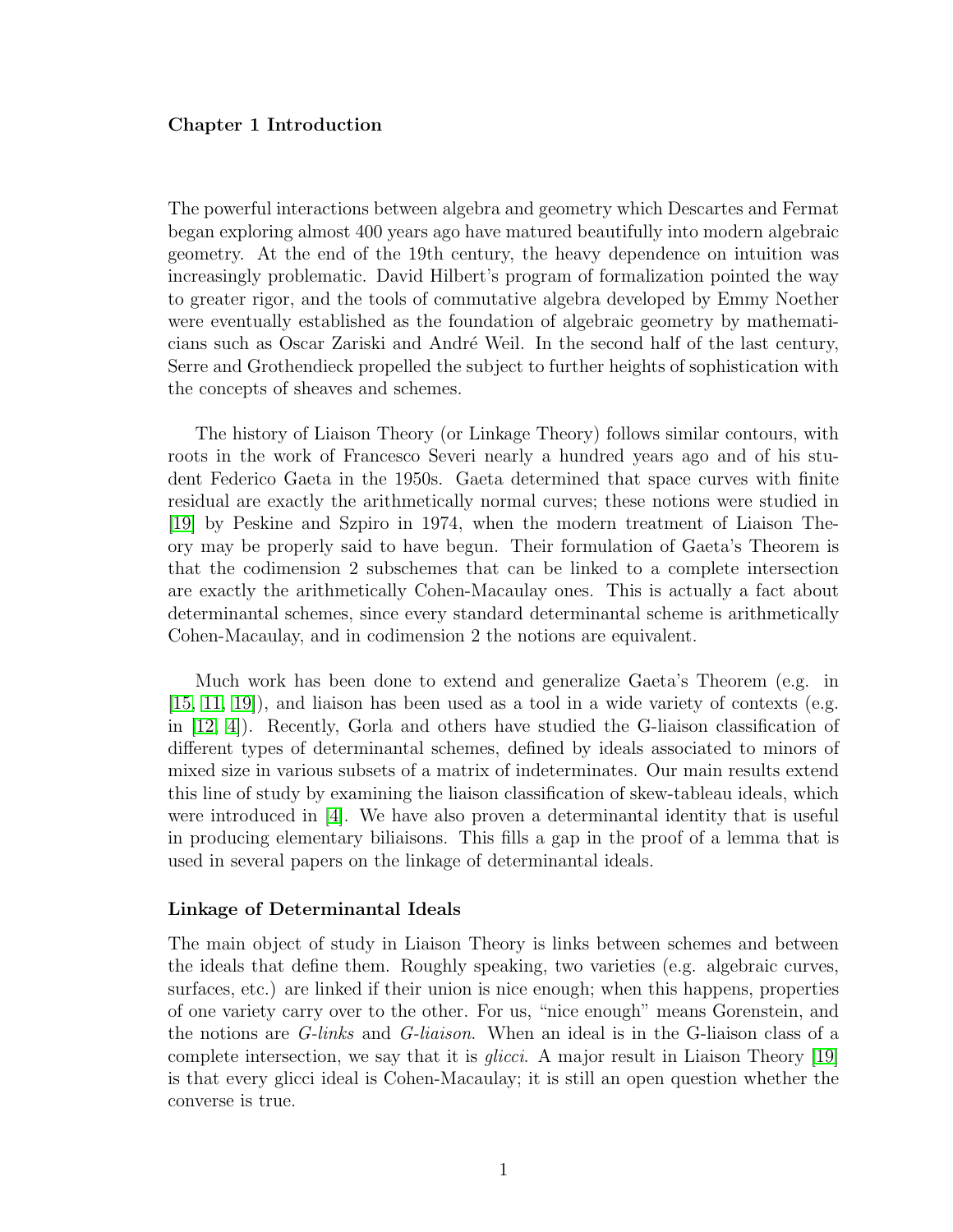## Chapter 1 Introduction

The powerful interactions between algebra and geometry which Descartes and Fermat began exploring almost 400 years ago have matured beautifully into modern algebraic geometry. At the end of the 19th century, the heavy dependence on intuition was increasingly problematic. David Hilbert's program of formalization pointed the way to greater rigor, and the tools of commutative algebra developed by Emmy Noether were eventually established as the foundation of algebraic geometry by mathematicians such as Oscar Zariski and André Weil. In the second half of the last century, Serre and Grothendieck propelled the subject to further heights of sophistication with the concepts of sheaves and schemes.

The history of Liaison Theory (or Linkage Theory) follows similar contours, with roots in the work of Francesco Severi nearly a hundred years ago and of his student Federico Gaeta in the 1950s. Gaeta determined that space curves with finite residual are exactly the arithmetically normal curves; these notions were studied in [19] by Peskine and Szpiro in 1974, when the modern treatment of Liaison Theory may be properly said to have begun. Their formulation of Gaeta's Theorem is that the codimension 2 subschemes that can be linked to a complete intersection are exactly the arithmetically Cohen-Macaulay ones. This is actually a fact about determinantal schemes, since every standard determinantal scheme is arithmetically Cohen-Macaulay, and in codimension 2 the notions are equivalent.

Much work has been done to extend and generalize Gaeta's Theorem (e.g. in [15, 11, 19]), and liaison has been used as a tool in a wide variety of contexts (e.g. in [12, 4]). Recently, Gorla and others have studied the G-liaison classification of different types of determinantal schemes, defined by ideals associated to minors of mixed size in various subsets of a matrix of indeterminates. Our main results extend this line of study by examining the liaison classification of skew-tableau ideals, which were introduced in [4]. We have also proven a determinantal identity that is useful in producing elementary biliaisons. This fills a gap in the proof of a lemma that is used in several papers on the linkage of determinantal ideals.

### Linkage of Determinantal Ideals

The main object of study in Liaison Theory is links between schemes and between the ideals that define them. Roughly speaking, two varieties (e.g. algebraic curves, surfaces, etc.) are linked if their union is nice enough; when this happens, properties of one variety carry over to the other. For us, "nice enough" means Gorenstein, and the notions are *G-links* and *G-liaison*. When an ideal is in the G-liaison class of a complete intersection, we say that it is *glicci*. A major result in Liaison Theory [19] is that every glicci ideal is Cohen-Macaulay; it is still an open question whether the converse is true.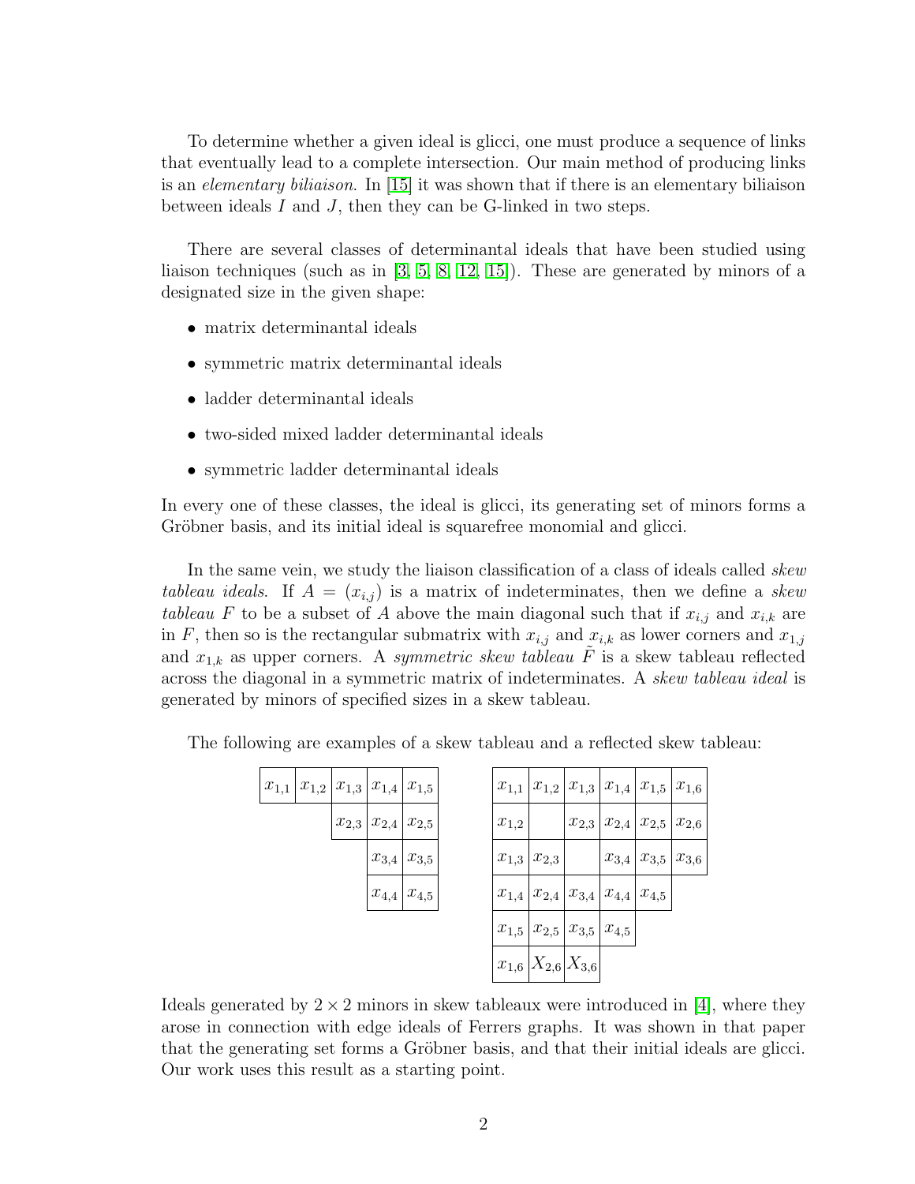To determine whether a given ideal is glicci, one must produce a sequence of links that eventually lead to a complete intersection. Our main method of producing links is an *elementary biliaison*. In [15] it was shown that if there is an elementary biliaison between ideals $I$ and $J$, then they can be G-linked in two steps.

There are several classes of determinantal ideals that have been studied using liaison techniques (such as in [3, 5, 8, 12, 15]). These are generated by minors of a designated size in the given shape:

- matrix determinantal ideals
- symmetric matrix determinantal ideals
- ladder determinantal ideals
- two-sided mixed ladder determinantal ideals
- symmetric ladder determinantal ideals

In every one of these classes, the ideal is glicci, its generating set of minors forms a Gröbner basis, and its initial ideal is squarefree monomial and glicci.

In the same vein, we study the liaison classification of a class of ideals called *skew tableau ideals*. If $A = (x_{i,j})$ is a matrix of indeterminates, then we define a *skew tableau* $F$ to be a subset of $A$ above the main diagonal such that if $x_{i,j}$ and $x_{i,k}$ are in $F$, then so is the rectangular submatrix with $x_{i,j}$ and $x_{i,k}$ as lower corners and $x_{1,j}$ and $x_{1,k}$ as upper corners. A *symmetric skew tableau* $\tilde{F}$ is a skew tableau reflected across the diagonal in a symmetric matrix of indeterminates. A *skew tableau ideal* is generated by minors of specified sizes in a skew tableau.

The following are examples of a skew tableau and a reflected skew tableau:

| | | | | |
|---|---|---|---|---|
| $x_{1,1}$ | $x_{1,2}$ | $x_{1,3}$ | $x_{1,4}$ | $x_{1,5}$ |
| | | $x_{2,3}$ | $x_{2,4}$ | $x_{2,5}$ |
| | | | $x_{3,4}$ | $x_{3,5}$ |
| | | | $x_{4,4}$ | $x_{4,5}$ |

| | | | | | |
|---|---|---|---|---|---|
| $x_{1,1}$ | $x_{1,2}$ | $x_{1,3}$ | $x_{1,4}$ | $x_{1,5}$ | $x_{1,6}$ |
| $x_{1,2}$ | | $x_{2,3}$ | $x_{2,4}$ | $x_{2,5}$ | $x_{2,6}$ |
| $x_{1,3}$ | $x_{2,3}$ | | $x_{3,4}$ | $x_{3,5}$ | $x_{3,6}$ |
| $x_{1,4}$ | $x_{2,4}$ | $x_{3,4}$ | $x_{4,4}$ | $x_{4,5}$ | |
| $x_{1,5}$ | $x_{2,5}$ | $x_{3,5}$ | $x_{4,5}$ | | |
| $x_{1,6}$ | $X_{2,6}$ | $X_{3,6}$ | | | |

Ideals generated by $2 \times 2$ minors in skew tableaux were introduced in [4], where they arose in connection with edge ideals of Ferrers graphs. It was shown in that paper that the generating set forms a Gröbner basis, and that their initial ideals are glicci. Our work uses this result as a starting point.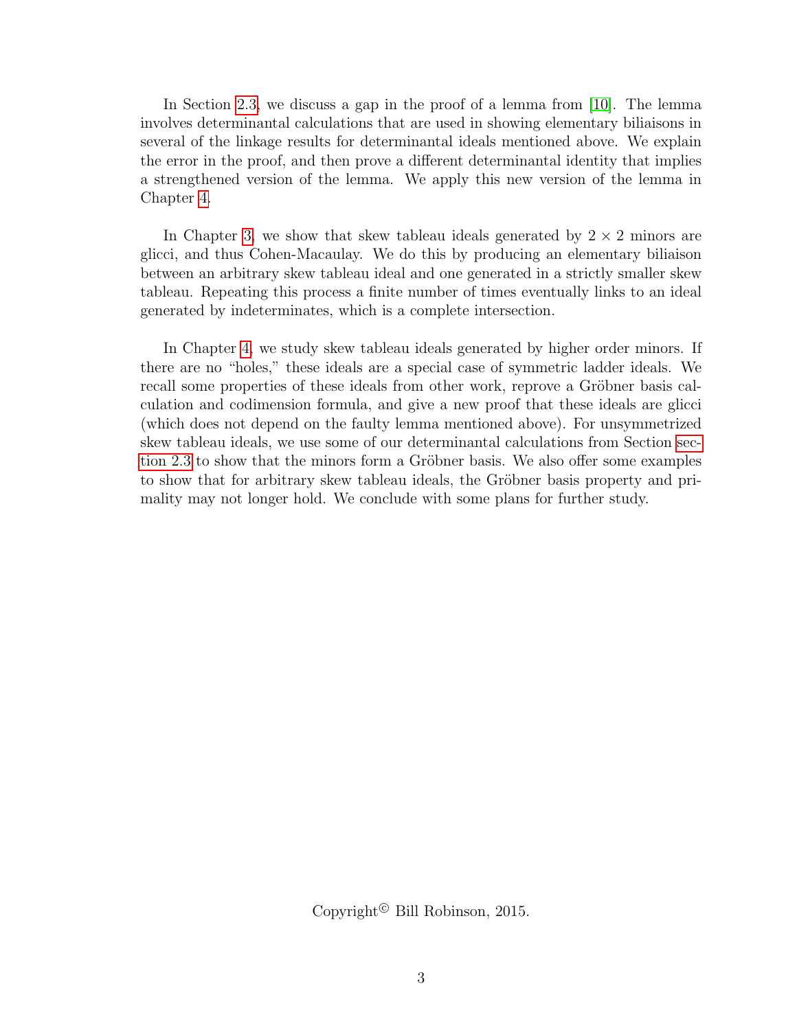In Section 2.3, we discuss a gap in the proof of a lemma from [10]. The lemma involves determinantal calculations that are used in showing elementary biliaisons in several of the linkage results for determinantal ideals mentioned above. We explain the error in the proof, and then prove a different determinantal identity that implies a strengthened version of the lemma. We apply this new version of the lemma in Chapter 4.

In Chapter 3, we show that skew tableau ideals generated by $2 \times 2$ minors are glicci, and thus Cohen-Macaulay. We do this by producing an elementary biliaison between an arbitrary skew tableau ideal and one generated in a strictly smaller skew tableau. Repeating this process a finite number of times eventually links to an ideal generated by indeterminates, which is a complete intersection.

In Chapter 4, we study skew tableau ideals generated by higher order minors. If there are no "holes," these ideals are a special case of symmetric ladder ideals. We recall some properties of these ideals from other work, reprove a Gröbner basis calculation and codimension formula, and give a new proof that these ideals are glicci (which does not depend on the faulty lemma mentioned above). For unsymmetrized skew tableau ideals, we use some of our determinantal calculations from Section section 2.3 to show that the minors form a Gröbner basis. We also offer some examples to show that for arbitrary skew tableau ideals, the Gröbner basis property and primality may not longer hold. We conclude with some plans for further study.

Copyright© Bill Robinson, 2015.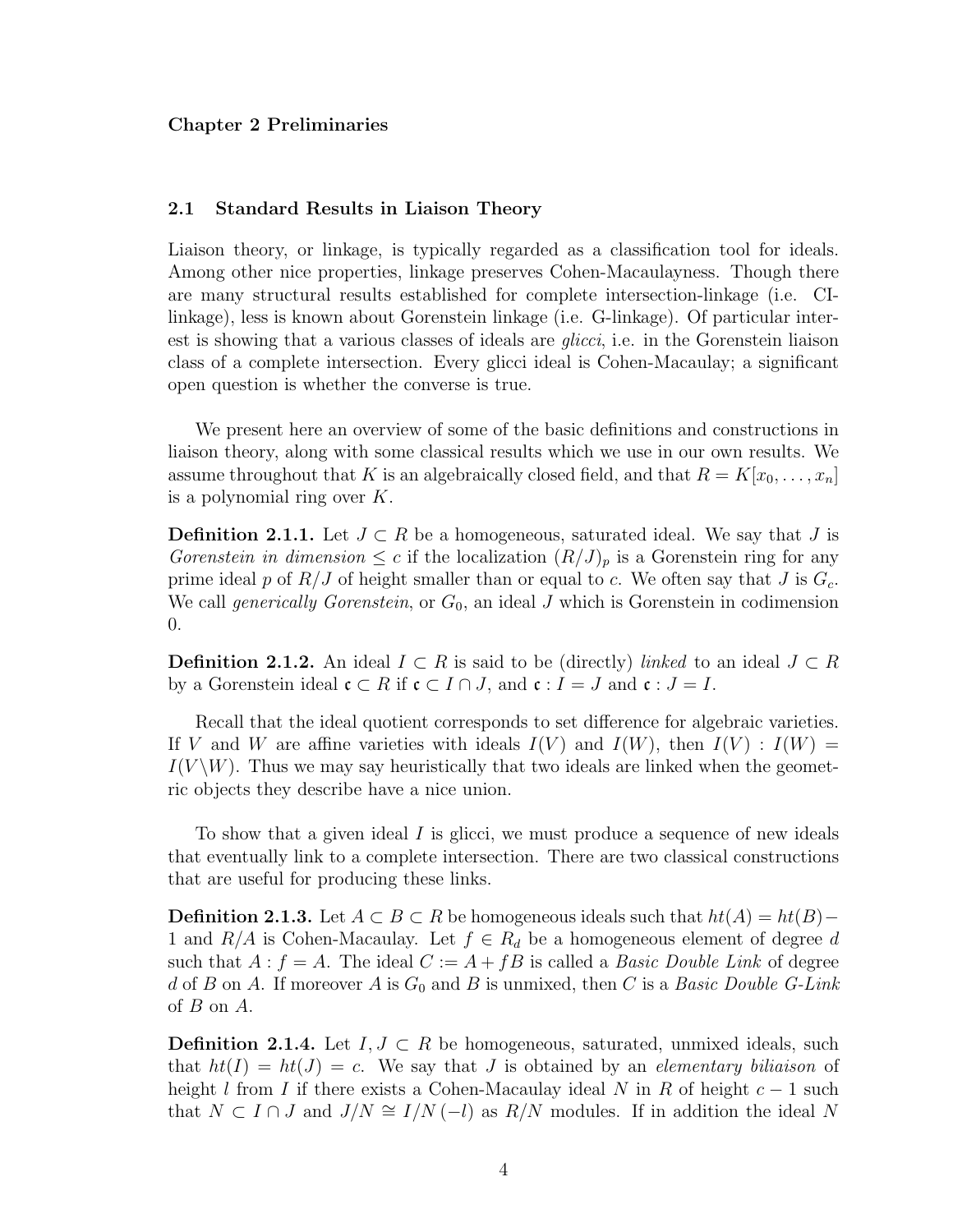# Chapter 2 Preliminaries

## 2.1 Standard Results in Liaison Theory

Liaison theory, or linkage, is typically regarded as a classification tool for ideals. Among other nice properties, linkage preserves Cohen-Macaulayness. Though there are many structural results established for complete intersection-linkage (i.e. CI-linkage), less is known about Gorenstein linkage (i.e. G-linkage). Of particular interest is showing that a various classes of ideals are *glicci*, i.e. in the Gorenstein liaison class of a complete intersection. Every glicci ideal is Cohen-Macaulay; a significant open question is whether the converse is true.

We present here an overview of some of the basic definitions and constructions in liaison theory, along with some classical results which we use in our own results. We assume throughout that $K$ is an algebraically closed field, and that $R = K[x_0, \dots, x_n]$ is a polynomial ring over $K$.

**Definition 2.1.1.** Let $J \subset R$ be a homogeneous, saturated ideal. We say that $J$ is *Gorenstein in dimension* $\leq c$ if the localization $(R/J)_p$ is a Gorenstein ring for any prime ideal $p$ of $R/J$ of height smaller than or equal to $c$. We often say that $J$ is $G_c$. We call *generically Gorenstein*, or $G_0$, an ideal $J$ which is Gorenstein in codimension 0.

**Definition 2.1.2.** An ideal $I \subset R$ is said to be (directly) *linked* to an ideal $J \subset R$ by a Gorenstein ideal $\mathfrak{c} \subset R$ if $\mathfrak{c} \subset I \cap J$, and $\mathfrak{c} : I = J$ and $\mathfrak{c} : J = I$.

Recall that the ideal quotient corresponds to set difference for algebraic varieties. If $V$ and $W$ are affine varieties with ideals $I(V)$ and $I(W)$, then $I(V) : I(W) = I(V \backslash W)$. Thus we may say heuristically that two ideals are linked when the geometric objects they describe have a nice union.

To show that a given ideal $I$ is glicci, we must produce a sequence of new ideals that eventually link to a complete intersection. There are two classical constructions that are useful for producing these links.

**Definition 2.1.3.** Let $A \subset B \subset R$ be homogeneous ideals such that $ht(A) = ht(B) - 1$ and $R/A$ is Cohen-Macaulay. Let $f \in R_d$ be a homogeneous element of degree $d$ such that $A : f = A$. The ideal $C := A + fB$ is called a *Basic Double Link* of degree $d$ of $B$ on $A$. If moreover $A$ is $G_0$ and $B$ is unmixed, then $C$ is a *Basic Double G-Link* of $B$ on $A$.

**Definition 2.1.4.** Let $I, J \subset R$ be homogeneous, saturated, unmixed ideals, such that $ht(I) = ht(J) = c$. We say that $J$ is obtained by an *elementary biliaison* of height $l$ from $I$ if there exists a Cohen-Macaulay ideal $N$ in $R$ of height $c - 1$ such that $N \subset I \cap J$ and $J/N \cong I/N\,(-l)$ as $R/N$ modules. If in addition the ideal $N$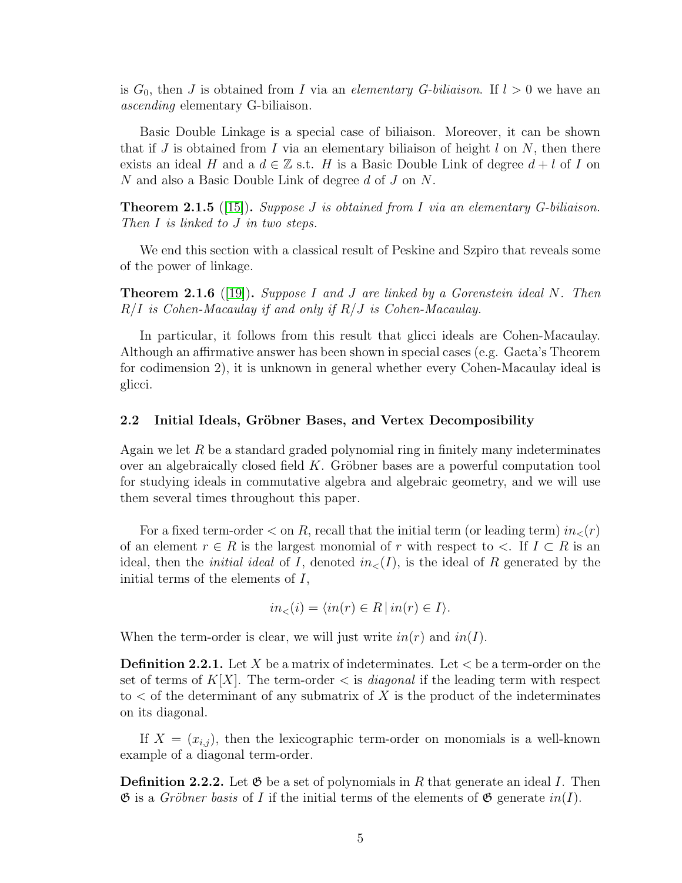is $G_0$, then $J$ is obtained from $I$ via an *elementary G-biliaison*. If $l > 0$ we have an *ascending* elementary G-biliaison.

Basic Double Linkage is a special case of biliaison. Moreover, it can be shown that if $J$ is obtained from $I$ via an elementary biliaison of height $l$ on $N$, then there exists an ideal $H$ and a $d \in \mathbb{Z}$ s.t. $H$ is a Basic Double Link of degree $d + l$ of $I$ on $N$ and also a Basic Double Link of degree $d$ of $J$ on $N$.

**Theorem 2.1.5** ([15]). *Suppose $J$ is obtained from $I$ via an elementary G-biliaison. Then $I$ is linked to $J$ in two steps.*

We end this section with a classical result of Peskine and Szpiro that reveals some of the power of linkage.

**Theorem 2.1.6** ([19]). *Suppose $I$ and $J$ are linked by a Gorenstein ideal $N$. Then $R/I$ is Cohen-Macaulay if and only if $R/J$ is Cohen-Macaulay.*

In particular, it follows from this result that glicci ideals are Cohen-Macaulay. Although an affirmative answer has been shown in special cases (e.g. Gaeta's Theorem for codimension 2), it is unknown in general whether every Cohen-Macaulay ideal is glicci.

### 2.2 Initial Ideals, Gröbner Bases, and Vertex Decomposibility

Again we let $R$ be a standard graded polynomial ring in finitely many indeterminates over an algebraically closed field $K$. Gröbner bases are a powerful computation tool for studying ideals in commutative algebra and algebraic geometry, and we will use them several times throughout this paper.

For a fixed term-order $<$ on $R$, recall that the initial term (or leading term) $in_<(r)$ of an element $r \in R$ is the largest monomial of $r$ with respect to $<$. If $I \subset R$ is an ideal, then the *initial ideal* of $I$, denoted $in_<(I)$, is the ideal of $R$ generated by the initial terms of the elements of $I$,

$$in_<(i) = \langle in(r) \in R \,|\, in(r) \in I \rangle.$$

When the term-order is clear, we will just write $in(r)$ and $in(I)$.

**Definition 2.2.1.** Let $X$ be a matrix of indeterminates. Let $<$ be a term-order on the set of terms of $K[X]$. The term-order $<$ is *diagonal* if the leading term with respect to $<$ of the determinant of any submatrix of $X$ is the product of the indeterminates on its diagonal.

If $X = (x_{i,j})$, then the lexicographic term-order on monomials is a well-known example of a diagonal term-order.

**Definition 2.2.2.** Let $\mathfrak{G}$ be a set of polynomials in $R$ that generate an ideal $I$. Then $\mathfrak{G}$ is a *Gröbner basis* of $I$ if the initial terms of the elements of $\mathfrak{G}$ generate $in(I)$.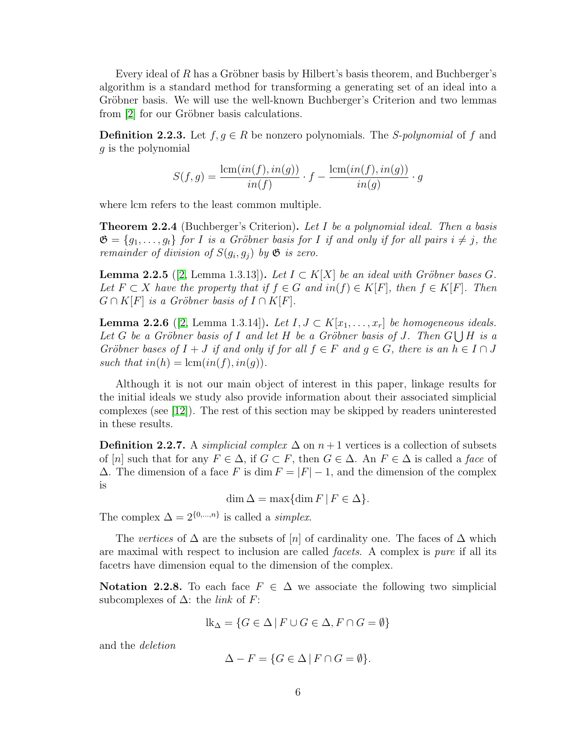Every ideal of $R$ has a Gröbner basis by Hilbert's basis theorem, and Buchberger's algorithm is a standard method for transforming a generating set of an ideal into a Gröbner basis. We will use the well-known Buchberger's Criterion and two lemmas from [2] for our Gröbner basis calculations.

**Definition 2.2.3.** Let $f, g \in R$ be nonzero polynomials. The *S-polynomial* of $f$ and $g$ is the polynomial

$$S(f,g) = \frac{\operatorname{lcm}(in(f), in(g))}{in(f)} \cdot f - \frac{\operatorname{lcm}(in(f), in(g))}{in(g)} \cdot g$$

where lcm refers to the least common multiple.

**Theorem 2.2.4** (Buchberger's Criterion)**.** *Let $I$ be a polynomial ideal. Then a basis $\mathfrak{G} = \{g_1, \ldots, g_t\}$ for $I$ is a Gröbner basis for $I$ if and only if for all pairs $i \neq j$, the remainder of division of $S(g_i, g_j)$ by $\mathfrak{G}$ is zero.*

**Lemma 2.2.5** ([2, Lemma 1.3.13])**.** *Let $I \subset K[X]$ be an ideal with Gröbner bases $G$. Let $F \subset X$ have the property that if $f \in G$ and $in(f) \in K[F]$, then $f \in K[F]$. Then $G \cap K[F]$ is a Gröbner basis of $I \cap K[F]$.*

**Lemma 2.2.6** ([2, Lemma 1.3.14])**.** *Let $I, J \subset K[x_1, \ldots, x_r]$ be homogeneous ideals. Let $G$ be a Gröbner basis of $I$ and let $H$ be a Gröbner basis of $J$. Then $G \bigcup H$ is a Gröbner bases of $I + J$ if and only if for all $f \in F$ and $g \in G$, there is an $h \in I \cap J$ such that $in(h) = \operatorname{lcm}(in(f), in(g))$.*

Although it is not our main object of interest in this paper, linkage results for the initial ideals we study also provide information about their associated simplicial complexes (see [12]). The rest of this section may be skipped by readers uninterested in these results.

**Definition 2.2.7.** A *simplicial complex* $\Delta$ on $n+1$ vertices is a collection of subsets of $[n]$ such that for any $F \in \Delta$, if $G \subset F$, then $G \in \Delta$. An $F \in \Delta$ is called a *face* of $\Delta$. The dimension of a face $F$ is $\dim F = |F| - 1$, and the dimension of the complex is

$$\dim \Delta = \max\{\dim F \mid F \in \Delta\}.$$

The complex $\Delta = 2^{\{0,\ldots,n\}}$ is called a *simplex*.

The *vertices* of $\Delta$ are the subsets of $[n]$ of cardinality one. The faces of $\Delta$ which are maximal with respect to inclusion are called *facets*. A complex is *pure* if all its facetrs have dimension equal to the dimension of the complex.

**Notation 2.2.8.** To each face $F \in \Delta$ we associate the following two simplicial subcomplexes of $\Delta$: the *link* of $F$:

$$\operatorname{lk}_\Delta = \{G \in \Delta \mid F \cup G \in \Delta, F \cap G = \emptyset\}$$

and the *deletion*

$$\Delta - F = \{G \in \Delta \mid F \cap G = \emptyset\}.$$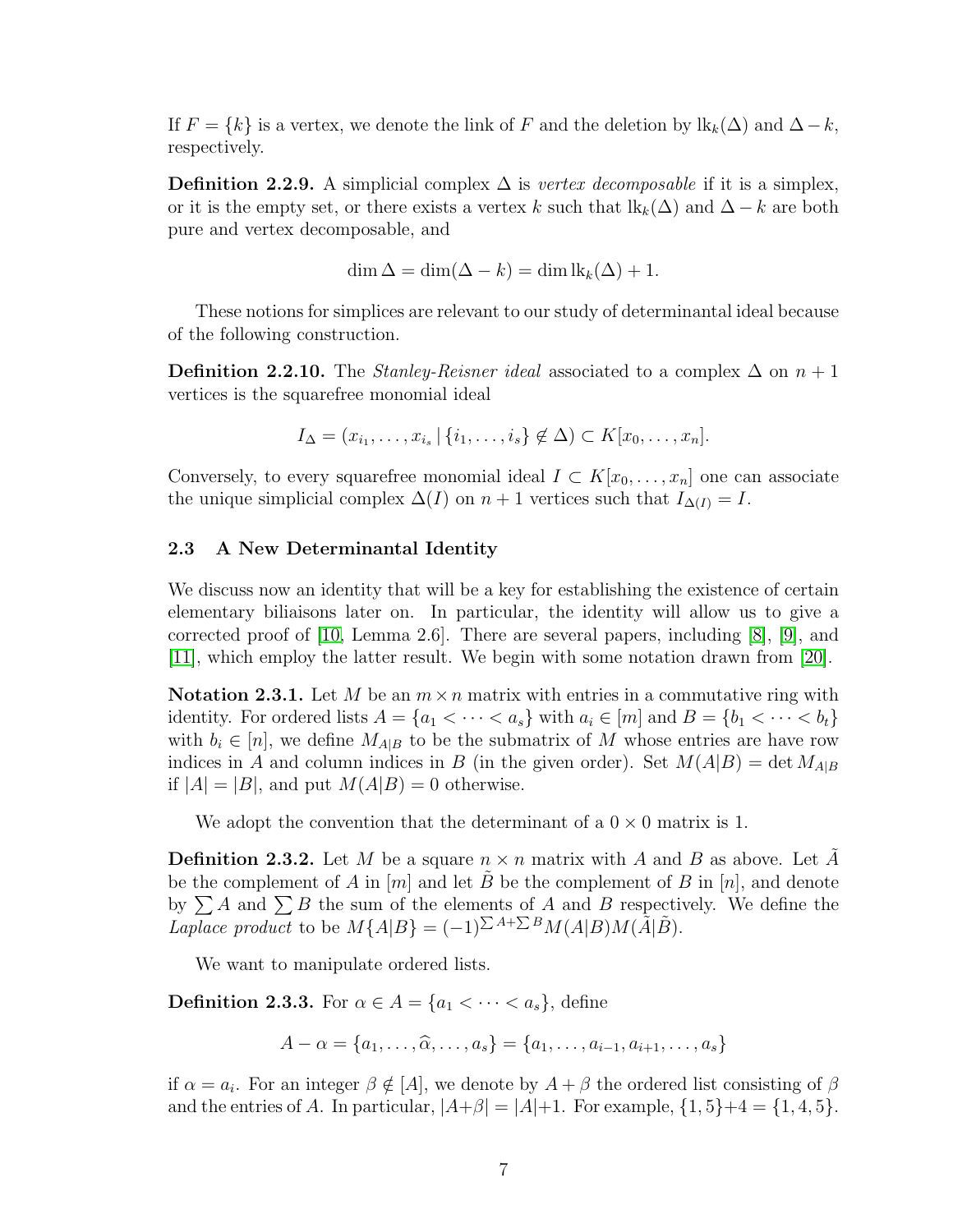If $F = \{k\}$ is a vertex, we denote the link of $F$ and the deletion by $\mathrm{lk}_k(\Delta)$ and $\Delta - k$, respectively.

**Definition 2.2.9.** A simplicial complex $\Delta$ is *vertex decomposable* if it is a simplex, or it is the empty set, or there exists a vertex $k$ such that $\mathrm{lk}_k(\Delta)$ and $\Delta - k$ are both pure and vertex decomposable, and

$$\dim \Delta = \dim(\Delta - k) = \dim \mathrm{lk}_k(\Delta) + 1.$$

These notions for simplices are relevant to our study of determinantal ideal because of the following construction.

**Definition 2.2.10.** The *Stanley-Reisner ideal* associated to a complex $\Delta$ on $n+1$ vertices is the squarefree monomial ideal

$$I_\Delta = (x_{i_1}, \ldots, x_{i_s} \,|\, \{i_1, \ldots, i_s\} \notin \Delta) \subset K[x_0, \ldots, x_n].$$

Conversely, to every squarefree monomial ideal $I \subset K[x_0, \ldots, x_n]$ one can associate the unique simplicial complex $\Delta(I)$ on $n+1$ vertices such that $I_{\Delta(I)} = I$.

### 2.3 A New Determinantal Identity

We discuss now an identity that will be a key for establishing the existence of certain elementary biliaisons later on. In particular, the identity will allow us to give a corrected proof of [10, Lemma 2.6]. There are several papers, including [8], [9], and [11], which employ the latter result. We begin with some notation drawn from [20].

**Notation 2.3.1.** Let $M$ be an $m \times n$ matrix with entries in a commutative ring with identity. For ordered lists $A = \{a_1 < \cdots < a_s\}$ with $a_i \in [m]$ and $B = \{b_1 < \cdots < b_t\}$ with $b_i \in [n]$, we define $M_{A|B}$ to be the submatrix of $M$ whose entries are have row indices in $A$ and column indices in $B$ (in the given order). Set $M(A|B) = \det M_{A|B}$ if $|A| = |B|$, and put $M(A|B) = 0$ otherwise.

We adopt the convention that the determinant of a $0 \times 0$ matrix is 1.

**Definition 2.3.2.** Let $M$ be a square $n \times n$ matrix with $A$ and $B$ as above. Let $\tilde{A}$ be the complement of $A$ in $[m]$ and let $\tilde{B}$ be the complement of $B$ in $[n]$, and denote by $\sum A$ and $\sum B$ the sum of the elements of $A$ and $B$ respectively. We define the *Laplace product* to be $M\{A|B\} = (-1)^{\sum A + \sum B} M(A|B) M(\tilde{A}|\tilde{B})$.

We want to manipulate ordered lists.

**Definition 2.3.3.** For $\alpha \in A = \{a_1 < \cdots < a_s\}$, define

$$A - \alpha = \{a_1, \ldots, \widehat{\alpha}, \ldots, a_s\} = \{a_1, \ldots, a_{i-1}, a_{i+1}, \ldots, a_s\}$$

if $\alpha = a_i$. For an integer $\beta \notin [A]$, we denote by $A + \beta$ the ordered list consisting of $\beta$ and the entries of $A$. In particular, $|A + \beta| = |A| + 1$. For example, $\{1, 5\} + 4 = \{1, 4, 5\}$.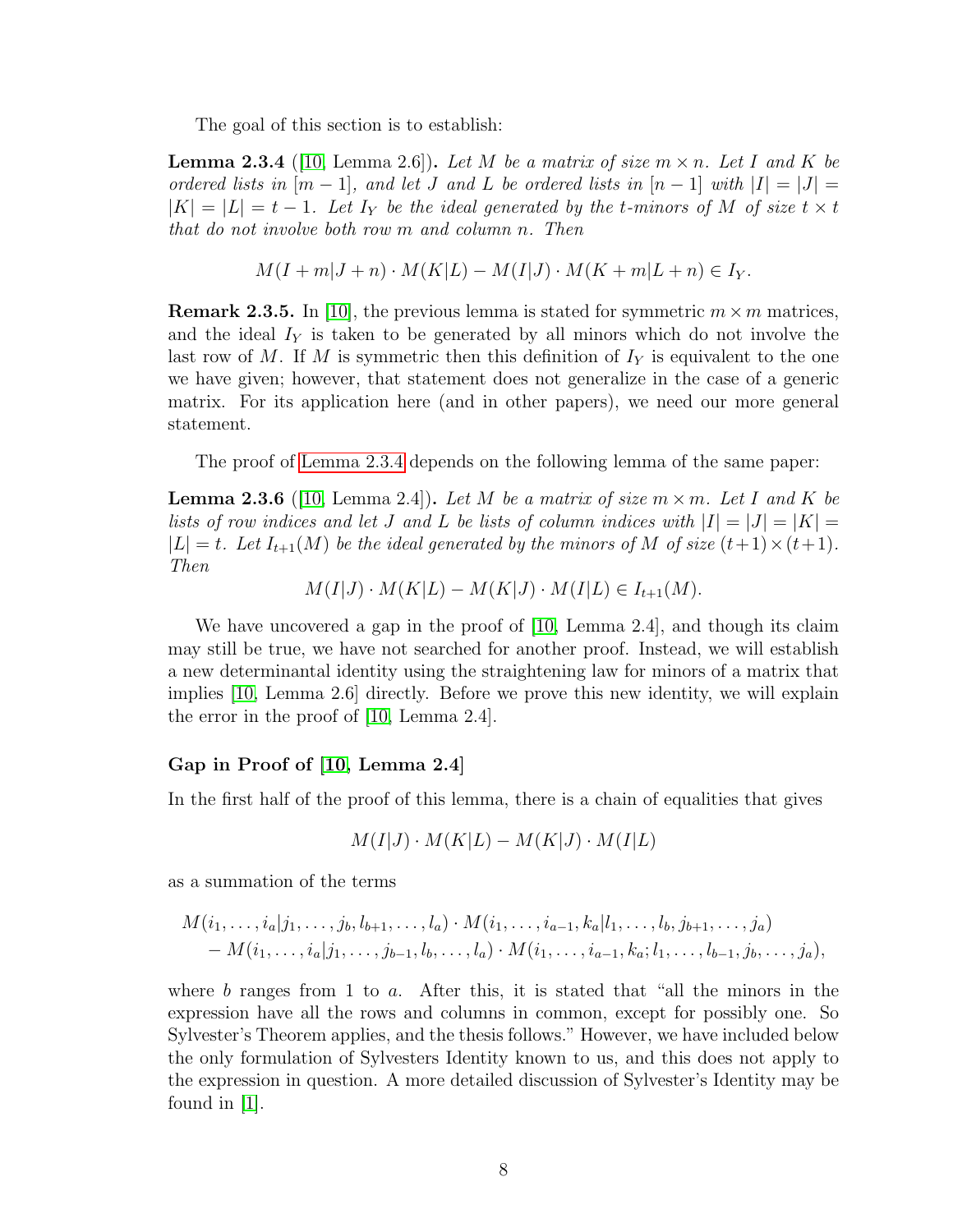The goal of this section is to establish:

**Lemma 2.3.4** ([10, Lemma 2.6])**.** *Let $M$ be a matrix of size $m \times n$. Let $I$ and $K$ be ordered lists in $[m-1]$, and let $J$ and $L$ be ordered lists in $[n-1]$ with $|I| = |J| = |K| = |L| = t-1$. Let $I_Y$ be the ideal generated by the $t$-minors of $M$ of size $t \times t$ that do not involve both row $m$ and column $n$. Then*

$$M(I+m|J+n) \cdot M(K|L) - M(I|J) \cdot M(K+m|L+n) \in I_Y.$$

**Remark 2.3.5.** In [10], the previous lemma is stated for symmetric $m \times m$ matrices, and the ideal $I_Y$ is taken to be generated by all minors which do not involve the last row of $M$. If $M$ is symmetric then this definition of $I_Y$ is equivalent to the one we have given; however, that statement does not generalize in the case of a generic matrix. For its application here (and in other papers), we need our more general statement.

The proof of Lemma 2.3.4 depends on the following lemma of the same paper:

**Lemma 2.3.6** ([10, Lemma 2.4])**.** *Let $M$ be a matrix of size $m \times m$. Let $I$ and $K$ be lists of row indices and let $J$ and $L$ be lists of column indices with $|I| = |J| = |K| = |L| = t$. Let $I_{t+1}(M)$ be the ideal generated by the minors of $M$ of size $(t+1) \times (t+1)$. Then*

$$M(I|J) \cdot M(K|L) - M(K|J) \cdot M(I|L) \in I_{t+1}(M).$$

We have uncovered a gap in the proof of [10, Lemma 2.4], and though its claim may still be true, we have not searched for another proof. Instead, we will establish a new determinantal identity using the straightening law for minors of a matrix that implies [10, Lemma 2.6] directly. Before we prove this new identity, we will explain the error in the proof of [10, Lemma 2.4].

#### Gap in Proof of [10, Lemma 2.4]

In the first half of the proof of this lemma, there is a chain of equalities that gives

$$M(I|J) \cdot M(K|L) - M(K|J) \cdot M(I|L)$$

as a summation of the terms

$$\begin{aligned} &M(i_1, \dots, i_a | j_1, \dots, j_b, l_{b+1}, \dots, l_a) \cdot M(i_1, \dots, i_{a-1}, k_a | l_1, \dots, l_b, j_{b+1}, \dots, j_a) \\ &\quad - M(i_1, \dots, i_a | j_1, \dots, j_{b-1}, l_b, \dots, l_a) \cdot M(i_1, \dots, i_{a-1}, k_a ; l_1, \dots, l_{b-1}, j_b, \dots, j_a), \end{aligned}$$

where $b$ ranges from 1 to $a$. After this, it is stated that "all the minors in the expression have all the rows and columns in common, except for possibly one. So Sylvester's Theorem applies, and the thesis follows." However, we have included below the only formulation of Sylvesters Identity known to us, and this does not apply to the expression in question. A more detailed discussion of Sylvester's Identity may be found in [1].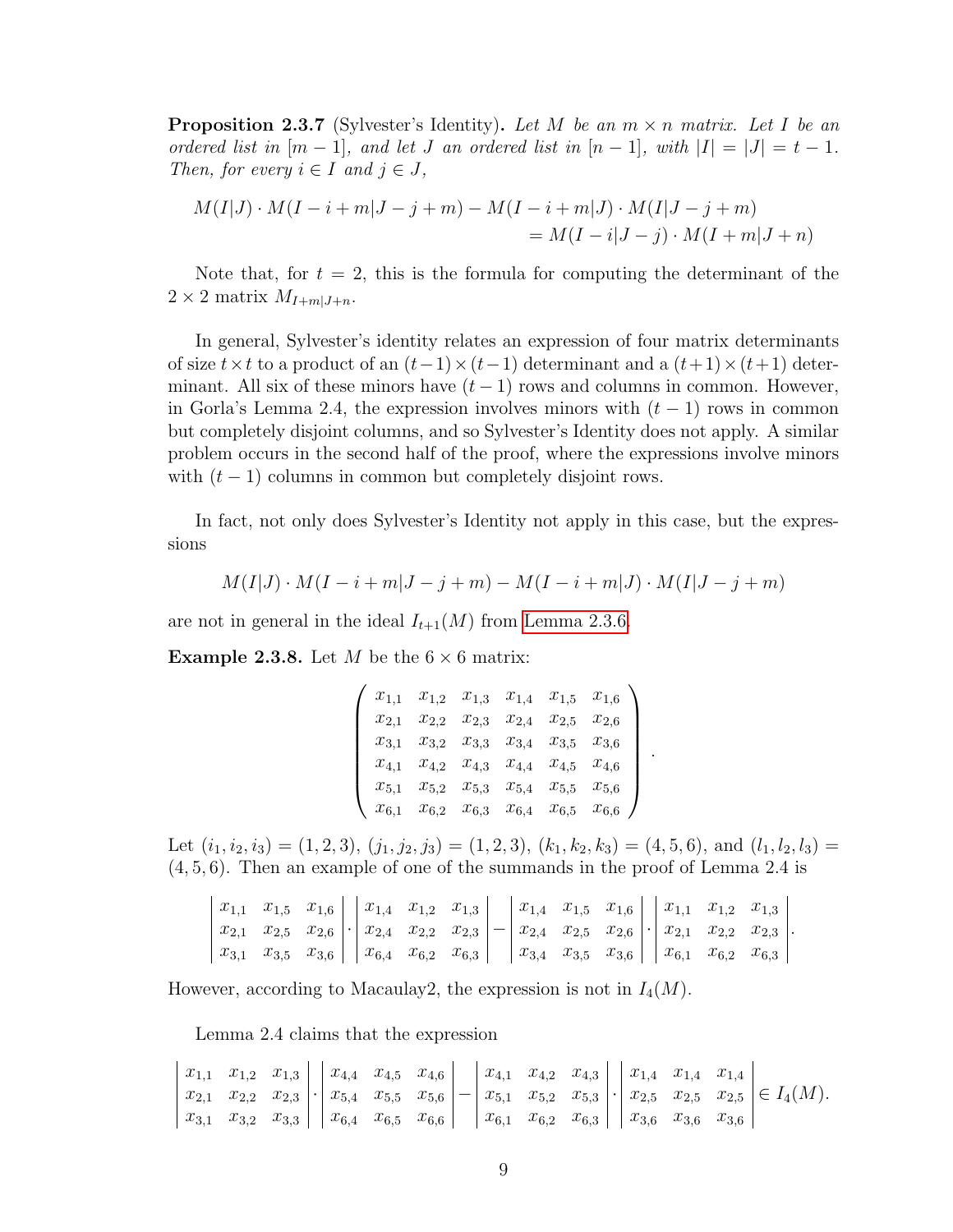**Proposition 2.3.7** (Sylvester's Identity)**.** *Let $M$ be an $m \times n$ matrix. Let $I$ be an ordered list in $[m-1]$, and let $J$ an ordered list in $[n-1]$, with $|I| = |J| = t-1$. Then, for every $i \in I$ and $j \in J$,*

$$
\begin{aligned}
M(I|J) \cdot M(I - i + m|J - j + m) - M(I - i + m|J) \cdot M(I|J - j + m) \\
= M(I - i|J - j) \cdot M(I + m|J + n)
\end{aligned}
$$

Note that, for $t = 2$, this is the formula for computing the determinant of the $2 \times 2$ matrix $M_{I+m|J+n}$.

In general, Sylvester's identity relates an expression of four matrix determinants of size $t \times t$ to a product of an $(t-1) \times (t-1)$ determinant and a $(t+1) \times (t+1)$ determinant. All six of these minors have $(t-1)$ rows and columns in common. However, in Gorla's Lemma 2.4, the expression involves minors with $(t-1)$ rows in common but completely disjoint columns, and so Sylvester's Identity does not apply. A similar problem occurs in the second half of the proof, where the expressions involve minors with $(t-1)$ columns in common but completely disjoint rows.

In fact, not only does Sylvester's Identity not apply in this case, but the expressions

$$
M(I|J) \cdot M(I - i + m|J - j + m) - M(I - i + m|J) \cdot M(I|J - j + m)
$$

are not in general in the ideal $I_{t+1}(M)$ from Lemma 2.3.6.

**Example 2.3.8.** Let $M$ be the $6 \times 6$ matrix:

$$
\begin{pmatrix}
x_{1,1} & x_{1,2} & x_{1,3} & x_{1,4} & x_{1,5} & x_{1,6} \\
x_{2,1} & x_{2,2} & x_{2,3} & x_{2,4} & x_{2,5} & x_{2,6} \\
x_{3,1} & x_{3,2} & x_{3,3} & x_{3,4} & x_{3,5} & x_{3,6} \\
x_{4,1} & x_{4,2} & x_{4,3} & x_{4,4} & x_{4,5} & x_{4,6} \\
x_{5,1} & x_{5,2} & x_{5,3} & x_{5,4} & x_{5,5} & x_{5,6} \\
x_{6,1} & x_{6,2} & x_{6,3} & x_{6,4} & x_{6,5} & x_{6,6}
\end{pmatrix}.
$$

Let $(i_1, i_2, i_3) = (1, 2, 3)$, $(j_1, j_2, j_3) = (1, 2, 3)$, $(k_1, k_2, k_3) = (4, 5, 6)$, and $(l_1, l_2, l_3) = (4, 5, 6)$. Then an example of one of the summands in the proof of Lemma 2.4 is

$$
\begin{vmatrix}
x_{1,1} & x_{1,5} & x_{1,6} \\
x_{2,1} & x_{2,5} & x_{2,6} \\
x_{3,1} & x_{3,5} & x_{3,6}
\end{vmatrix}
\cdot
\begin{vmatrix}
x_{1,4} & x_{1,2} & x_{1,3} \\
x_{2,4} & x_{2,2} & x_{2,3} \\
x_{6,4} & x_{6,2} & x_{6,3}
\end{vmatrix}
-
\begin{vmatrix}
x_{1,4} & x_{1,5} & x_{1,6} \\
x_{2,4} & x_{2,5} & x_{2,6} \\
x_{3,4} & x_{3,5} & x_{3,6}
\end{vmatrix}
\cdot
\begin{vmatrix}
x_{1,1} & x_{1,2} & x_{1,3} \\
x_{2,1} & x_{2,2} & x_{2,3} \\
x_{6,1} & x_{6,2} & x_{6,3}
\end{vmatrix}.
$$

However, according to Macaulay2, the expression is not in $I_4(M)$.

Lemma 2.4 claims that the expression

$$
\begin{vmatrix}
x_{1,1} & x_{1,2} & x_{1,3} \\
x_{2,1} & x_{2,2} & x_{2,3} \\
x_{3,1} & x_{3,2} & x_{3,3}
\end{vmatrix}
\cdot
\begin{vmatrix}
x_{4,4} & x_{4,5} & x_{4,6} \\
x_{5,4} & x_{5,5} & x_{5,6} \\
x_{6,4} & x_{6,5} & x_{6,6}
\end{vmatrix}
-
\begin{vmatrix}
x_{4,1} & x_{4,2} & x_{4,3} \\
x_{5,1} & x_{5,2} & x_{5,3} \\
x_{6,1} & x_{6,2} & x_{6,3}
\end{vmatrix}
\cdot
\begin{vmatrix}
x_{1,4} & x_{1,4} & x_{1,4} \\
x_{2,5} & x_{2,5} & x_{2,5} \\
x_{3,6} & x_{3,6} & x_{3,6}
\end{vmatrix}
\in I_4(M).
$$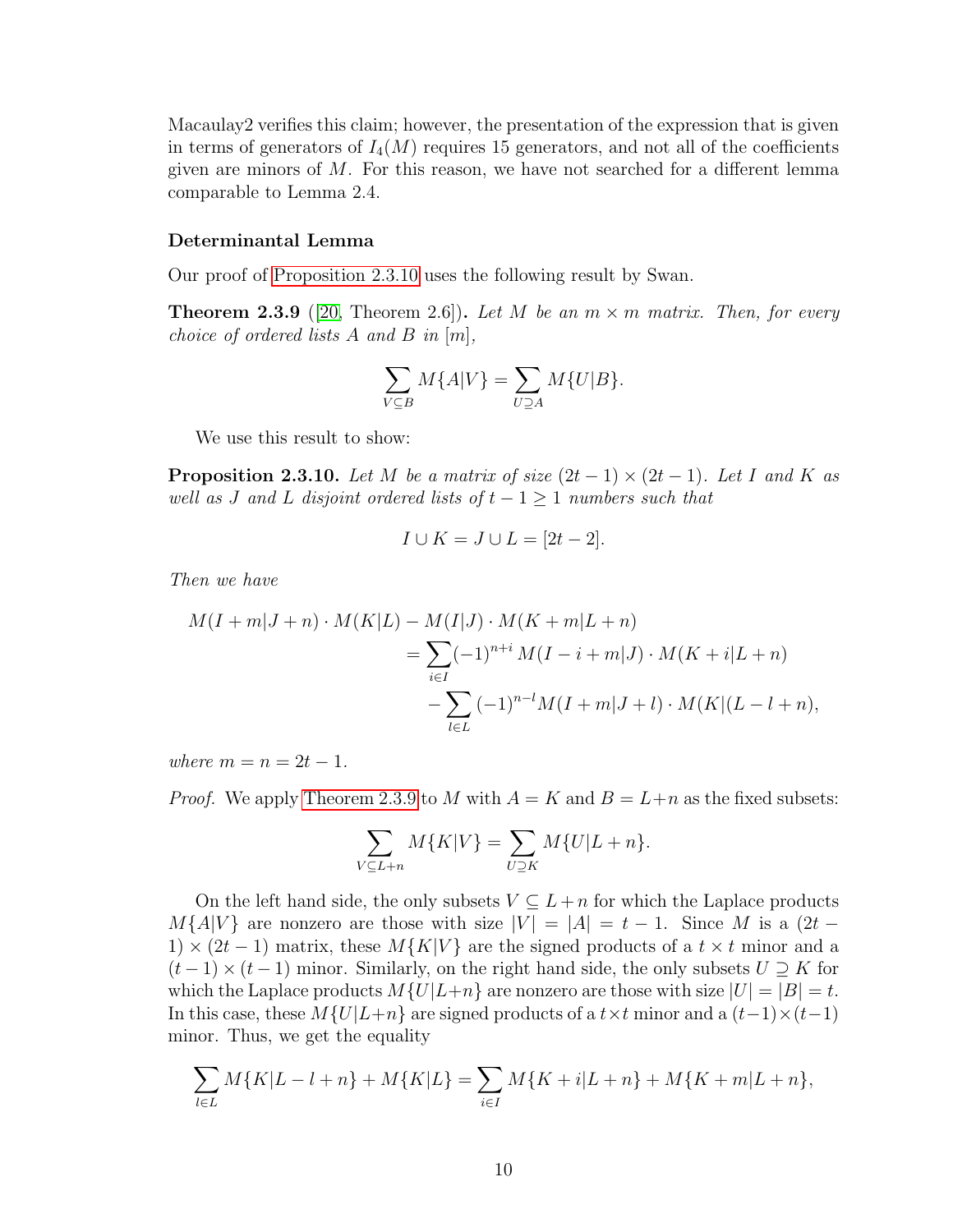Macaulay2 verifies this claim; however, the presentation of the expression that is given in terms of generators of $I_4(M)$ requires 15 generators, and not all of the coefficients given are minors of $M$. For this reason, we have not searched for a different lemma comparable to Lemma 2.4.

#### Determinantal Lemma

Our proof of Proposition 2.3.10 uses the following result by Swan.

**Theorem 2.3.9** ([20, Theorem 2.6])**.** *Let $M$ be an $m \times m$ matrix. Then, for every choice of ordered lists $A$ and $B$ in $[m]$,*

$$\sum_{V \subseteq B} M\{A|V\} = \sum_{U \supseteq A} M\{U|B\}.$$

We use this result to show:

**Proposition 2.3.10.** *Let $M$ be a matrix of size $(2t-1) \times (2t-1)$. Let $I$ and $K$ as well as $J$ and $L$ disjoint ordered lists of $t-1 \geq 1$ numbers such that*

$$I \cup K = J \cup L = [2t-2].$$

*Then we have*

$$\begin{aligned}
M(I+m|J+n) \cdot M(K|L) - M(I|J) \cdot M(K+m|L+n)& \\
= \sum_{i \in I} (-1)^{n+i}\, &M(I-i+m|J) \cdot M(K+i|L+n) \\
- \sum_{l \in L} (-1)^{n-l} &M(I+m|J+l) \cdot M(K|(L-l+n),
\end{aligned}$$

*where $m = n = 2t-1$.*

*Proof.* We apply Theorem 2.3.9 to $M$ with $A = K$ and $B = L+n$ as the fixed subsets:

$$\sum_{V \subseteq L+n} M\{K|V\} = \sum_{U \supseteq K} M\{U|L+n\}.$$

On the left hand side, the only subsets $V \subseteq L+n$ for which the Laplace products $M\{A|V\}$ are nonzero are those with size $|V| = |A| = t-1$. Since $M$ is a $(2t-1) \times (2t-1)$ matrix, these $M\{K|V\}$ are the signed products of a $t \times t$ minor and a $(t-1) \times (t-1)$ minor. Similarly, on the right hand side, the only subsets $U \supseteq K$ for which the Laplace products $M\{U|L+n\}$ are nonzero are those with size $|U| = |B| = t$. In this case, these $M\{U|L+n\}$ are signed products of a $t \times t$ minor and a $(t-1) \times (t-1)$ minor. Thus, we get the equality

$$\sum_{l \in L} M\{K|L-l+n\} + M\{K|L\} = \sum_{i \in I} M\{K+i|L+n\} + M\{K+m|L+n\},$$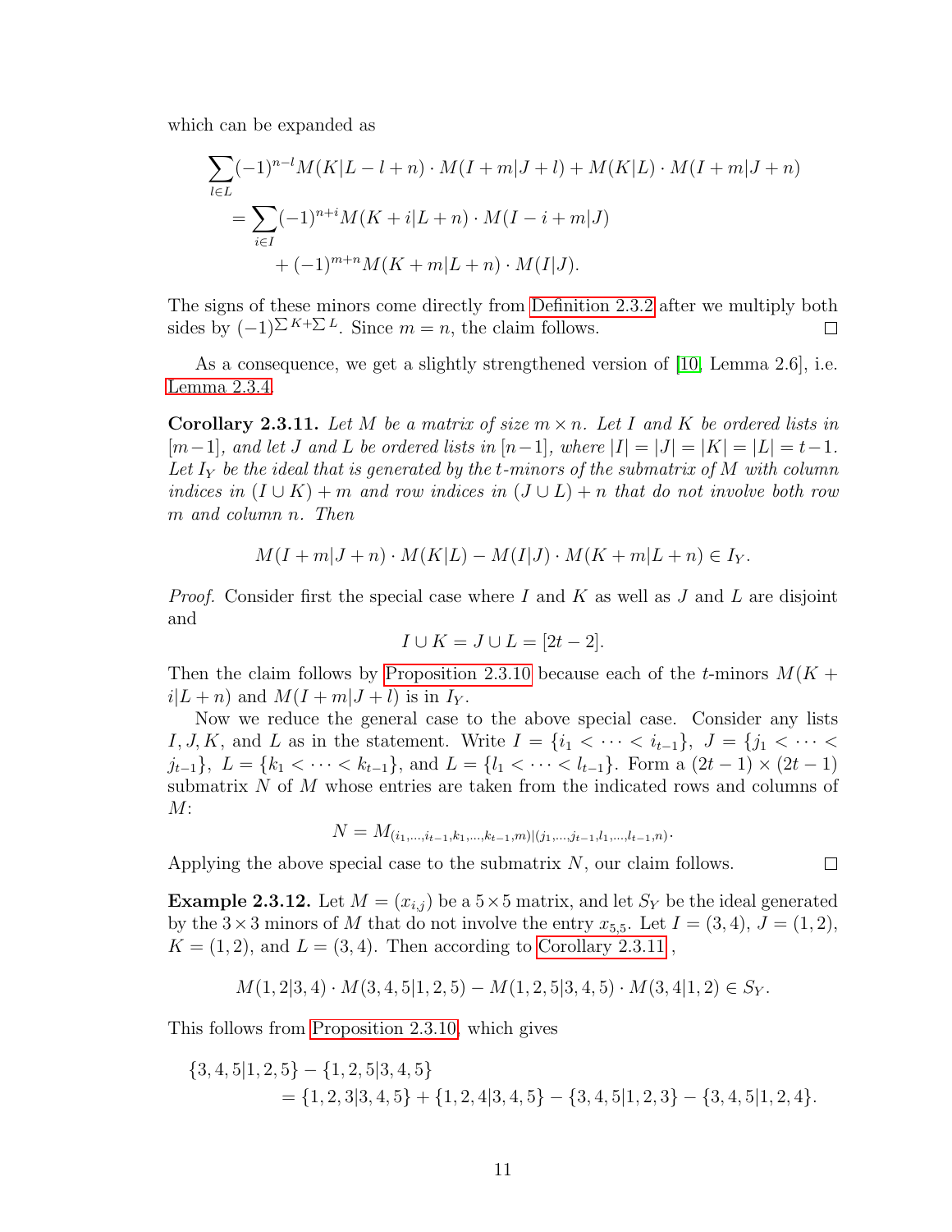which can be expanded as

$$\sum_{l\in L}(-1)^{n-l}M(K|L-l+n)\cdot M(I+m|J+l)+M(K|L)\cdot M(I+m|J+n)$$
$$=\sum_{i\in I}(-1)^{n+i}M(K+i|L+n)\cdot M(I-i+m|J)$$
$$+(-1)^{m+n}M(K+m|L+n)\cdot M(I|J).$$

The signs of these minors come directly from Definition 2.3.2 after we multiply both sides by $(-1)^{\sum K+\sum L}$. Since $m=n$, the claim follows. □

As a consequence, we get a slightly strengthened version of [10, Lemma 2.6], i.e. Lemma 2.3.4.

**Corollary 2.3.11.** *Let $M$ be a matrix of size $m\times n$. Let $I$ and $K$ be ordered lists in $[m-1]$, and let $J$ and $L$ be ordered lists in $[n-1]$, where $|I|=|J|=|K|=|L|=t-1$. Let $I_Y$ be the ideal that is generated by the $t$-minors of the submatrix of $M$ with column indices in $(I\cup K)+m$ and row indices in $(J\cup L)+n$ that do not involve both row $m$ and column $n$. Then*

$$M(I+m|J+n)\cdot M(K|L)-M(I|J)\cdot M(K+m|L+n)\in I_Y.$$

*Proof.* Consider first the special case where $I$ and $K$ as well as $J$ and $L$ are disjoint and

$$I\cup K=J\cup L=[2t-2].$$

Then the claim follows by Proposition 2.3.10 because each of the $t$-minors $M(K+i|L+n)$ and $M(I+m|J+l)$ is in $I_Y$.

Now we reduce the general case to the above special case. Consider any lists $I,J,K$, and $L$ as in the statement. Write $I=\{i_1<\cdots<i_{t-1}\}$, $J=\{j_1<\cdots<j_{t-1}\}$, $L=\{k_1<\cdots<k_{t-1}\}$, and $L=\{l_1<\cdots<l_{t-1}\}$. Form a $(2t-1)\times(2t-1)$ submatrix $N$ of $M$ whose entries are taken from the indicated rows and columns of $M$:

$$N=M_{(i_1,\dots,i_{t-1},k_1,\dots,k_{t-1},m)|(j_1,\dots,j_{t-1},l_1,\dots,l_{t-1},n)}.$$

Applying the above special case to the submatrix $N$, our claim follows. □

**Example 2.3.12.** Let $M=(x_{i,j})$ be a $5\times 5$ matrix, and let $S_Y$ be the ideal generated by the $3\times 3$ minors of $M$ that do not involve the entry $x_{5,5}$. Let $I=(3,4)$, $J=(1,2)$, $K=(1,2)$, and $L=(3,4)$. Then according to Corollary 2.3.11,

$$M(1,2|3,4)\cdot M(3,4,5|1,2,5)-M(1,2,5|3,4,5)\cdot M(3,4|1,2)\in S_Y.$$

This follows from Proposition 2.3.10, which gives

$$\{3,4,5|1,2,5\}-\{1,2,5|3,4,5\}$$
$$=\{1,2,3|3,4,5\}+\{1,2,4|3,4,5\}-\{3,4,5|1,2,3\}-\{3,4,5|1,2,4\}.$$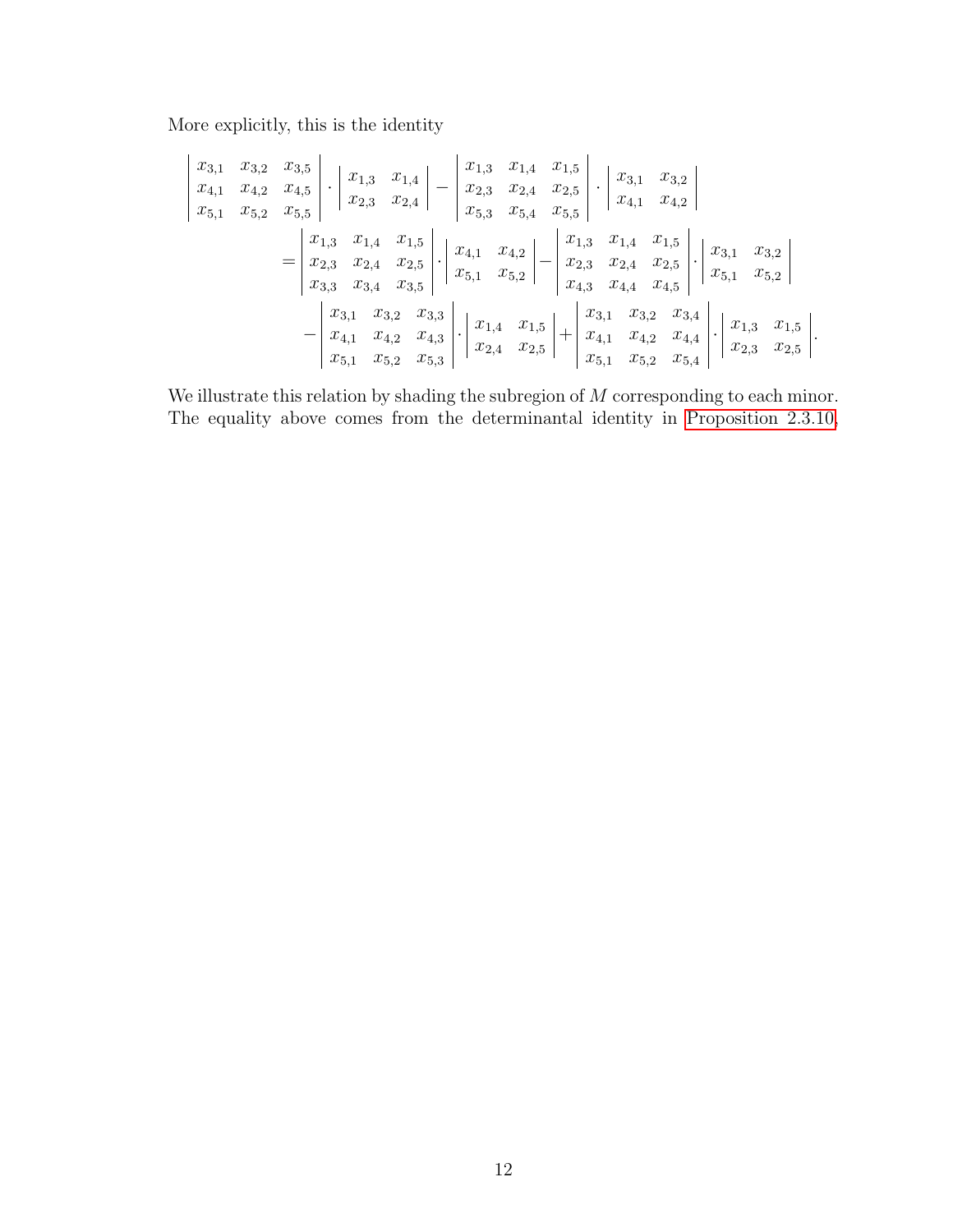More explicitly, this is the identity

$$
\begin{aligned}
&\begin{vmatrix} x_{3,1} & x_{3,2} & x_{3,5} \\ x_{4,1} & x_{4,2} & x_{4,5} \\ x_{5,1} & x_{5,2} & x_{5,5} \end{vmatrix} \cdot \begin{vmatrix} x_{1,3} & x_{1,4} \\ x_{2,3} & x_{2,4} \end{vmatrix} - \begin{vmatrix} x_{1,3} & x_{1,4} & x_{1,5} \\ x_{2,3} & x_{2,4} & x_{2,5} \\ x_{5,3} & x_{5,4} & x_{5,5} \end{vmatrix} \cdot \begin{vmatrix} x_{3,1} & x_{3,2} \\ x_{4,1} & x_{4,2} \end{vmatrix} \\
&\qquad = \begin{vmatrix} x_{1,3} & x_{1,4} & x_{1,5} \\ x_{2,3} & x_{2,4} & x_{2,5} \\ x_{3,3} & x_{3,4} & x_{3,5} \end{vmatrix} \cdot \begin{vmatrix} x_{4,1} & x_{4,2} \\ x_{5,1} & x_{5,2} \end{vmatrix} - \begin{vmatrix} x_{1,3} & x_{1,4} & x_{1,5} \\ x_{2,3} & x_{2,4} & x_{2,5} \\ x_{4,3} & x_{4,4} & x_{4,5} \end{vmatrix} \cdot \begin{vmatrix} x_{3,1} & x_{3,2} \\ x_{5,1} & x_{5,2} \end{vmatrix} \\
&\qquad\quad - \begin{vmatrix} x_{3,1} & x_{3,2} & x_{3,3} \\ x_{4,1} & x_{4,2} & x_{4,3} \\ x_{5,1} & x_{5,2} & x_{5,3} \end{vmatrix} \cdot \begin{vmatrix} x_{1,4} & x_{1,5} \\ x_{2,4} & x_{2,5} \end{vmatrix} + \begin{vmatrix} x_{3,1} & x_{3,2} & x_{3,4} \\ x_{4,1} & x_{4,2} & x_{4,4} \\ x_{5,1} & x_{5,2} & x_{5,4} \end{vmatrix} \cdot \begin{vmatrix} x_{1,3} & x_{1,5} \\ x_{2,3} & x_{2,5} \end{vmatrix}.
\end{aligned}
$$

We illustrate this relation by shading the subregion of $M$ corresponding to each minor. The equality above comes from the determinantal identity in Proposition 2.3.10.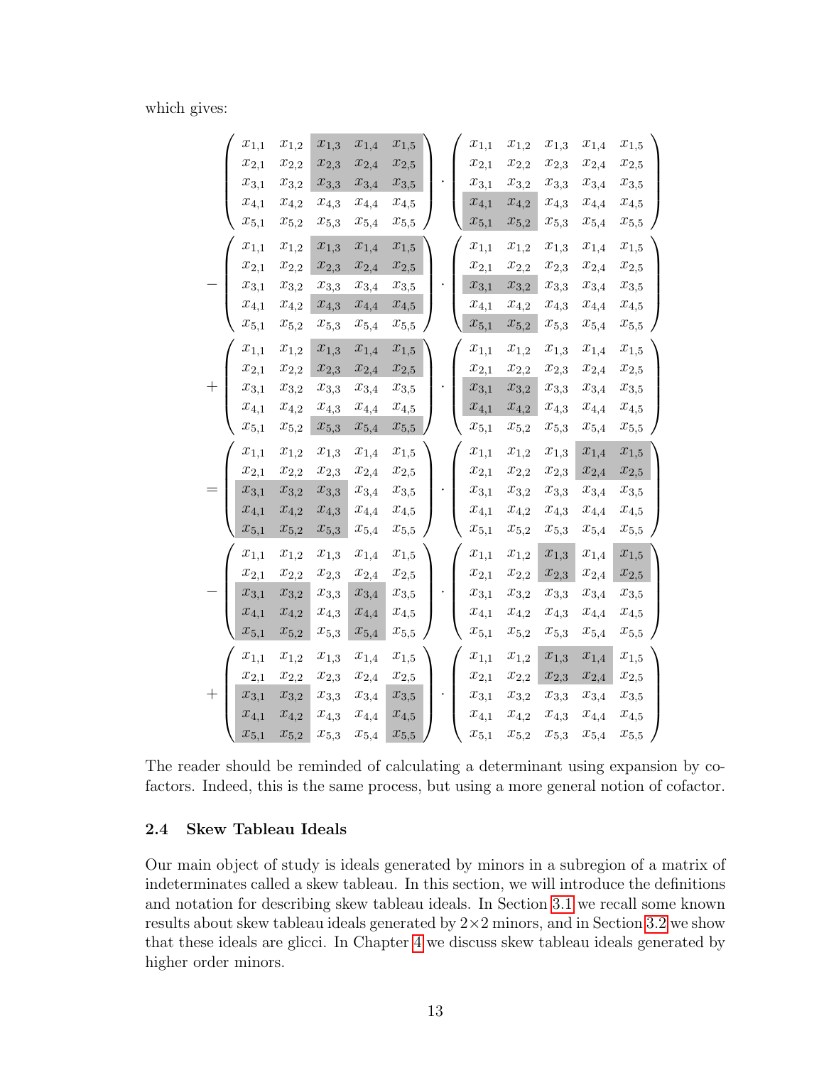which gives:

$$
\begin{aligned}
&\begin{pmatrix}
x_{1,1} & x_{1,2} & \colorbox{lightgray}{$x_{1,3}$} & \colorbox{lightgray}{$x_{1,4}$} & \colorbox{lightgray}{$x_{1,5}$} \\
x_{2,1} & x_{2,2} & \colorbox{lightgray}{$x_{2,3}$} & \colorbox{lightgray}{$x_{2,4}$} & \colorbox{lightgray}{$x_{2,5}$} \\
x_{3,1} & x_{3,2} & \colorbox{lightgray}{$x_{3,3}$} & \colorbox{lightgray}{$x_{3,4}$} & \colorbox{lightgray}{$x_{3,5}$} \\
x_{4,1} & x_{4,2} & x_{4,3} & x_{4,4} & x_{4,5} \\
x_{5,1} & x_{5,2} & x_{5,3} & x_{5,4} & x_{5,5}
\end{pmatrix}
\cdot
\begin{pmatrix}
x_{1,1} & x_{1,2} & x_{1,3} & x_{1,4} & x_{1,5} \\
x_{2,1} & x_{2,2} & x_{2,3} & x_{2,4} & x_{2,5} \\
x_{3,1} & x_{3,2} & x_{3,3} & x_{3,4} & x_{3,5} \\
\colorbox{lightgray}{$x_{4,1}$} & \colorbox{lightgray}{$x_{4,2}$} & x_{4,3} & x_{4,4} & x_{4,5} \\
\colorbox{lightgray}{$x_{5,1}$} & \colorbox{lightgray}{$x_{5,2}$} & x_{5,3} & x_{5,4} & x_{5,5}
\end{pmatrix} \\
-&\begin{pmatrix}
x_{1,1} & x_{1,2} & \colorbox{lightgray}{$x_{1,3}$} & \colorbox{lightgray}{$x_{1,4}$} & \colorbox{lightgray}{$x_{1,5}$} \\
x_{2,1} & x_{2,2} & \colorbox{lightgray}{$x_{2,3}$} & \colorbox{lightgray}{$x_{2,4}$} & \colorbox{lightgray}{$x_{2,5}$} \\
x_{3,1} & x_{3,2} & x_{3,3} & x_{3,4} & x_{3,5} \\
x_{4,1} & x_{4,2} & \colorbox{lightgray}{$x_{4,3}$} & \colorbox{lightgray}{$x_{4,4}$} & \colorbox{lightgray}{$x_{4,5}$} \\
x_{5,1} & x_{5,2} & x_{5,3} & x_{5,4} & x_{5,5}
\end{pmatrix}
\cdot
\begin{pmatrix}
x_{1,1} & x_{1,2} & x_{1,3} & x_{1,4} & x_{1,5} \\
x_{2,1} & x_{2,2} & x_{2,3} & x_{2,4} & x_{2,5} \\
\colorbox{lightgray}{$x_{3,1}$} & \colorbox{lightgray}{$x_{3,2}$} & x_{3,3} & x_{3,4} & x_{3,5} \\
x_{4,1} & x_{4,2} & x_{4,3} & x_{4,4} & x_{4,5} \\
\colorbox{lightgray}{$x_{5,1}$} & \colorbox{lightgray}{$x_{5,2}$} & x_{5,3} & x_{5,4} & x_{5,5}
\end{pmatrix} \\
+&\begin{pmatrix}
x_{1,1} & x_{1,2} & \colorbox{lightgray}{$x_{1,3}$} & \colorbox{lightgray}{$x_{1,4}$} & \colorbox{lightgray}{$x_{1,5}$} \\
x_{2,1} & x_{2,2} & \colorbox{lightgray}{$x_{2,3}$} & \colorbox{lightgray}{$x_{2,4}$} & \colorbox{lightgray}{$x_{2,5}$} \\
x_{3,1} & x_{3,2} & x_{3,3} & x_{3,4} & x_{3,5} \\
x_{4,1} & x_{4,2} & x_{4,3} & x_{4,4} & x_{4,5} \\
x_{5,1} & x_{5,2} & \colorbox{lightgray}{$x_{5,3}$} & \colorbox{lightgray}{$x_{5,4}$} & \colorbox{lightgray}{$x_{5,5}$}
\end{pmatrix}
\cdot
\begin{pmatrix}
x_{1,1} & x_{1,2} & x_{1,3} & x_{1,4} & x_{1,5} \\
x_{2,1} & x_{2,2} & x_{2,3} & x_{2,4} & x_{2,5} \\
\colorbox{lightgray}{$x_{3,1}$} & \colorbox{lightgray}{$x_{3,2}$} & x_{3,3} & x_{3,4} & x_{3,5} \\
\colorbox{lightgray}{$x_{4,1}$} & \colorbox{lightgray}{$x_{4,2}$} & x_{4,3} & x_{4,4} & x_{4,5} \\
x_{5,1} & x_{5,2} & x_{5,3} & x_{5,4} & x_{5,5}
\end{pmatrix} \\
=&\begin{pmatrix}
x_{1,1} & x_{1,2} & x_{1,3} & x_{1,4} & x_{1,5} \\
x_{2,1} & x_{2,2} & x_{2,3} & x_{2,4} & x_{2,5} \\
\colorbox{lightgray}{$x_{3,1}$} & \colorbox{lightgray}{$x_{3,2}$} & \colorbox{lightgray}{$x_{3,3}$} & x_{3,4} & x_{3,5} \\
\colorbox{lightgray}{$x_{4,1}$} & \colorbox{lightgray}{$x_{4,2}$} & \colorbox{lightgray}{$x_{4,3}$} & x_{4,4} & x_{4,5} \\
\colorbox{lightgray}{$x_{5,1}$} & \colorbox{lightgray}{$x_{5,2}$} & \colorbox{lightgray}{$x_{5,3}$} & x_{5,4} & x_{5,5}
\end{pmatrix}
\cdot
\begin{pmatrix}
x_{1,1} & x_{1,2} & x_{1,3} & \colorbox{lightgray}{$x_{1,4}$} & \colorbox{lightgray}{$x_{1,5}$} \\
x_{2,1} & x_{2,2} & x_{2,3} & \colorbox{lightgray}{$x_{2,4}$} & \colorbox{lightgray}{$x_{2,5}$} \\
x_{3,1} & x_{3,2} & x_{3,3} & x_{3,4} & x_{3,5} \\
x_{4,1} & x_{4,2} & x_{4,3} & x_{4,4} & x_{4,5} \\
x_{5,1} & x_{5,2} & x_{5,3} & x_{5,4} & x_{5,5}
\end{pmatrix} \\
-&\begin{pmatrix}
x_{1,1} & x_{1,2} & x_{1,3} & x_{1,4} & x_{1,5} \\
x_{2,1} & x_{2,2} & x_{2,3} & x_{2,4} & x_{2,5} \\
\colorbox{lightgray}{$x_{3,1}$} & \colorbox{lightgray}{$x_{3,2}$} & x_{3,3} & \colorbox{lightgray}{$x_{3,4}$} & x_{3,5} \\
\colorbox{lightgray}{$x_{4,1}$} & \colorbox{lightgray}{$x_{4,2}$} & x_{4,3} & \colorbox{lightgray}{$x_{4,4}$} & x_{4,5} \\
\colorbox{lightgray}{$x_{5,1}$} & \colorbox{lightgray}{$x_{5,2}$} & x_{5,3} & \colorbox{lightgray}{$x_{5,4}$} & x_{5,5}
\end{pmatrix}
\cdot
\begin{pmatrix}
x_{1,1} & x_{1,2} & \colorbox{lightgray}{$x_{1,3}$} & x_{1,4} & \colorbox{lightgray}{$x_{1,5}$} \\
x_{2,1} & x_{2,2} & \colorbox{lightgray}{$x_{2,3}$} & x_{2,4} & \colorbox{lightgray}{$x_{2,5}$} \\
x_{3,1} & x_{3,2} & x_{3,3} & x_{3,4} & x_{3,5} \\
x_{4,1} & x_{4,2} & x_{4,3} & x_{4,4} & x_{4,5} \\
x_{5,1} & x_{5,2} & x_{5,3} & x_{5,4} & x_{5,5}
\end{pmatrix} \\
+&\begin{pmatrix}
x_{1,1} & x_{1,2} & x_{1,3} & x_{1,4} & x_{1,5} \\
x_{2,1} & x_{2,2} & x_{2,3} & x_{2,4} & x_{2,5} \\
\colorbox{lightgray}{$x_{3,1}$} & \colorbox{lightgray}{$x_{3,2}$} & x_{3,3} & x_{3,4} & \colorbox{lightgray}{$x_{3,5}$} \\
\colorbox{lightgray}{$x_{4,1}$} & \colorbox{lightgray}{$x_{4,2}$} & x_{4,3} & x_{4,4} & \colorbox{lightgray}{$x_{4,5}$} \\
\colorbox{lightgray}{$x_{5,1}$} & \colorbox{lightgray}{$x_{5,2}$} & x_{5,3} & x_{5,4} & \colorbox{lightgray}{$x_{5,5}$}
\end{pmatrix}
\cdot
\begin{pmatrix}
x_{1,1} & x_{1,2} & \colorbox{lightgray}{$x_{1,3}$} & \colorbox{lightgray}{$x_{1,4}$} & x_{1,5} \\
x_{2,1} & x_{2,2} & \colorbox{lightgray}{$x_{2,3}$} & \colorbox{lightgray}{$x_{2,4}$} & x_{2,5} \\
x_{3,1} & x_{3,2} & x_{3,3} & x_{3,4} & x_{3,5} \\
x_{4,1} & x_{4,2} & x_{4,3} & x_{4,4} & x_{4,5} \\
x_{5,1} & x_{5,2} & x_{5,3} & x_{5,4} & x_{5,5}
\end{pmatrix}
\end{aligned}
$$

The reader should be reminded of calculating a determinant using expansion by cofactors. Indeed, this is the same process, but using a more general notion of cofactor.

### 2.4 Skew Tableau Ideals

Our main object of study is ideals generated by minors in a subregion of a matrix of indeterminates called a skew tableau. In this section, we will introduce the definitions and notation for describing skew tableau ideals. In Section 3.1 we recall some known results about skew tableau ideals generated by $2 \times 2$ minors, and in Section 3.2 we show that these ideals are glicci. In Chapter 4 we discuss skew tableau ideals generated by higher order minors.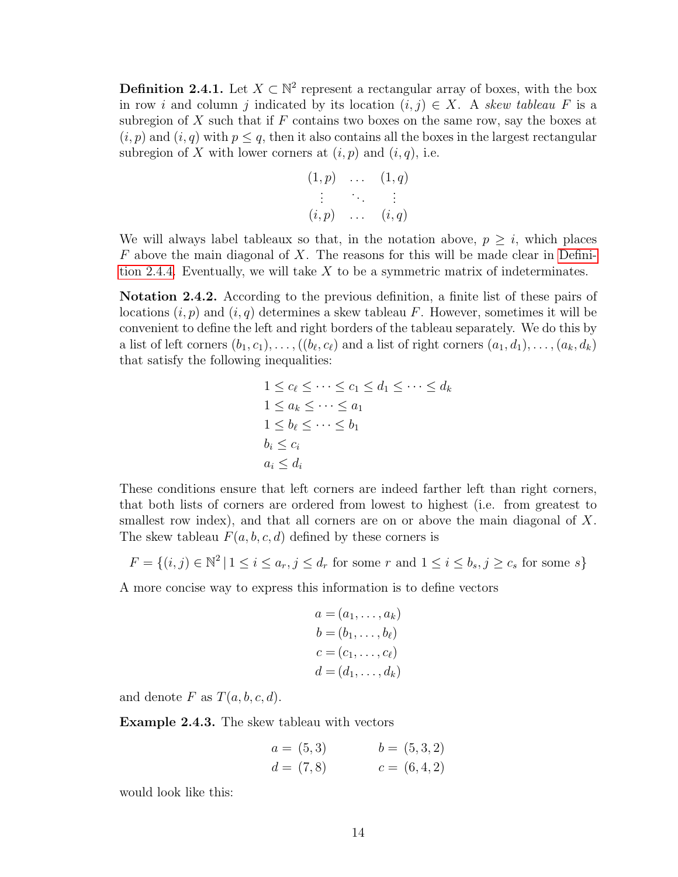**Definition 2.4.1.** Let $X \subset \mathbb{N}^2$ represent a rectangular array of boxes, with the box in row $i$ and column $j$ indicated by its location $(i, j) \in X$. A *skew tableau* $F$ is a subregion of $X$ such that if $F$ contains two boxes on the same row, say the boxes at $(i, p)$ and $(i, q)$ with $p \leq q$, then it also contains all the boxes in the largest rectangular subregion of $X$ with lower corners at $(i, p)$ and $(i, q)$, i.e.

$$\begin{matrix} (1,p) & \dots & (1,q) \\ \vdots & \ddots & \vdots \\ (i,p) & \dots & (i,q) \end{matrix}$$

We will always label tableaux so that, in the notation above, $p \geq i$, which places $F$ above the main diagonal of $X$. The reasons for this will be made clear in Definition 2.4.4. Eventually, we will take $X$ to be a symmetric matrix of indeterminates.

**Notation 2.4.2.** According to the previous definition, a finite list of these pairs of locations $(i, p)$ and $(i, q)$ determines a skew tableau $F$. However, sometimes it will be convenient to define the left and right borders of the tableau separately. We do this by a list of left corners $(b_1, c_1), \dots, ((b_\ell, c_\ell)$ and a list of right corners $(a_1, d_1), \dots, (a_k, d_k)$ that satisfy the following inequalities:

$$\begin{aligned}
&1 \leq c_\ell \leq \cdots \leq c_1 \leq d_1 \leq \cdots \leq d_k \\
&1 \leq a_k \leq \cdots \leq a_1 \\
&1 \leq b_\ell \leq \cdots \leq b_1 \\
&b_i \leq c_i \\
&a_i \leq d_i
\end{aligned}$$

These conditions ensure that left corners are indeed farther left than right corners, that both lists of corners are ordered from lowest to highest (i.e. from greatest to smallest row index), and that all corners are on or above the main diagonal of $X$. The skew tableau $F(a, b, c, d)$ defined by these corners is

$$F = \{(i, j) \in \mathbb{N}^2 \,|\, 1 \leq i \leq a_r, j \leq d_r \text{ for some } r \text{ and } 1 \leq i \leq b_s, j \geq c_s \text{ for some } s\}$$

A more concise way to express this information is to define vectors

$$\begin{aligned}
a &= (a_1, \dots, a_k) \\
b &= (b_1, \dots, b_\ell) \\
c &= (c_1, \dots, c_\ell) \\
d &= (d_1, \dots, d_k)
\end{aligned}$$

and denote $F$ as $T(a, b, c, d)$.

**Example 2.4.3.** The skew tableau with vectors

$$\begin{aligned}
a &= (5, 3) \qquad & b &= (5, 3, 2) \\
d &= (7, 8) \qquad & c &= (6, 4, 2)
\end{aligned}$$

would look like this: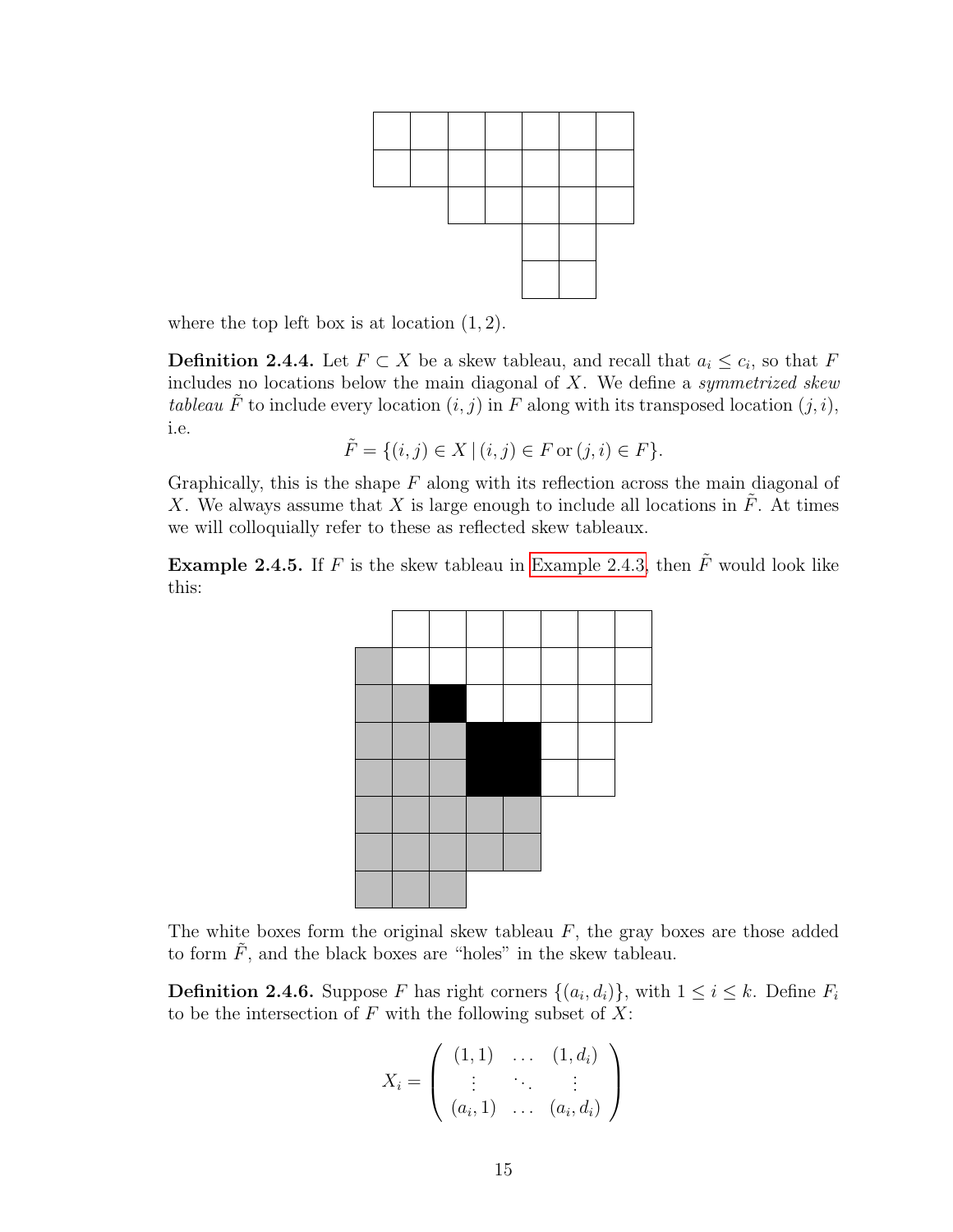where the top left box is at location $(1, 2)$.

**Definition 2.4.4.** Let $F \subset X$ be a skew tableau, and recall that $a_i \leq c_i$, so that $F$ includes no locations below the main diagonal of $X$. We define a *symmetrized skew tableau* $\tilde{F}$ to include every location $(i, j)$ in $F$ along with its transposed location $(j, i)$, i.e.

$$\tilde{F} = \{(i, j) \in X \mid (i, j) \in F \text{ or } (j, i) \in F\}.$$

Graphically, this is the shape $F$ along with its reflection across the main diagonal of $X$. We always assume that $X$ is large enough to include all locations in $\tilde{F}$. At times we will colloquially refer to these as reflected skew tableaux.

**Example 2.4.5.** If $F$ is the skew tableau in Example 2.4.3, then $\tilde{F}$ would look like this:

The white boxes form the original skew tableau $F$, the gray boxes are those added to form $\tilde{F}$, and the black boxes are "holes" in the skew tableau.

**Definition 2.4.6.** Suppose $F$ has right corners $\{(a_i, d_i)\}$, with $1 \leq i \leq k$. Define $F_i$ to be the intersection of $F$ with the following subset of $X$:

$$X_i = \begin{pmatrix} (1,1) & \dots & (1, d_i) \\ \vdots & \ddots & \vdots \\ (a_i, 1) & \dots & (a_i, d_i) \end{pmatrix}$$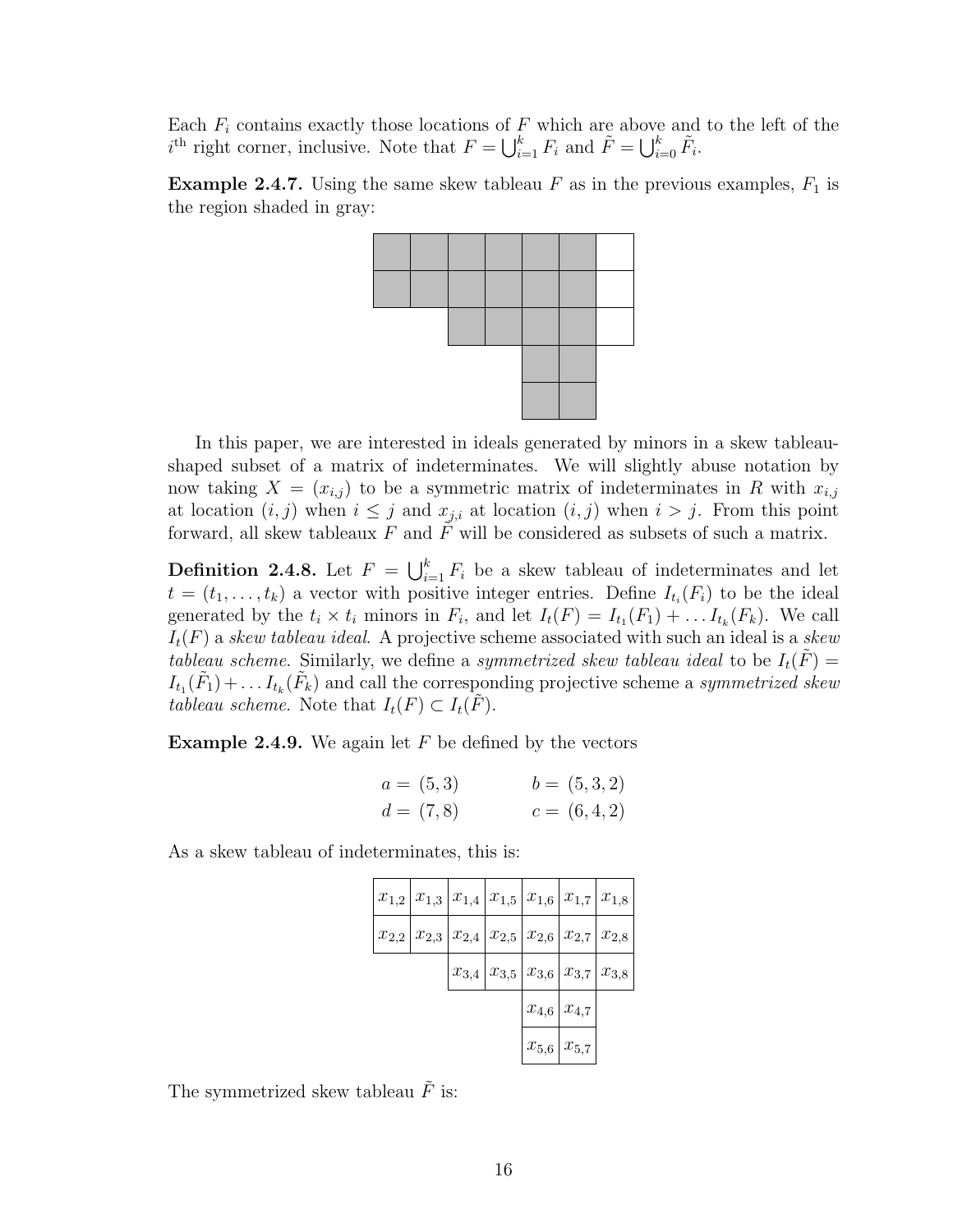Each $F_i$ contains exactly those locations of $F$ which are above and to the left of the $i^{\text{th}}$ right corner, inclusive. Note that $F = \bigcup_{i=1}^{k} F_i$ and $\tilde{F} = \bigcup_{i=0}^{k} \tilde{F}_i$.

**Example 2.4.7.** Using the same skew tableau $F$ as in the previous examples, $F_1$ is the region shaded in gray:

| ■ | ■ | ■ | ■ | ■ | ■ | □ |
|---|---|---|---|---|---|---|
| ■ | ■ | ■ | ■ | ■ | ■ | □ |
|  |  | ■ | ■ | ■ | ■ | □ |
|  |  |  |  | ■ | ■ |  |
|  |  |  |  | ■ | ■ |  |

In this paper, we are interested in ideals generated by minors in a skew tableau-shaped subset of a matrix of indeterminates. We will slightly abuse notation by now taking $X = (x_{i,j})$ to be a symmetric matrix of indeterminates in $R$ with $x_{i,j}$ at location $(i, j)$ when $i \leq j$ and $x_{j,i}$ at location $(i, j)$ when $i > j$. From this point forward, all skew tableaux $F$ and $\tilde{F}$ will be considered as subsets of such a matrix.

**Definition 2.4.8.** Let $F = \bigcup_{i=1}^{k} F_i$ be a skew tableau of indeterminates and let $t = (t_1, \ldots, t_k)$ a vector with positive integer entries. Define $I_{t_i}(F_i)$ to be the ideal generated by the $t_i \times t_i$ minors in $F_i$, and let $I_t(F) = I_{t_1}(F_1) + \ldots I_{t_k}(F_k)$. We call $I_t(F)$ a *skew tableau ideal*. A projective scheme associated with such an ideal is a *skew tableau scheme*. Similarly, we define a *symmetrized skew tableau ideal* to be $I_t(\tilde{F}) = I_{t_1}(\tilde{F}_1) + \ldots I_{t_k}(\tilde{F}_k)$ and call the corresponding projective scheme a *symmetrized skew tableau scheme*. Note that $I_t(F) \subset I_t(\tilde{F})$.

**Example 2.4.9.** We again let $F$ be defined by the vectors

$$a = (5, 3) \qquad b = (5, 3, 2)$$
$$d = (7, 8) \qquad c = (6, 4, 2)$$

As a skew tableau of indeterminates, this is:

| $x_{1,2}$ | $x_{1,3}$ | $x_{1,4}$ | $x_{1,5}$ | $x_{1,6}$ | $x_{1,7}$ | $x_{1,8}$ |
|---|---|---|---|---|---|---|
| $x_{2,2}$ | $x_{2,3}$ | $x_{2,4}$ | $x_{2,5}$ | $x_{2,6}$ | $x_{2,7}$ | $x_{2,8}$ |
|  |  | $x_{3,4}$ | $x_{3,5}$ | $x_{3,6}$ | $x_{3,7}$ | $x_{3,8}$ |
|  |  |  |  | $x_{4,6}$ | $x_{4,7}$ |  |
|  |  |  |  | $x_{5,6}$ | $x_{5,7}$ |  |

The symmetrized skew tableau $\tilde{F}$ is: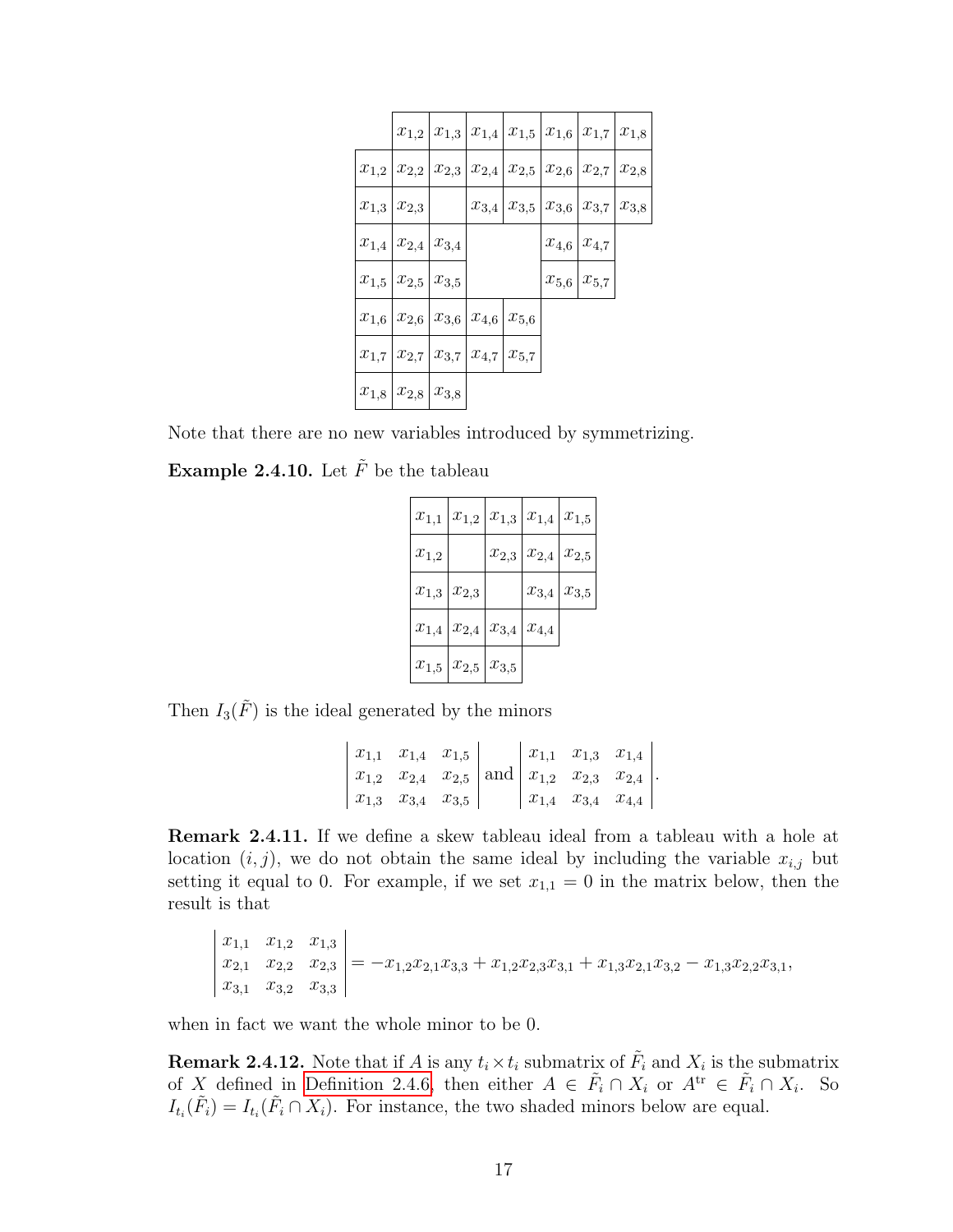|  | $x_{1,2}$ | $x_{1,3}$ | $x_{1,4}$ | $x_{1,5}$ | $x_{1,6}$ | $x_{1,7}$ | $x_{1,8}$ |
|---|---|---|---|---|---|---|---|
| $x_{1,2}$ | $x_{2,2}$ | $x_{2,3}$ | $x_{2,4}$ | $x_{2,5}$ | $x_{2,6}$ | $x_{2,7}$ | $x_{2,8}$ |
| $x_{1,3}$ | $x_{2,3}$ |  | $x_{3,4}$ | $x_{3,5}$ | $x_{3,6}$ | $x_{3,7}$ | $x_{3,8}$ |
| $x_{1,4}$ | $x_{2,4}$ | $x_{3,4}$ |  |  | $x_{4,6}$ | $x_{4,7}$ |  |
| $x_{1,5}$ | $x_{2,5}$ | $x_{3,5}$ |  |  | $x_{5,6}$ | $x_{5,7}$ |  |
| $x_{1,6}$ | $x_{2,6}$ | $x_{3,6}$ | $x_{4,6}$ | $x_{5,6}$ |  |  |  |
| $x_{1,7}$ | $x_{2,7}$ | $x_{3,7}$ | $x_{4,7}$ | $x_{5,7}$ |  |  |  |
| $x_{1,8}$ | $x_{2,8}$ | $x_{3,8}$ |  |  |  |  |  |

Note that there are no new variables introduced by symmetrizing.

**Example 2.4.10.** Let $\tilde{F}$ be the tableau

| $x_{1,1}$ | $x_{1,2}$ | $x_{1,3}$ | $x_{1,4}$ | $x_{1,5}$ |
|---|---|---|---|---|
| $x_{1,2}$ |  | $x_{2,3}$ | $x_{2,4}$ | $x_{2,5}$ |
| $x_{1,3}$ | $x_{2,3}$ |  | $x_{3,4}$ | $x_{3,5}$ |
| $x_{1,4}$ | $x_{2,4}$ | $x_{3,4}$ | $x_{4,4}$ |  |
| $x_{1,5}$ | $x_{2,5}$ | $x_{3,5}$ |  |  |

Then $I_3(\tilde{F})$ is the ideal generated by the minors

$$\begin{vmatrix} x_{1,1} & x_{1,4} & x_{1,5} \\ x_{1,2} & x_{2,4} & x_{2,5} \\ x_{1,3} & x_{3,4} & x_{3,5} \end{vmatrix} \text{ and } \begin{vmatrix} x_{1,1} & x_{1,3} & x_{1,4} \\ x_{1,2} & x_{2,3} & x_{2,4} \\ x_{1,4} & x_{3,4} & x_{4,4} \end{vmatrix}.$$

**Remark 2.4.11.** If we define a skew tableau ideal from a tableau with a hole at location $(i, j)$, we do not obtain the same ideal by including the variable $x_{i,j}$ but setting it equal to 0. For example, if we set $x_{1,1} = 0$ in the matrix below, then the result is that

$$\begin{vmatrix} x_{1,1} & x_{1,2} & x_{1,3} \\ x_{2,1} & x_{2,2} & x_{2,3} \\ x_{3,1} & x_{3,2} & x_{3,3} \end{vmatrix} = -x_{1,2}x_{2,1}x_{3,3} + x_{1,2}x_{2,3}x_{3,1} + x_{1,3}x_{2,1}x_{3,2} - x_{1,3}x_{2,2}x_{3,1},$$

when in fact we want the whole minor to be 0.

**Remark 2.4.12.** Note that if $A$ is any $t_i \times t_i$ submatrix of $\tilde{F}_i$ and $X_i$ is the submatrix of $X$ defined in Definition 2.4.6, then either $A \in \tilde{F}_i \cap X_i$ or $A^{\text{tr}} \in \tilde{F}_i \cap X_i$. So $I_{t_i}(\tilde{F}_i) = I_{t_i}(\tilde{F}_i \cap X_i)$. For instance, the two shaded minors below are equal.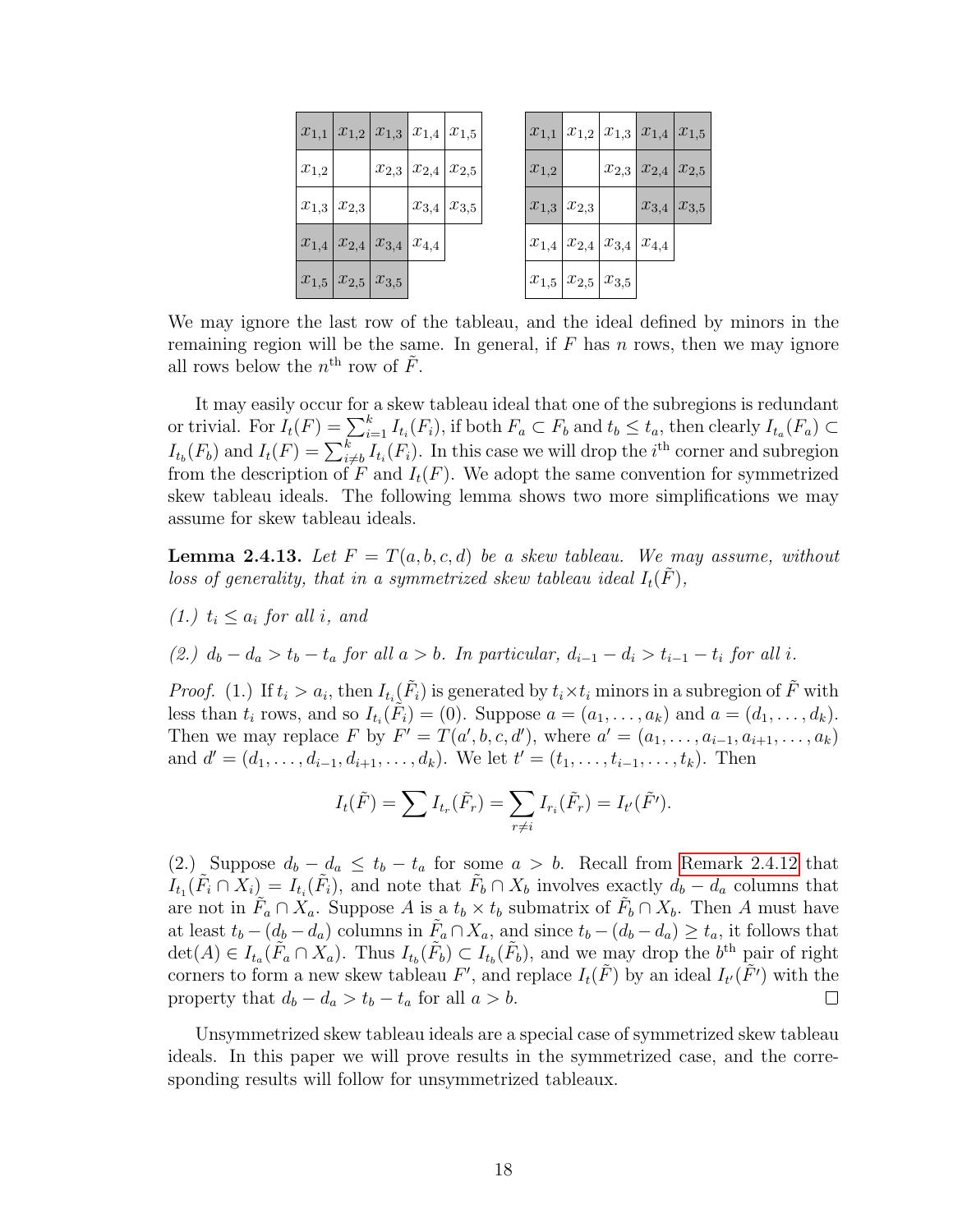| $x_{1,1}$ | $x_{1,2}$ | $x_{1,3}$ | $x_{1,4}$ | $x_{1,5}$ |
|---|---|---|---|---|
| $x_{1,2}$ | | $x_{2,3}$ | $x_{2,4}$ | $x_{2,5}$ |
| $x_{1,3}$ | $x_{2,3}$ | | $x_{3,4}$ | $x_{3,5}$ |
| $x_{1,4}$ | $x_{2,4}$ | $x_{3,4}$ | $x_{4,4}$ | |
| $x_{1,5}$ | $x_{2,5}$ | $x_{3,5}$ | | |

| $x_{1,1}$ | $x_{1,2}$ | $x_{1,3}$ | $x_{1,4}$ | $x_{1,5}$ |
|---|---|---|---|---|
| $x_{1,2}$ | | $x_{2,3}$ | $x_{2,4}$ | $x_{2,5}$ |
| $x_{1,3}$ | $x_{2,3}$ | | $x_{3,4}$ | $x_{3,5}$ |
| $x_{1,4}$ | $x_{2,4}$ | $x_{3,4}$ | $x_{4,4}$ | |
| $x_{1,5}$ | $x_{2,5}$ | $x_{3,5}$ | | |

We may ignore the last row of the tableau, and the ideal defined by minors in the remaining region will be the same. In general, if $F$ has $n$ rows, then we may ignore all rows below the $n^{\text{th}}$ row of $\tilde{F}$.

It may easily occur for a skew tableau ideal that one of the subregions is redundant or trivial. For $I_t(F) = \sum_{i=1}^{k} I_{t_i}(F_i)$, if both $F_a \subset F_b$ and $t_b \leq t_a$, then clearly $I_{t_a}(F_a) \subset I_{t_b}(F_b)$ and $I_t(F) = \sum_{i \neq b}^{k} I_{t_i}(F_i)$. In this case we will drop the $i^{\text{th}}$ corner and subregion from the description of $F$ and $I_t(F)$. We adopt the same convention for symmetrized skew tableau ideals. The following lemma shows two more simplifications we may assume for skew tableau ideals.

**Lemma 2.4.13.** *Let $F = T(a, b, c, d)$ be a skew tableau. We may assume, without loss of generality, that in a symmetrized skew tableau ideal $I_t(\tilde{F})$,*

*(1.) $t_i \leq a_i$ for all $i$, and*

*(2.) $d_b - d_a > t_b - t_a$ for all $a > b$. In particular, $d_{i-1} - d_i > t_{i-1} - t_i$ for all $i$.*

*Proof.* (1.) If $t_i > a_i$, then $I_{t_i}(\tilde{F}_i)$ is generated by $t_i \times t_i$ minors in a subregion of $\tilde{F}$ with less than $t_i$ rows, and so $I_{t_i}(\tilde{F}_i) = (0)$. Suppose $a = (a_1, \ldots, a_k)$ and $a = (d_1, \ldots, d_k)$. Then we may replace $F$ by $F' = T(a', b, c, d')$, where $a' = (a_1, \ldots, a_{i-1}, a_{i+1}, \ldots, a_k)$ and $d' = (d_1, \ldots, d_{i-1}, d_{i+1}, \ldots, d_k)$. We let $t' = (t_1, \ldots, t_{i-1}, \ldots, t_k)$. Then

$$I_t(\tilde{F}) = \sum I_{t_r}(\tilde{F}_r) = \sum_{r \neq i} I_{r_i}(\tilde{F}_r) = I_{t'}(\tilde{F}').$$

(2.) Suppose $d_b - d_a \leq t_b - t_a$ for some $a > b$. Recall from Remark 2.4.12 that $I_{t_1}(\tilde{F}_i \cap X_i) = I_{t_i}(\tilde{F}_i)$, and note that $\tilde{F}_b \cap X_b$ involves exactly $d_b - d_a$ columns that are not in $\tilde{F}_a \cap X_a$. Suppose $A$ is a $t_b \times t_b$ submatrix of $\tilde{F}_b \cap X_b$. Then $A$ must have at least $t_b - (d_b - d_a)$ columns in $\tilde{F}_a \cap X_a$, and since $t_b - (d_b - d_a) \geq t_a$, it follows that $\det(A) \in I_{t_a}(\tilde{F}_a \cap X_a)$. Thus $I_{t_b}(\tilde{F}_b) \subset I_{t_b}(\tilde{F}_b)$, and we may drop the $b^{\text{th}}$ pair of right corners to form a new skew tableau $F'$, and replace $I_t(\tilde{F})$ by an ideal $I_{t'}(\tilde{F}')$ with the property that $d_b - d_a > t_b - t_a$ for all $a > b$. ∎

Unsymmetrized skew tableau ideals are a special case of symmetrized skew tableau ideals. In this paper we will prove results in the symmetrized case, and the corresponding results will follow for unsymmetrized tableaux.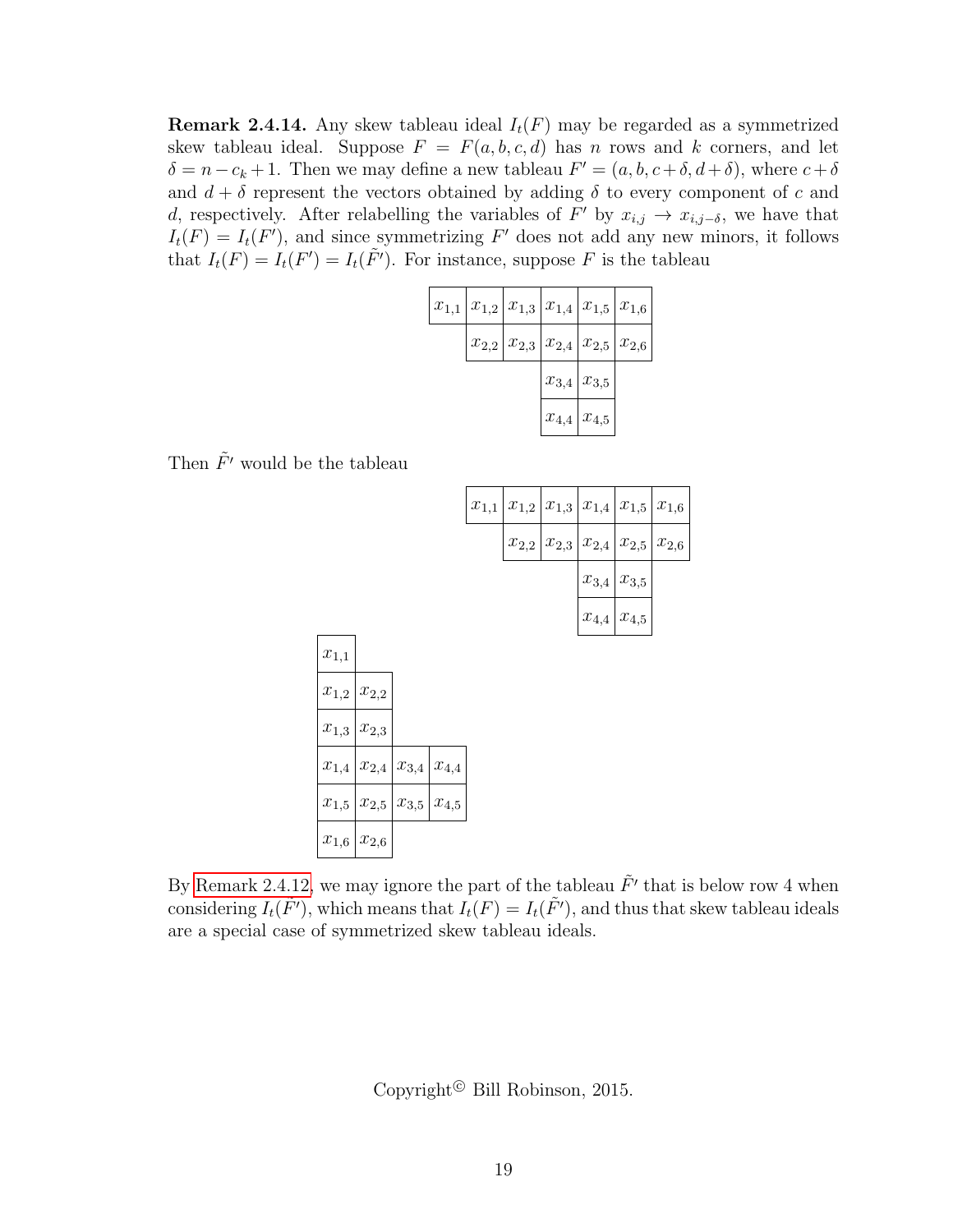**Remark 2.4.14.** Any skew tableau ideal $I_t(F)$ may be regarded as a symmetrized skew tableau ideal. Suppose $F = F(a, b, c, d)$ has $n$ rows and $k$ corners, and let $\delta = n - c_k + 1$. Then we may define a new tableau $F' = (a, b, c + \delta, d + \delta)$, where $c + \delta$ and $d + \delta$ represent the vectors obtained by adding $\delta$ to every component of $c$ and $d$, respectively. After relabelling the variables of $F'$ by $x_{i,j} \to x_{i,j-\delta}$, we have that $I_t(F) = I_t(F')$, and since symmetrizing $F'$ does not add any new minors, it follows that $I_t(F) = I_t(F') = I_t(\tilde{F'})$. For instance, suppose $F$ is the tableau

| | | | | | |
|---|---|---|---|---|---|
| $x_{1,1}$ | $x_{1,2}$ | $x_{1,3}$ | $x_{1,4}$ | $x_{1,5}$ | $x_{1,6}$ |
| | $x_{2,2}$ | $x_{2,3}$ | $x_{2,4}$ | $x_{2,5}$ | $x_{2,6}$ |
| | | | $x_{3,4}$ | $x_{3,5}$ | |
| | | | $x_{4,4}$ | $x_{4,5}$ | |

Then $\tilde{F'}$ would be the tableau

| | | | | | | | | | |
|---|---|---|---|---|---|---|---|---|---|
| | | | | $x_{1,1}$ | $x_{1,2}$ | $x_{1,3}$ | $x_{1,4}$ | $x_{1,5}$ | $x_{1,6}$ |
| | | | | | $x_{2,2}$ | $x_{2,3}$ | $x_{2,4}$ | $x_{2,5}$ | $x_{2,6}$ |
| | | | | | | | $x_{3,4}$ | $x_{3,5}$ | |
| | | | | | | | $x_{4,4}$ | $x_{4,5}$ | |
| $x_{1,1}$ | | | | | | | | | |
| $x_{1,2}$ | $x_{2,2}$ | | | | | | | | |
| $x_{1,3}$ | $x_{2,3}$ | | | | | | | | |
| $x_{1,4}$ | $x_{2,4}$ | $x_{3,4}$ | $x_{4,4}$ | | | | | | |
| $x_{1,5}$ | $x_{2,5}$ | $x_{3,5}$ | $x_{4,5}$ | | | | | | |
| $x_{1,6}$ | $x_{2,6}$ | | | | | | | | |

By Remark 2.4.12, we may ignore the part of the tableau $\tilde{F'}$ that is below row 4 when considering $I_t(\tilde{F'})$, which means that $I_t(F) = I_t(\tilde{F'})$, and thus that skew tableau ideals are a special case of symmetrized skew tableau ideals.

Copyright© Bill Robinson, 2015.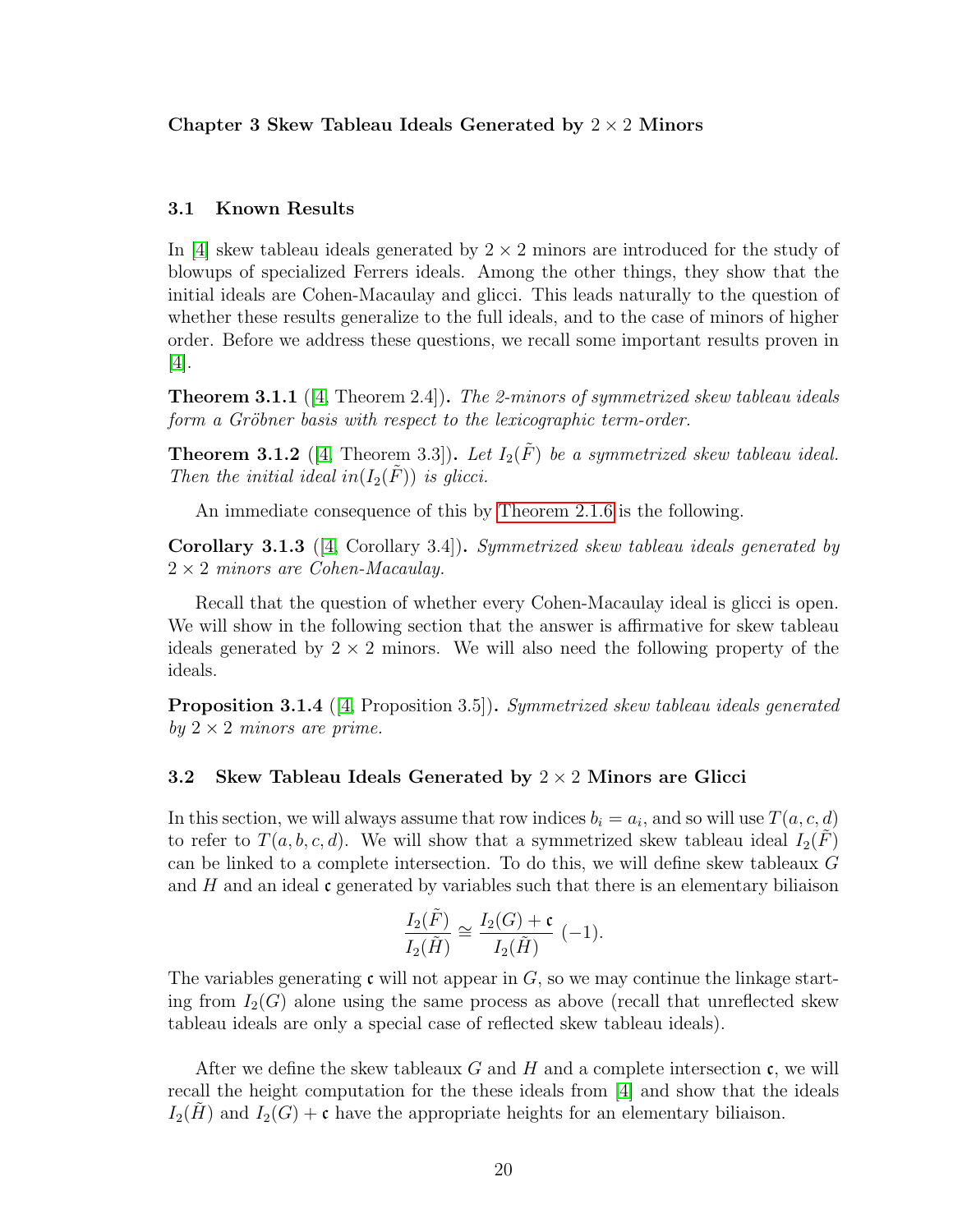# Chapter 3 Skew Tableau Ideals Generated by $2 \times 2$ Minors

## 3.1 Known Results

In [4] skew tableau ideals generated by $2 \times 2$ minors are introduced for the study of blowups of specialized Ferrers ideals. Among the other things, they show that the initial ideals are Cohen-Macaulay and glicci. This leads naturally to the question of whether these results generalize to the full ideals, and to the case of minors of higher order. Before we address these questions, we recall some important results proven in [4].

**Theorem 3.1.1** ([4, Theorem 2.4])**.** *The 2-minors of symmetrized skew tableau ideals form a Gröbner basis with respect to the lexicographic term-order.*

**Theorem 3.1.2** ([4, Theorem 3.3])**.** *Let $I_2(\tilde{F})$ be a symmetrized skew tableau ideal. Then the initial ideal $in(I_2(\tilde{F}))$ is glicci.*

An immediate consequence of this by Theorem 2.1.6 is the following.

**Corollary 3.1.3** ([4, Corollary 3.4])**.** *Symmetrized skew tableau ideals generated by $2 \times 2$ minors are Cohen-Macaulay.*

Recall that the question of whether every Cohen-Macaulay ideal is glicci is open. We will show in the following section that the answer is affirmative for skew tableau ideals generated by $2 \times 2$ minors. We will also need the following property of the ideals.

**Proposition 3.1.4** ([4, Proposition 3.5])**.** *Symmetrized skew tableau ideals generated by $2 \times 2$ minors are prime.*

## 3.2 Skew Tableau Ideals Generated by $2 \times 2$ Minors are Glicci

In this section, we will always assume that row indices $b_i = a_i$, and so will use $T(a, c, d)$ to refer to $T(a, b, c, d)$. We will show that a symmetrized skew tableau ideal $I_2(\tilde{F})$ can be linked to a complete intersection. To do this, we will define skew tableaux $G$ and $H$ and an ideal $\mathfrak{c}$ generated by variables such that there is an elementary biliaison

$$\frac{I_2(\tilde{F})}{I_2(\tilde{H})} \cong \frac{I_2(G) + \mathfrak{c}}{I_2(\tilde{H})} \, (-1).$$

The variables generating $\mathfrak{c}$ will not appear in $G$, so we may continue the linkage starting from $I_2(G)$ alone using the same process as above (recall that unreflected skew tableau ideals are only a special case of reflected skew tableau ideals).

After we define the skew tableaux $G$ and $H$ and a complete intersection $\mathfrak{c}$, we will recall the height computation for the these ideals from [4] and show that the ideals $I_2(\tilde{H})$ and $I_2(G) + \mathfrak{c}$ have the appropriate heights for an elementary biliaison.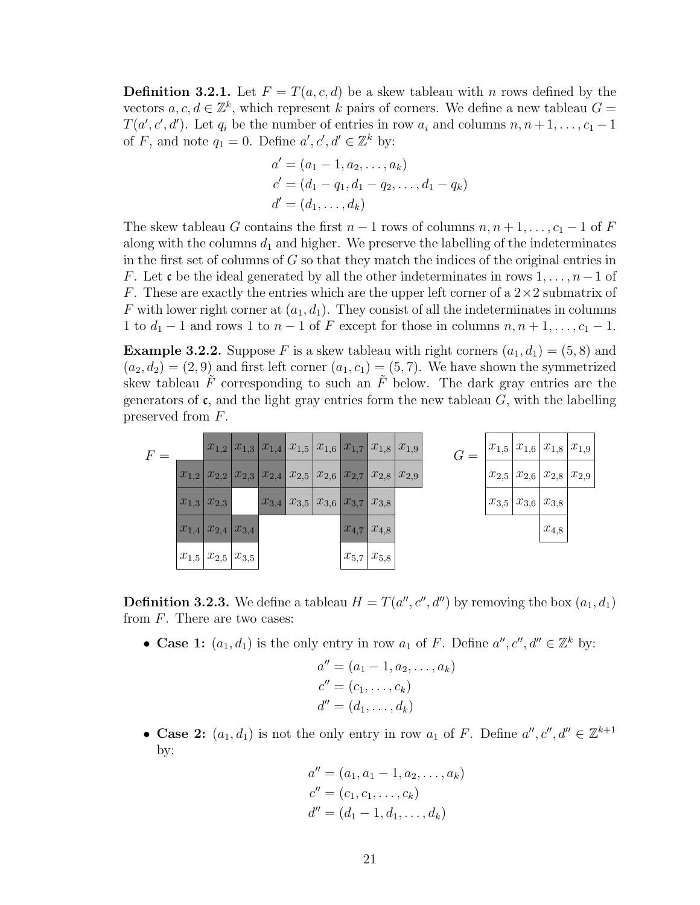**Definition 3.2.1.** Let $F = T(a, c, d)$ be a skew tableau with $n$ rows defined by the vectors $a, c, d \in \mathbb{Z}^k$, which represent $k$ pairs of corners. We define a new tableau $G = T(a', c', d')$. Let $q_i$ be the number of entries in row $a_i$ and columns $n, n+1, \ldots, c_1 - 1$ of $F$, and note $q_1 = 0$. Define $a', c', d' \in \mathbb{Z}^k$ by:

$$a' = (a_1 - 1, a_2, \ldots, a_k)$$
$$c' = (d_1 - q_1, d_1 - q_2, \ldots, d_1 - q_k)$$
$$d' = (d_1, \ldots, d_k)$$

The skew tableau $G$ contains the first $n-1$ rows of columns $n, n+1, \ldots, c_1 - 1$ of $F$ along with the columns $d_1$ and higher. We preserve the labelling of the indeterminates in the first set of columns of $G$ so that they match the indices of the original entries in $F$. Let $\mathfrak{c}$ be the ideal generated by all the other indeterminates in rows $1, \ldots, n-1$ of $F$. These are exactly the entries which are the upper left corner of a $2 \times 2$ submatrix of $F$ with lower right corner at $(a_1, d_1)$. They consist of all the indeterminates in columns 1 to $d_1 - 1$ and rows 1 to $n-1$ of $F$ except for those in columns $n, n+1, \ldots, c_1 - 1$.

**Example 3.2.2.** Suppose $F$ is a skew tableau with right corners $(a_1, d_1) = (5, 8)$ and $(a_2, d_2) = (2, 9)$ and first left corner $(a_1, c_1) = (5, 7)$. We have shown the symmetrized skew tableau $\tilde{F}$ corresponding to such an $\tilde{F}$ below. The dark gray entries are the generators of $\mathfrak{c}$, and the light gray entries form the new tableau $G$, with the labelling preserved from $F$.

$F =$

| | | | | | | | | |
|---|---|---|---|---|---|---|---|---|
| | $x_{1,2}$ | $x_{1,3}$ | $x_{1,4}$ | $x_{1,5}$ | $x_{1,6}$ | $x_{1,7}$ | $x_{1,8}$ | $x_{1,9}$ |
| $x_{1,2}$ | $x_{2,2}$ | $x_{2,3}$ | $x_{2,4}$ | $x_{2,5}$ | $x_{2,6}$ | $x_{2,7}$ | $x_{2,8}$ | $x_{2,9}$ |
| $x_{1,3}$ | $x_{2,3}$ | | $x_{3,4}$ | $x_{3,5}$ | $x_{3,6}$ | $x_{3,7}$ | $x_{3,8}$ | |
| $x_{1,4}$ | $x_{2,4}$ | $x_{3,4}$ | | | | $x_{4,7}$ | $x_{4,8}$ | |
| $x_{1,5}$ | $x_{2,5}$ | $x_{3,5}$ | | | | $x_{5,7}$ | $x_{5,8}$ | |

$G =$

| | | | |
|---|---|---|---|
| $x_{1,5}$ | $x_{1,6}$ | $x_{1,8}$ | $x_{1,9}$ |
| $x_{2,5}$ | $x_{2,6}$ | $x_{2,8}$ | $x_{2,9}$ |
| $x_{3,5}$ | $x_{3,6}$ | $x_{3,8}$ | |
| | | $x_{4,8}$ | |

**Definition 3.2.3.** We define a tableau $H = T(a'', c'', d'')$ by removing the box $(a_1, d_1)$ from $F$. There are two cases:

- **Case 1:** $(a_1, d_1)$ is the only entry in row $a_1$ of $F$. Define $a'', c'', d'' \in \mathbb{Z}^k$ by:

$$a'' = (a_1 - 1, a_2, \ldots, a_k)$$
$$c'' = (c_1, \ldots, c_k)$$
$$d'' = (d_1, \ldots, d_k)$$

- **Case 2:** $(a_1, d_1)$ is not the only entry in row $a_1$ of $F$. Define $a'', c'', d'' \in \mathbb{Z}^{k+1}$ by:

$$a'' = (a_1, a_1 - 1, a_2, \ldots, a_k)$$
$$c'' = (c_1, c_1, \ldots, c_k)$$
$$d'' = (d_1 - 1, d_1, \ldots, d_k)$$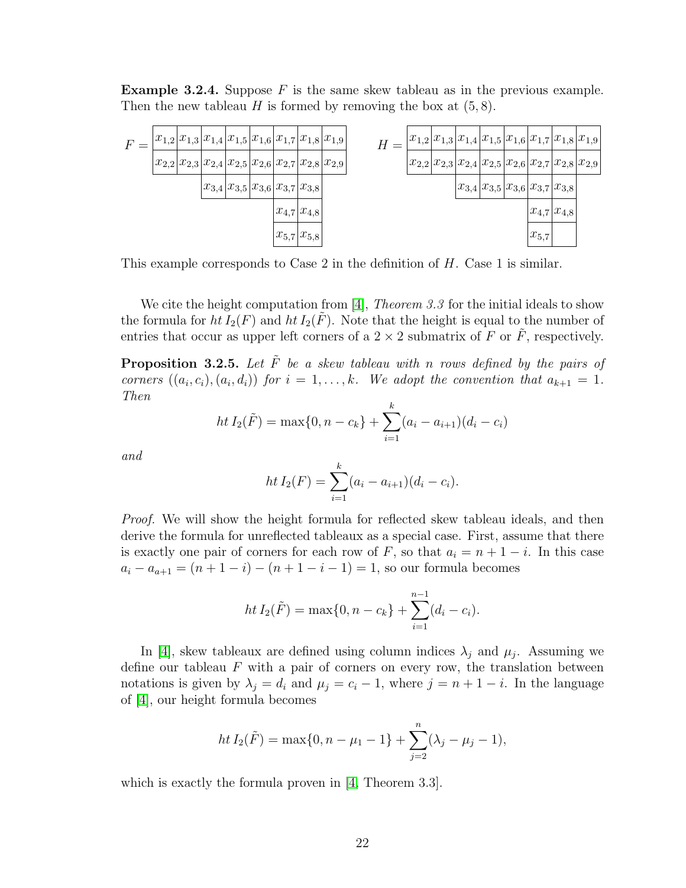**Example 3.2.4.** Suppose $F$ is the same skew tableau as in the previous example. Then the new tableau $H$ is formed by removing the box at $(5, 8)$.

$$F = \begin{array}{|c|c|c|c|c|c|c|c|}
\hline
x_{1,2} & x_{1,3} & x_{1,4} & x_{1,5} & x_{1,6} & x_{1,7} & x_{1,8} & x_{1,9} \\
\hline
x_{2,2} & x_{2,3} & x_{2,4} & x_{2,5} & x_{2,6} & x_{2,7} & x_{2,8} & x_{2,9} \\
\hline
\multicolumn{2}{c|}{} & x_{3,4} & x_{3,5} & x_{3,6} & x_{3,7} & x_{3,8} & \multicolumn{1}{c}{} \\
\cline{3-7}
\multicolumn{5}{c|}{} & x_{4,7} & x_{4,8} & \multicolumn{1}{c}{} \\
\cline{6-7}
\multicolumn{5}{c|}{} & x_{5,7} & x_{5,8} & \multicolumn{1}{c}{} \\
\cline{6-7}
\end{array}
\qquad
H = \begin{array}{|c|c|c|c|c|c|c|c|}
\hline
x_{1,2} & x_{1,3} & x_{1,4} & x_{1,5} & x_{1,6} & x_{1,7} & x_{1,8} & x_{1,9} \\
\hline
x_{2,2} & x_{2,3} & x_{2,4} & x_{2,5} & x_{2,6} & x_{2,7} & x_{2,8} & x_{2,9} \\
\hline
\multicolumn{2}{c|}{} & x_{3,4} & x_{3,5} & x_{3,6} & x_{3,7} & x_{3,8} & \multicolumn{1}{c}{} \\
\cline{3-7}
\multicolumn{5}{c|}{} & x_{4,7} & x_{4,8} & \multicolumn{1}{c}{} \\
\cline{6-7}
\multicolumn{5}{c|}{} & x_{5,7} & & \multicolumn{1}{c}{} \\
\cline{6-7}
\end{array}$$

This example corresponds to Case 2 in the definition of $H$. Case 1 is similar.

We cite the height computation from [4], *Theorem 3.3* for the initial ideals to show the formula for $ht\, I_2(F)$ and $ht\, I_2(\tilde{F})$. Note that the height is equal to the number of entries that occur as upper left corners of a $2 \times 2$ submatrix of $F$ or $\tilde{F}$, respectively.

**Proposition 3.2.5.** *Let $\tilde{F}$ be a skew tableau with $n$ rows defined by the pairs of corners $((a_i, c_i), (a_i, d_i))$ for $i = 1, \ldots, k$. We adopt the convention that $a_{k+1} = 1$. Then*

$$ht\, I_2(\tilde{F}) = \max\{0, n - c_k\} + \sum_{i=1}^{k} (a_i - a_{i+1})(d_i - c_i)$$

*and*

$$ht\, I_2(F) = \sum_{i=1}^{k} (a_i - a_{i+1})(d_i - c_i).$$

*Proof.* We will show the height formula for reflected skew tableau ideals, and then derive the formula for unreflected tableaux as a special case. First, assume that there is exactly one pair of corners for each row of $F$, so that $a_i = n + 1 - i$. In this case $a_i - a_{a+1} = (n + 1 - i) - (n + 1 - i - 1) = 1$, so our formula becomes

$$ht\, I_2(\tilde{F}) = \max\{0, n - c_k\} + \sum_{i=1}^{n-1} (d_i - c_i).$$

In [4], skew tableaux are defined using column indices $\lambda_j$ and $\mu_j$. Assuming we define our tableau $F$ with a pair of corners on every row, the translation between notations is given by $\lambda_j = d_i$ and $\mu_j = c_i - 1$, where $j = n + 1 - i$. In the language of [4], our height formula becomes

$$ht\, I_2(\tilde{F}) = \max\{0, n - \mu_1 - 1\} + \sum_{j=2}^{n} (\lambda_j - \mu_j - 1),$$

which is exactly the formula proven in [4, Theorem 3.3].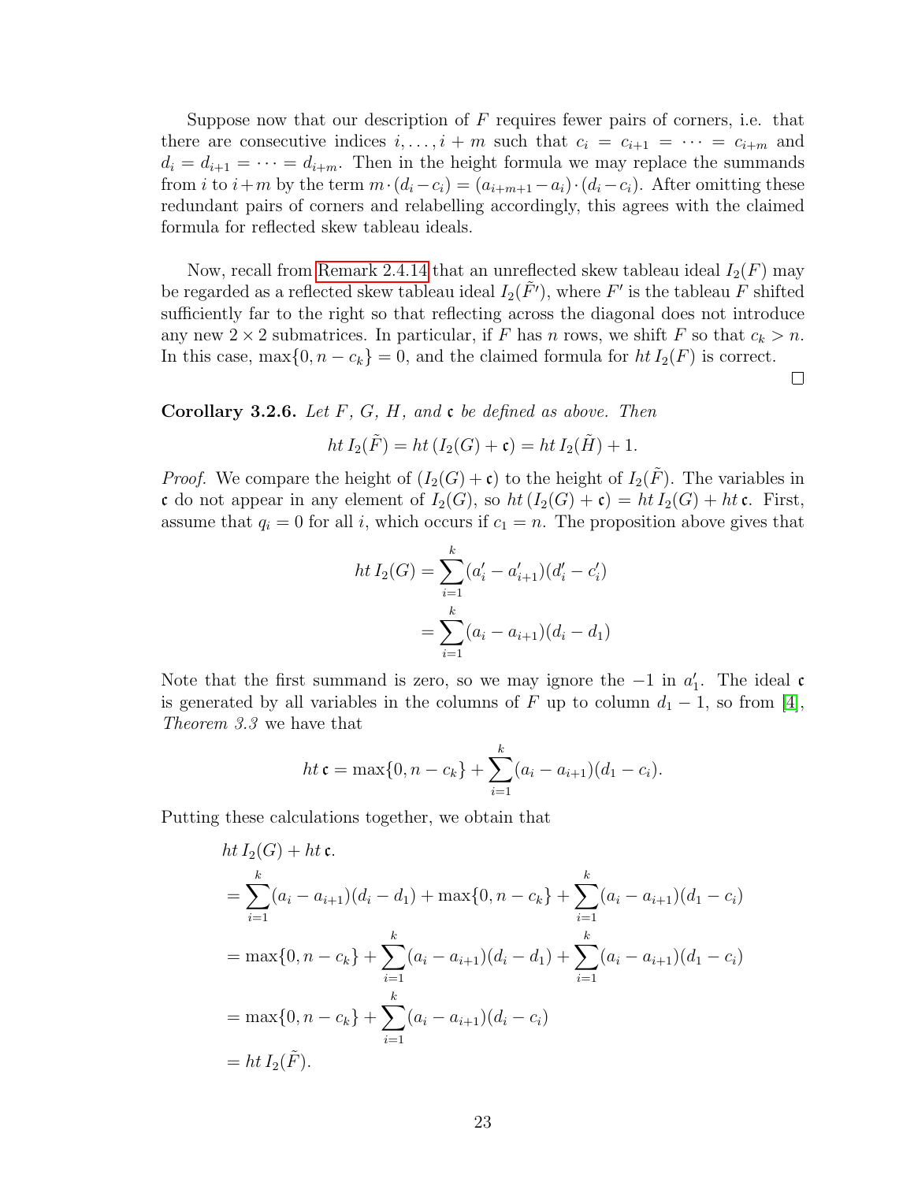Suppose now that our description of $F$ requires fewer pairs of corners, i.e. that there are consecutive indices $i, \ldots, i+m$ such that $c_i = c_{i+1} = \cdots = c_{i+m}$ and $d_i = d_{i+1} = \cdots = d_{i+m}$. Then in the height formula we may replace the summands from $i$ to $i+m$ by the term $m \cdot (d_i - c_i) = (a_{i+m+1} - a_i) \cdot (d_i - c_i)$. After omitting these redundant pairs of corners and relabelling accordingly, this agrees with the claimed formula for reflected skew tableau ideals.

Now, recall from Remark 2.4.14 that an unreflected skew tableau ideal $I_2(F)$ may be regarded as a reflected skew tableau ideal $I_2(\tilde{F}')$, where $F'$ is the tableau $F$ shifted sufficiently far to the right so that reflecting across the diagonal does not introduce any new $2 \times 2$ submatrices. In particular, if $F$ has $n$ rows, we shift $F$ so that $c_k > n$. In this case, $\max\{0, n - c_k\} = 0$, and the claimed formula for $ht\, I_2(F)$ is correct.

□

**Corollary 3.2.6.** *Let $F$, $G$, $H$, and $\mathfrak{c}$ be defined as above. Then*

$$ht\, I_2(\tilde{F}) = ht\, (I_2(G) + \mathfrak{c}) = ht\, I_2(\tilde{H}) + 1.$$

*Proof.* We compare the height of $(I_2(G) + \mathfrak{c})$ to the height of $I_2(\tilde{F})$. The variables in $\mathfrak{c}$ do not appear in any element of $I_2(G)$, so $ht\, (I_2(G) + \mathfrak{c}) = ht\, I_2(G) + ht\, \mathfrak{c}$. First, assume that $q_i = 0$ for all $i$, which occurs if $c_1 = n$. The proposition above gives that

$$\begin{aligned} ht\, I_2(G) &= \sum_{i=1}^{k} (a'_i - a'_{i+1})(d'_i - c'_i) \\ &= \sum_{i=1}^{k} (a_i - a_{i+1})(d_i - d_1) \end{aligned}$$

Note that the first summand is zero, so we may ignore the $-1$ in $a'_1$. The ideal $\mathfrak{c}$ is generated by all variables in the columns of $F$ up to column $d_1 - 1$, so from [4], *Theorem 3.3* we have that

$$ht\, \mathfrak{c} = \max\{0, n - c_k\} + \sum_{i=1}^{k} (a_i - a_{i+1})(d_1 - c_i).$$

Putting these calculations together, we obtain that

$$\begin{aligned} &ht\, I_2(G) + ht\, \mathfrak{c}. \\ &= \sum_{i=1}^{k} (a_i - a_{i+1})(d_i - d_1) + \max\{0, n - c_k\} + \sum_{i=1}^{k} (a_i - a_{i+1})(d_1 - c_i) \\ &= \max\{0, n - c_k\} + \sum_{i=1}^{k} (a_i - a_{i+1})(d_i - d_1) + \sum_{i=1}^{k} (a_i - a_{i+1})(d_1 - c_i) \\ &= \max\{0, n - c_k\} + \sum_{i=1}^{k} (a_i - a_{i+1})(d_i - c_i) \\ &= ht\, I_2(\tilde{F}). \end{aligned}$$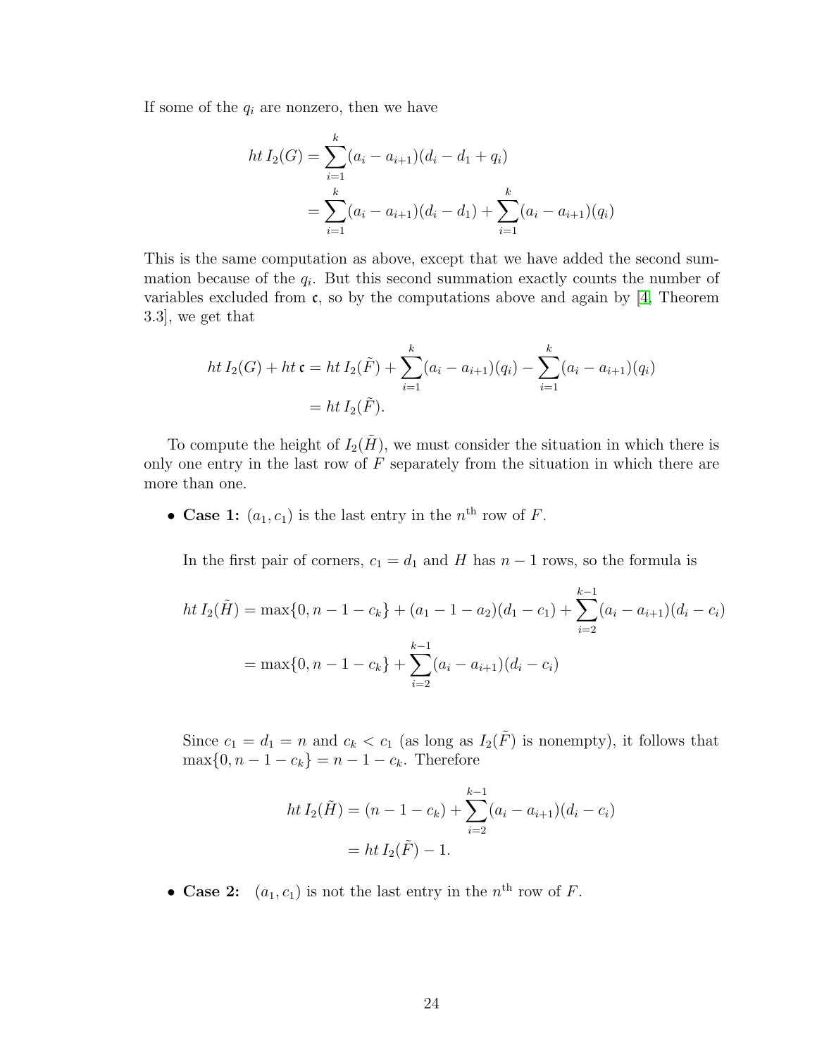If some of the $q_i$ are nonzero, then we have

$$
\begin{aligned}
ht\, I_2(G) &= \sum_{i=1}^{k}(a_i - a_{i+1})(d_i - d_1 + q_i) \\
&= \sum_{i=1}^{k}(a_i - a_{i+1})(d_i - d_1) + \sum_{i=1}^{k}(a_i - a_{i+1})(q_i)
\end{aligned}
$$

This is the same computation as above, except that we have added the second summation because of the $q_i$. But this second summation exactly counts the number of variables excluded from $\mathfrak{c}$, so by the computations above and again by [4, Theorem 3.3], we get that

$$
\begin{aligned}
ht\, I_2(G) + ht\, \mathfrak{c} &= ht\, I_2(\tilde{F}) + \sum_{i=1}^{k}(a_i - a_{i+1})(q_i) - \sum_{i=1}^{k}(a_i - a_{i+1})(q_i) \\
&= ht\, I_2(\tilde{F}).
\end{aligned}
$$

To compute the height of $I_2(\tilde{H})$, we must consider the situation in which there is only one entry in the last row of $F$ separately from the situation in which there are more than one.

- **Case 1:** $(a_1, c_1)$ is the last entry in the $n^{\text{th}}$ row of $F$.

  In the first pair of corners, $c_1 = d_1$ and $H$ has $n-1$ rows, so the formula is

$$
\begin{aligned}
ht\, I_2(\tilde{H}) &= \max\{0, n-1-c_k\} + (a_1 - 1 - a_2)(d_1 - c_1) + \sum_{i=2}^{k-1}(a_i - a_{i+1})(d_i - c_i) \\
&= \max\{0, n-1-c_k\} + \sum_{i=2}^{k-1}(a_i - a_{i+1})(d_i - c_i)
\end{aligned}
$$

  Since $c_1 = d_1 = n$ and $c_k < c_1$ (as long as $I_2(\tilde{F})$ is nonempty), it follows that $\max\{0, n-1-c_k\} = n-1-c_k$. Therefore

$$
\begin{aligned}
ht\, I_2(\tilde{H}) &= (n-1-c_k) + \sum_{i=2}^{k-1}(a_i - a_{i+1})(d_i - c_i) \\
&= ht\, I_2(\tilde{F}) - 1.
\end{aligned}
$$

- **Case 2:** $(a_1, c_1)$ is not the last entry in the $n^{\text{th}}$ row of $F$.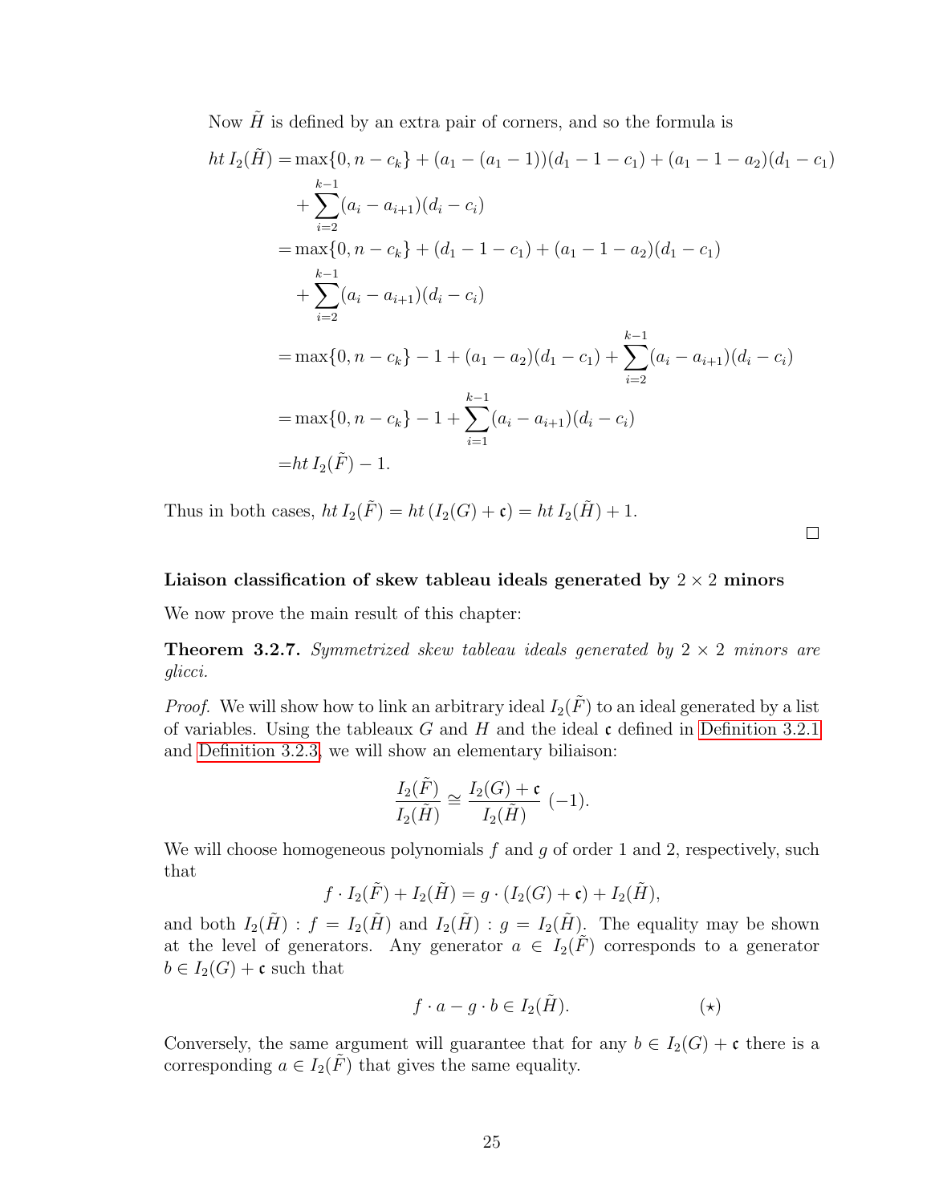Now $\tilde{H}$ is defined by an extra pair of corners, and so the formula is

$$
\begin{aligned}
ht\, I_2(\tilde{H}) =& \max\{0, n - c_k\} + (a_1 - (a_1 - 1))(d_1 - 1 - c_1) + (a_1 - 1 - a_2)(d_1 - c_1) \\
&+ \sum_{i=2}^{k-1} (a_i - a_{i+1})(d_i - c_i) \\
=& \max\{0, n - c_k\} + (d_1 - 1 - c_1) + (a_1 - 1 - a_2)(d_1 - c_1) \\
&+ \sum_{i=2}^{k-1} (a_i - a_{i+1})(d_i - c_i) \\
=& \max\{0, n - c_k\} - 1 + (a_1 - a_2)(d_1 - c_1) + \sum_{i=2}^{k-1} (a_i - a_{i+1})(d_i - c_i) \\
=& \max\{0, n - c_k\} - 1 + \sum_{i=1}^{k-1} (a_i - a_{i+1})(d_i - c_i) \\
=& ht\, I_2(\tilde{F}) - 1.
\end{aligned}
$$

Thus in both cases, $ht\, I_2(\tilde{F}) = ht\,(I_2(G) + \mathfrak{c}) = ht\, I_2(\tilde{H}) + 1$.

□

**Liaison classification of skew tableau ideals generated by $2 \times 2$ minors**

We now prove the main result of this chapter:

**Theorem 3.2.7.** *Symmetrized skew tableau ideals generated by $2 \times 2$ minors are glicci.*

*Proof.* We will show how to link an arbitrary ideal $I_2(\tilde{F})$ to an ideal generated by a list of variables. Using the tableaux $G$ and $H$ and the ideal $\mathfrak{c}$ defined in Definition 3.2.1 and Definition 3.2.3, we will show an elementary biliaison:

$$\frac{I_2(\tilde{F})}{I_2(\tilde{H})} \cong \frac{I_2(G) + \mathfrak{c}}{I_2(\tilde{H})}\ (-1).$$

We will choose homogeneous polynomials $f$ and $g$ of order 1 and 2, respectively, such that

$$f \cdot I_2(\tilde{F}) + I_2(\tilde{H}) = g \cdot (I_2(G) + \mathfrak{c}) + I_2(\tilde{H}),$$

and both $I_2(\tilde{H}) : f = I_2(\tilde{H})$ and $I_2(\tilde{H}) : g = I_2(\tilde{H})$. The equality may be shown at the level of generators. Any generator $a \in I_2(\tilde{F})$ corresponds to a generator $b \in I_2(G) + \mathfrak{c}$ such that

$$f \cdot a - g \cdot b \in I_2(\tilde{H}). \qquad (\star)$$

Conversely, the same argument will guarantee that for any $b \in I_2(G) + \mathfrak{c}$ there is a corresponding $a \in I_2(\tilde{F})$ that gives the same equality.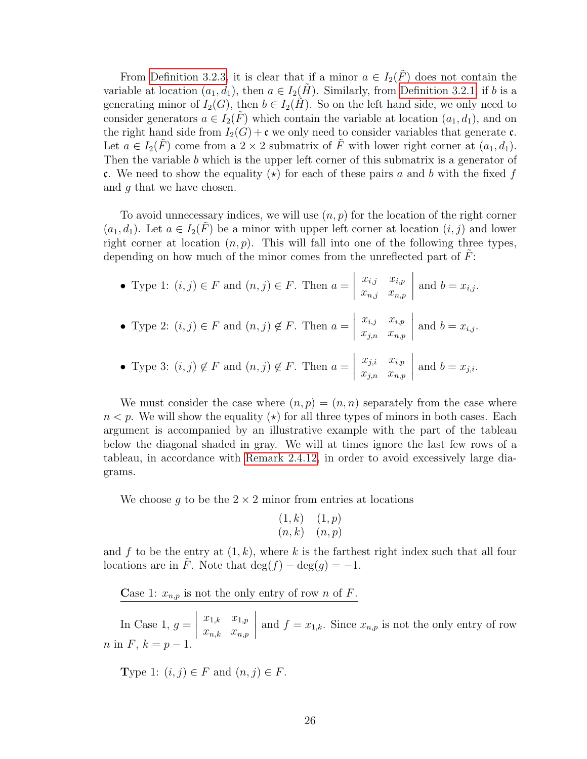From Definition 3.2.3, it is clear that if a minor $a \in I_2(\tilde{F})$ does not contain the variable at location $(a_1, d_1)$, then $a \in I_2(\tilde{H})$. Similarly, from Definition 3.2.1, if $b$ is a generating minor of $I_2(G)$, then $b \in I_2(\tilde{H})$. So on the left hand side, we only need to consider generators $a \in I_2(\tilde{F})$ which contain the variable at location $(a_1, d_1)$, and on the right hand side from $I_2(G) + \mathfrak{c}$ we only need to consider variables that generate $\mathfrak{c}$. Let $a \in I_2(\tilde{F})$ come from a $2 \times 2$ submatrix of $\tilde{F}$ with lower right corner at $(a_1, d_1)$. Then the variable $b$ which is the upper left corner of this submatrix is a generator of $\mathfrak{c}$. We need to show the equality $(\star)$ for each of these pairs $a$ and $b$ with the fixed $f$ and $g$ that we have chosen.

To avoid unnecessary indices, we will use $(n, p)$ for the location of the right corner $(a_1, d_1)$. Let $a \in I_2(\tilde{F})$ be a minor with upper left corner at location $(i, j)$ and lower right corner at location $(n, p)$. This will fall into one of the following three types, depending on how much of the minor comes from the unreflected part of $\tilde{F}$:

- Type 1: $(i, j) \in F$ and $(n, j) \in F$. Then $a = \begin{vmatrix} x_{i,j} & x_{i,p} \\ x_{n,j} & x_{n,p} \end{vmatrix}$ and $b = x_{i,j}$.
- Type 2: $(i, j) \in F$ and $(n, j) \notin F$. Then $a = \begin{vmatrix} x_{i,j} & x_{i,p} \\ x_{j,n} & x_{n,p} \end{vmatrix}$ and $b = x_{i,j}$.
- Type 3: $(i, j) \notin F$ and $(n, j) \notin F$. Then $a = \begin{vmatrix} x_{j,i} & x_{i,p} \\ x_{j,n} & x_{n,p} \end{vmatrix}$ and $b = x_{j,i}$.

We must consider the case where $(n, p) = (n, n)$ separately from the case where $n < p$. We will show the equality $(\star)$ for all three types of minors in both cases. Each argument is accompanied by an illustrative example with the part of the tableau below the diagonal shaded in gray. We will at times ignore the last few rows of a tableau, in accordance with Remark 2.4.12, in order to avoid excessively large diagrams.

We choose $g$ to be the $2 \times 2$ minor from entries at locations

$$\begin{matrix} (1, k) & (1, p) \\ (n, k) & (n, p) \end{matrix}$$

and $f$ to be the entry at $(1, k)$, where $k$ is the farthest right index such that all four locations are in $\tilde{F}$. Note that $\deg(f) - \deg(g) = -1$.

<u>**C**ase 1: $x_{n,p}$ is not the only entry of row $n$ of $F$.</u>

In Case 1, $g = \begin{vmatrix} x_{1,k} & x_{1,p} \\ x_{n,k} & x_{n,p} \end{vmatrix}$ and $f = x_{1,k}$. Since $x_{n,p}$ is not the only entry of row $n$ in $F$, $k = p - 1$.

**T**ype 1: $(i, j) \in F$ and $(n, j) \in F$.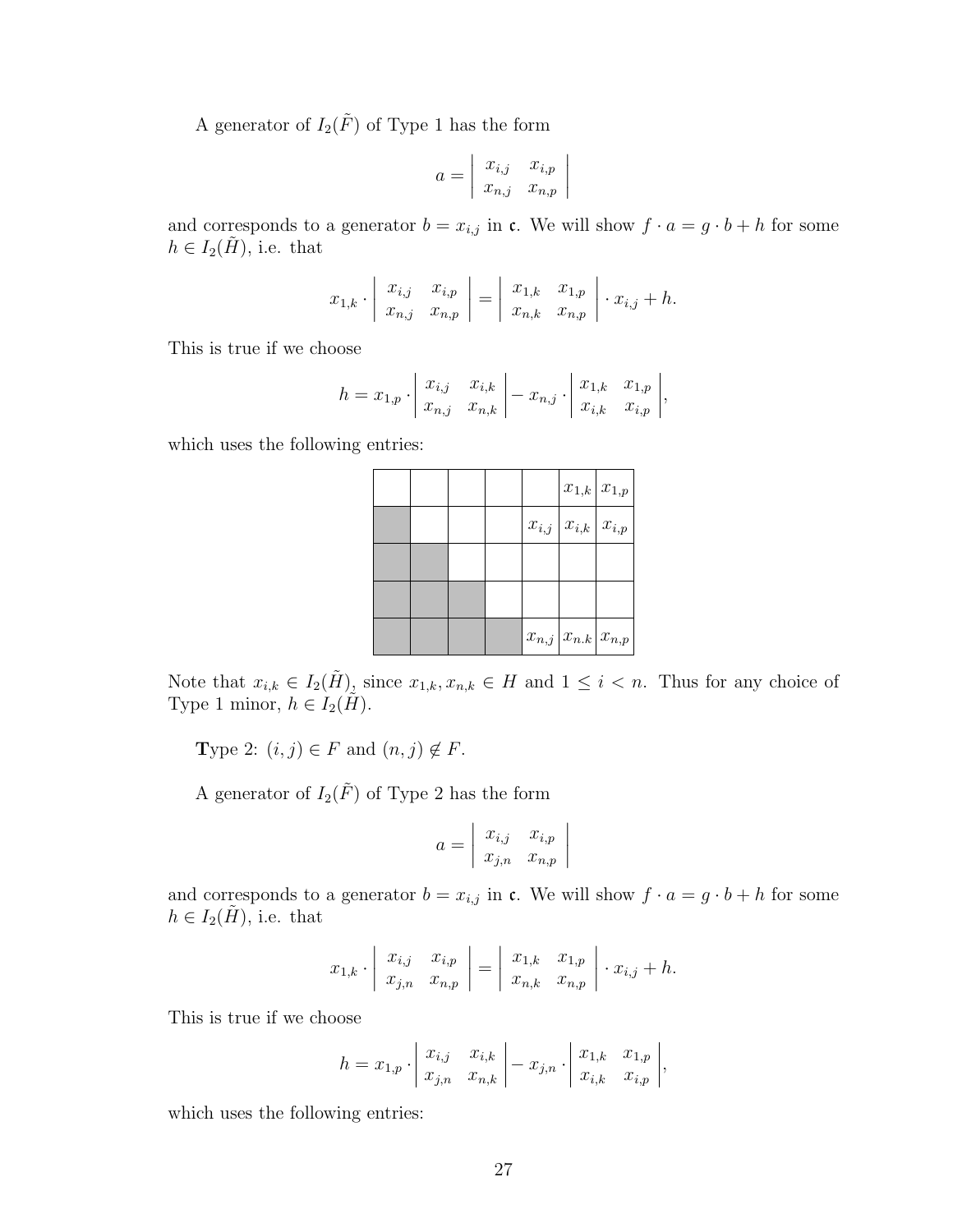A generator of $I_2(\tilde{F})$ of Type 1 has the form

$$a = \begin{vmatrix} x_{i,j} & x_{i,p} \\ x_{n,j} & x_{n,p} \end{vmatrix}$$

and corresponds to a generator $b = x_{i,j}$ in $\mathfrak{c}$. We will show $f \cdot a = g \cdot b + h$ for some $h \in I_2(\tilde{H})$, i.e. that

$$x_{1,k} \cdot \begin{vmatrix} x_{i,j} & x_{i,p} \\ x_{n,j} & x_{n,p} \end{vmatrix} = \begin{vmatrix} x_{1,k} & x_{1,p} \\ x_{n,k} & x_{n,p} \end{vmatrix} \cdot x_{i,j} + h.$$

This is true if we choose

$$h = x_{1,p} \cdot \begin{vmatrix} x_{i,j} & x_{i,k} \\ x_{n,j} & x_{n,k} \end{vmatrix} - x_{n,j} \cdot \begin{vmatrix} x_{1,k} & x_{1,p} \\ x_{i,k} & x_{i,p} \end{vmatrix},$$

which uses the following entries:

| | | | | | | |
|---|---|---|---|---|---|---|
| | | | | | $x_{1,k}$ | $x_{1,p}$ |
| ■ | | | | $x_{i,j}$ | $x_{i,k}$ | $x_{i,p}$ |
| ■ | ■ | | | | | |
| ■ | ■ | ■ | | | | |
| ■ | ■ | ■ | ■ | $x_{n,j}$ | $x_{n.k}$ | $x_{n,p}$ |

Note that $x_{i,k} \in I_2(\tilde{H})$, since $x_{1,k}, x_{n,k} \in H$ and $1 \leq i < n$. Thus for any choice of Type 1 minor, $h \in I_2(\tilde{H})$.

**T**ype 2: $(i,j) \in F$ and $(n,j) \notin F$.

A generator of $I_2(\tilde{F})$ of Type 2 has the form

$$a = \begin{vmatrix} x_{i,j} & x_{i,p} \\ x_{j,n} & x_{n,p} \end{vmatrix}$$

and corresponds to a generator $b = x_{i,j}$ in $\mathfrak{c}$. We will show $f \cdot a = g \cdot b + h$ for some $h \in I_2(\tilde{H})$, i.e. that

$$x_{1,k} \cdot \begin{vmatrix} x_{i,j} & x_{i,p} \\ x_{j,n} & x_{n,p} \end{vmatrix} = \begin{vmatrix} x_{1,k} & x_{1,p} \\ x_{n,k} & x_{n,p} \end{vmatrix} \cdot x_{i,j} + h.$$

This is true if we choose

$$h = x_{1,p} \cdot \begin{vmatrix} x_{i,j} & x_{i,k} \\ x_{j,n} & x_{n,k} \end{vmatrix} - x_{j,n} \cdot \begin{vmatrix} x_{1,k} & x_{1,p} \\ x_{i,k} & x_{i,p} \end{vmatrix},$$

which uses the following entries: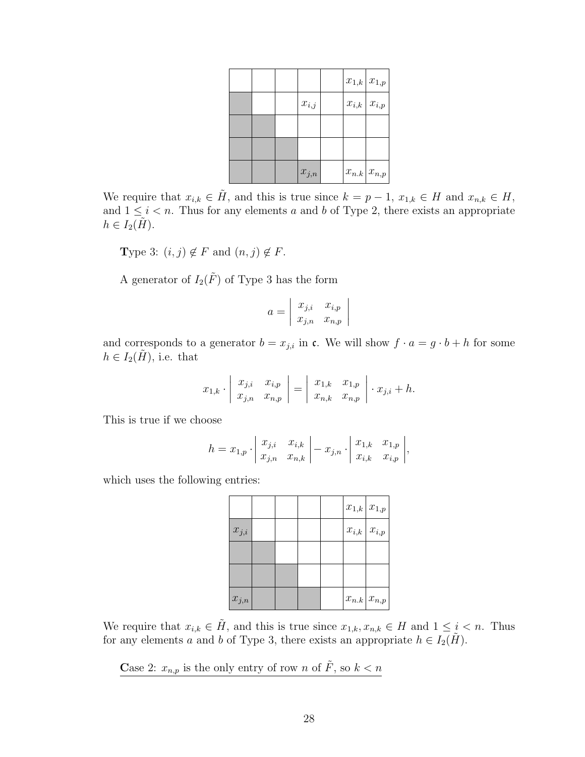|  |  |  |  |  | $x_{1,k}$ | $x_{1,p}$ |
|---|---|---|---|---|---|---|
|  |  |  | $x_{i,j}$ |  | $x_{i,k}$ | $x_{i,p}$ |
|  |  |  |  |  |  |  |
|  |  |  |  |  |  |  |
|  |  |  | $x_{j,n}$ |  | $x_{n.k}$ | $x_{n,p}$ |

We require that $x_{i,k} \in \tilde{H}$, and this is true since $k = p-1$, $x_{1,k} \in H$ and $x_{n,k} \in H$, and $1 \leq i < n$. Thus for any elements $a$ and $b$ of Type 2, there exists an appropriate $h \in I_2(\tilde{H})$.

**T**ype 3: $(i,j) \notin F$ and $(n,j) \notin F$.

A generator of $I_2(\tilde{F})$ of Type 3 has the form

$$a = \begin{vmatrix} x_{j,i} & x_{i,p} \\ x_{j,n} & x_{n,p} \end{vmatrix}$$

and corresponds to a generator $b = x_{j,i}$ in $\mathfrak{c}$. We will show $f \cdot a = g \cdot b + h$ for some $h \in I_2(\tilde{H})$, i.e. that

$$x_{1,k} \cdot \begin{vmatrix} x_{j,i} & x_{i,p} \\ x_{j,n} & x_{n,p} \end{vmatrix} = \begin{vmatrix} x_{1,k} & x_{1,p} \\ x_{n,k} & x_{n,p} \end{vmatrix} \cdot x_{j,i} + h.$$

This is true if we choose

$$h = x_{1,p} \cdot \begin{vmatrix} x_{j,i} & x_{i,k} \\ x_{j,n} & x_{n,k} \end{vmatrix} - x_{j,n} \cdot \begin{vmatrix} x_{1,k} & x_{1,p} \\ x_{i,k} & x_{i,p} \end{vmatrix},$$

which uses the following entries:

|  |  |  |  |  | $x_{1,k}$ | $x_{1,p}$ |
|---|---|---|---|---|---|---|
| $x_{j,i}$ |  |  |  |  | $x_{i,k}$ | $x_{i,p}$ |
|  |  |  |  |  |  |  |
|  |  |  |  |  |  |  |
| $x_{j,n}$ |  |  |  |  | $x_{n.k}$ | $x_{n,p}$ |

We require that $x_{i,k} \in \tilde{H}$, and this is true since $x_{1,k}, x_{n,k} \in H$ and $1 \leq i < n$. Thus for any elements $a$ and $b$ of Type 3, there exists an appropriate $h \in I_2(\tilde{H})$.

**C**ase 2: $x_{n,p}$ is the only entry of row $n$ of $\tilde{F}$, so $k < n$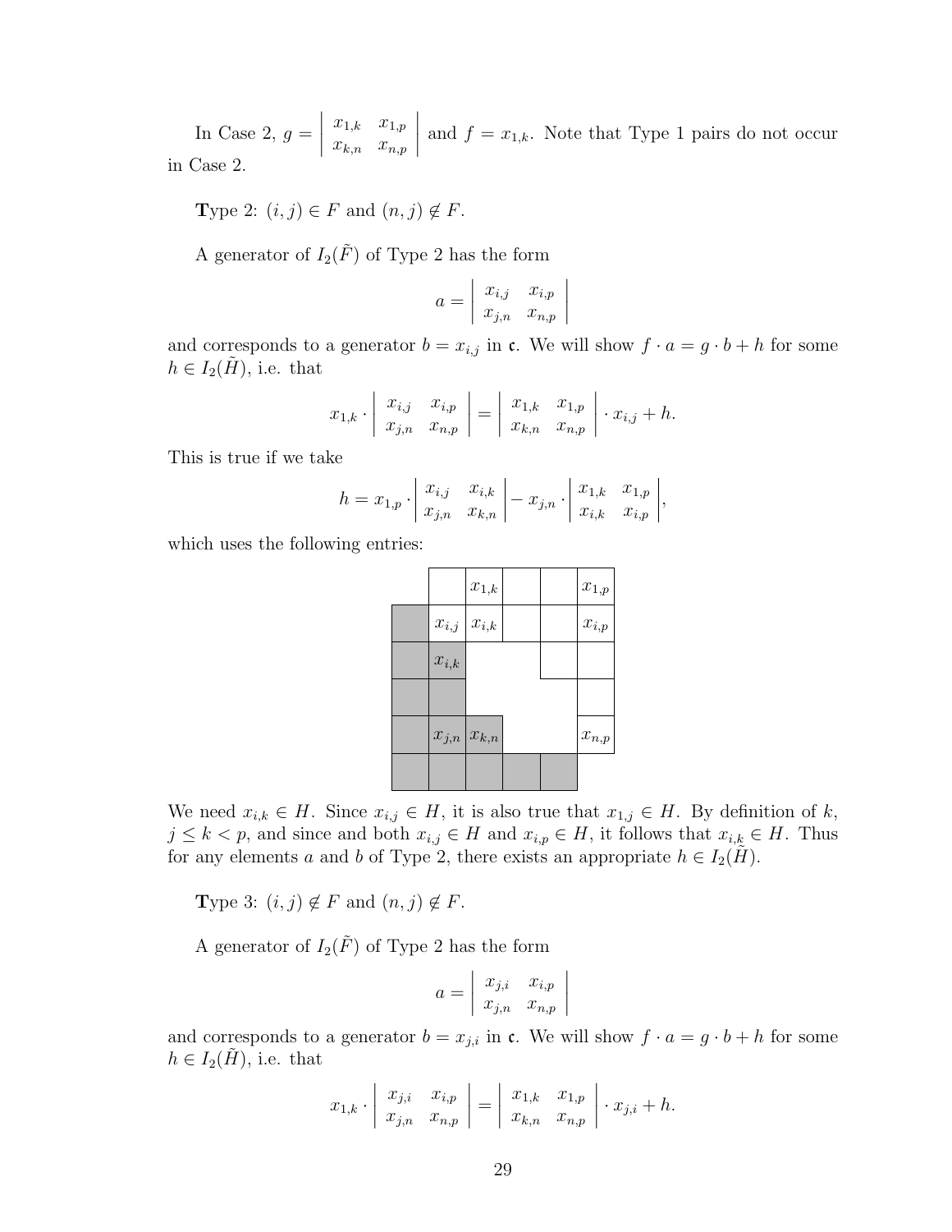In Case 2, $g = \begin{vmatrix} x_{1,k} & x_{1,p} \\ x_{k,n} & x_{n,p} \end{vmatrix}$ and $f = x_{1,k}$. Note that Type 1 pairs do not occur in Case 2.

**T**ype 2: $(i, j) \in F$ and $(n, j) \notin F$.

A generator of $I_2(\tilde{F})$ of Type 2 has the form

$$a = \begin{vmatrix} x_{i,j} & x_{i,p} \\ x_{j,n} & x_{n,p} \end{vmatrix}$$

and corresponds to a generator $b = x_{i,j}$ in $\mathfrak{c}$. We will show $f \cdot a = g \cdot b + h$ for some $h \in I_2(\tilde{H})$, i.e. that

$$x_{1,k} \cdot \begin{vmatrix} x_{i,j} & x_{i,p} \\ x_{j,n} & x_{n,p} \end{vmatrix} = \begin{vmatrix} x_{1,k} & x_{1,p} \\ x_{k,n} & x_{n,p} \end{vmatrix} \cdot x_{i,j} + h.$$

This is true if we take

$$h = x_{1,p} \cdot \begin{vmatrix} x_{i,j} & x_{i,k} \\ x_{j,n} & x_{k,n} \end{vmatrix} - x_{j,n} \cdot \begin{vmatrix} x_{1,k} & x_{1,p} \\ x_{i,k} & x_{i,p} \end{vmatrix},$$

which uses the following entries:

| | | | | | |
|---|---|---|---|---|---|
| | | $x_{1,k}$ | | | $x_{1,p}$ |
| (shaded) | $x_{i,j}$ | $x_{i,k}$ | | | $x_{i,p}$ |
| (shaded) | $x_{i,k}$ (shaded) | | | | |
| (shaded) | (shaded) | | | | |
| (shaded) | $x_{j,n}$ (shaded) | $x_{k,n}$ (shaded) | | | $x_{n,p}$ |
| (shaded) | (shaded) | (shaded) | (shaded) | (shaded) | |

We need $x_{i,k} \in H$. Since $x_{i,j} \in H$, it is also true that $x_{1,j} \in H$. By definition of $k$, $j \leq k < p$, and since and both $x_{i,j} \in H$ and $x_{i,p} \in H$, it follows that $x_{i,k} \in H$. Thus for any elements $a$ and $b$ of Type 2, there exists an appropriate $h \in I_2(\tilde{H})$.

**T**ype 3: $(i, j) \notin F$ and $(n, j) \notin F$.

A generator of $I_2(\tilde{F})$ of Type 2 has the form

$$a = \begin{vmatrix} x_{j,i} & x_{i,p} \\ x_{j,n} & x_{n,p} \end{vmatrix}$$

and corresponds to a generator $b = x_{j,i}$ in $\mathfrak{c}$. We will show $f \cdot a = g \cdot b + h$ for some $h \in I_2(\tilde{H})$, i.e. that

$$x_{1,k} \cdot \begin{vmatrix} x_{j,i} & x_{i,p} \\ x_{j,n} & x_{n,p} \end{vmatrix} = \begin{vmatrix} x_{1,k} & x_{1,p} \\ x_{k,n} & x_{n,p} \end{vmatrix} \cdot x_{j,i} + h.$$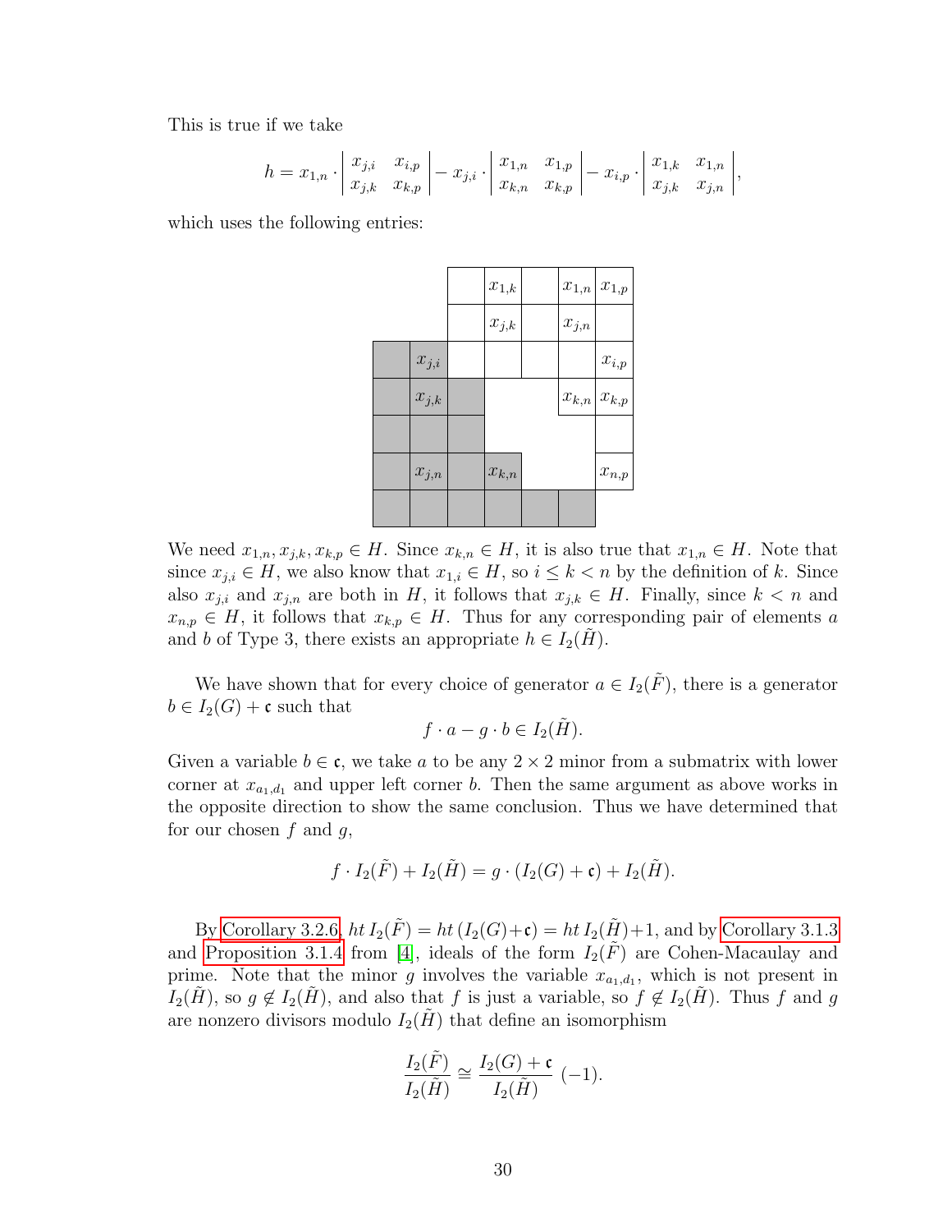This is true if we take

$$h = x_{1,n} \cdot \begin{vmatrix} x_{j,i} & x_{i,p} \\ x_{j,k} & x_{k,p} \end{vmatrix} - x_{j,i} \cdot \begin{vmatrix} x_{1,n} & x_{1,p} \\ x_{k,n} & x_{k,p} \end{vmatrix} - x_{i,p} \cdot \begin{vmatrix} x_{1,k} & x_{1,n} \\ x_{j,k} & x_{j,n} \end{vmatrix},$$

which uses the following entries:

| | | | | | | |
|---|---|---|---|---|---|---|
| | | | $x_{1,k}$ | | $x_{1,n}$ | $x_{1,p}$ |
| | | | $x_{j,k}$ | | $x_{j,n}$ | |
| | $x_{j,i}$ | | | | | $x_{i,p}$ |
| | $x_{j,k}$ | | | | $x_{k,n}$ | $x_{k,p}$ |
| | | | | | | |
| | $x_{j,n}$ | | $x_{k,n}$ | | | $x_{n,p}$ |
| | | | | | | |

We need $x_{1,n}, x_{j,k}, x_{k,p} \in H$. Since $x_{k,n} \in H$, it is also true that $x_{1,n} \in H$. Note that since $x_{j,i} \in H$, we also know that $x_{1,i} \in H$, so $i \leq k < n$ by the definition of $k$. Since also $x_{j,i}$ and $x_{j,n}$ are both in $H$, it follows that $x_{j,k} \in H$. Finally, since $k < n$ and $x_{n,p} \in H$, it follows that $x_{k,p} \in H$. Thus for any corresponding pair of elements $a$ and $b$ of Type 3, there exists an appropriate $h \in I_2(\tilde{H})$.

We have shown that for every choice of generator $a \in I_2(\tilde{F})$, there is a generator $b \in I_2(G) + \mathfrak{c}$ such that

$$f \cdot a - g \cdot b \in I_2(\tilde{H}).$$

Given a variable $b \in \mathfrak{c}$, we take $a$ to be any $2 \times 2$ minor from a submatrix with lower corner at $x_{a_1,d_1}$ and upper left corner $b$. Then the same argument as above works in the opposite direction to show the same conclusion. Thus we have determined that for our chosen $f$ and $g$,

$$f \cdot I_2(\tilde{F}) + I_2(\tilde{H}) = g \cdot (I_2(G) + \mathfrak{c}) + I_2(\tilde{H}).$$

By Corollary 3.2.6, $ht\, I_2(\tilde{F}) = ht\, (I_2(G)+\mathfrak{c}) = ht\, I_2(\tilde{H})+1$, and by Corollary 3.1.3 and Proposition 3.1.4 from [4], ideals of the form $I_2(\tilde{F})$ are Cohen-Macaulay and prime. Note that the minor $g$ involves the variable $x_{a_1,d_1}$, which is not present in $I_2(\tilde{H})$, so $g \notin I_2(\tilde{H})$, and also that $f$ is just a variable, so $f \notin I_2(\tilde{H})$. Thus $f$ and $g$ are nonzero divisors modulo $I_2(\tilde{H})$ that define an isomorphism

$$\frac{I_2(\tilde{F})}{I_2(\tilde{H})} \cong \frac{I_2(G) + \mathfrak{c}}{I_2(\tilde{H})}\ (-1).$$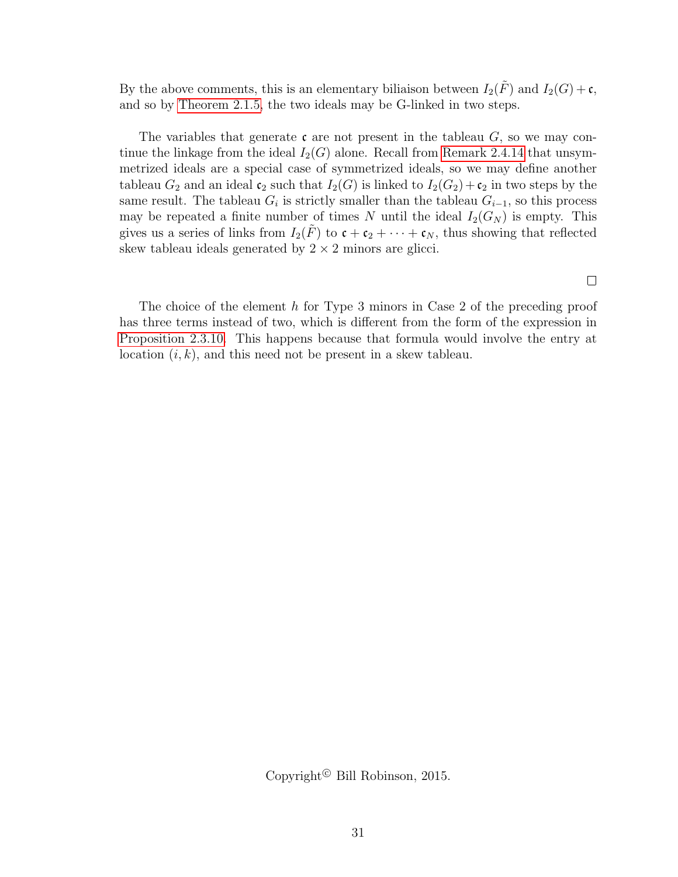By the above comments, this is an elementary biliaison between $I_2(\tilde{F})$ and $I_2(G) + \mathfrak{c}$, and so by Theorem 2.1.5, the two ideals may be G-linked in two steps.

The variables that generate $\mathfrak{c}$ are not present in the tableau $G$, so we may continue the linkage from the ideal $I_2(G)$ alone. Recall from Remark 2.4.14 that unsymmetrized ideals are a special case of symmetrized ideals, so we may define another tableau $G_2$ and an ideal $\mathfrak{c}_2$ such that $I_2(G)$ is linked to $I_2(G_2) + \mathfrak{c}_2$ in two steps by the same result. The tableau $G_i$ is strictly smaller than the tableau $G_{i-1}$, so this process may be repeated a finite number of times $N$ until the ideal $I_2(G_N)$ is empty. This gives us a series of links from $I_2(\tilde{F})$ to $\mathfrak{c} + \mathfrak{c}_2 + \cdots + \mathfrak{c}_N$, thus showing that reflected skew tableau ideals generated by $2 \times 2$ minors are glicci.

□

The choice of the element $h$ for Type 3 minors in Case 2 of the preceding proof has three terms instead of two, which is different from the form of the expression in Proposition 2.3.10. This happens because that formula would involve the entry at location $(i, k)$, and this need not be present in a skew tableau.

Copyright© Bill Robinson, 2015.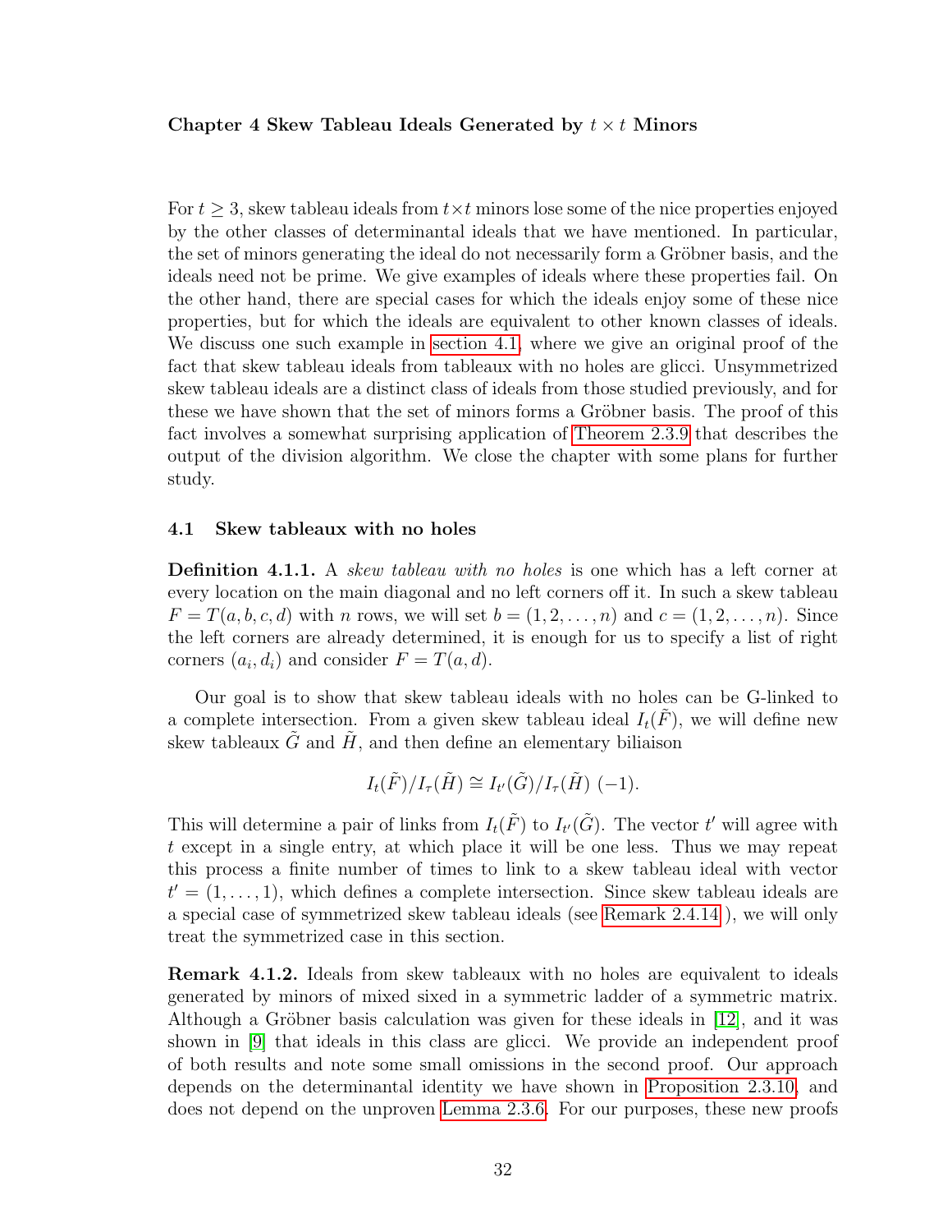# Chapter 4 Skew Tableau Ideals Generated by $t \times t$ Minors

For $t \geq 3$, skew tableau ideals from $t \times t$ minors lose some of the nice properties enjoyed by the other classes of determinantal ideals that we have mentioned. In particular, the set of minors generating the ideal do not necessarily form a Gröbner basis, and the ideals need not be prime. We give examples of ideals where these properties fail. On the other hand, there are special cases for which the ideals enjoy some of these nice properties, but for which the ideals are equivalent to other known classes of ideals. We discuss one such example in section 4.1, where we give an original proof of the fact that skew tableau ideals from tableaux with no holes are glicci. Unsymmetrized skew tableau ideals are a distinct class of ideals from those studied previously, and for these we have shown that the set of minors forms a Gröbner basis. The proof of this fact involves a somewhat surprising application of Theorem 2.3.9 that describes the output of the division algorithm. We close the chapter with some plans for further study.

## 4.1 Skew tableaux with no holes

**Definition 4.1.1.** A *skew tableau with no holes* is one which has a left corner at every location on the main diagonal and no left corners off it. In such a skew tableau $F = T(a, b, c, d)$ with $n$ rows, we will set $b = (1, 2, \ldots, n)$ and $c = (1, 2, \ldots, n)$. Since the left corners are already determined, it is enough for us to specify a list of right corners $(a_i, d_i)$ and consider $F = T(a, d)$.

Our goal is to show that skew tableau ideals with no holes can be G-linked to a complete intersection. From a given skew tableau ideal $I_t(\tilde{F})$, we will define new skew tableaux $\tilde{G}$ and $\tilde{H}$, and then define an elementary biliaison

$$I_t(\tilde{F})/I_\tau(\tilde{H}) \cong I_{t'}(\tilde{G})/I_\tau(\tilde{H})\ (-1).$$

This will determine a pair of links from $I_t(\tilde{F})$ to $I_{t'}(\tilde{G})$. The vector $t'$ will agree with $t$ except in a single entry, at which place it will be one less. Thus we may repeat this process a finite number of times to link to a skew tableau ideal with vector $t' = (1, \ldots, 1)$, which defines a complete intersection. Since skew tableau ideals are a special case of symmetrized skew tableau ideals (see Remark 2.4.14 ), we will only treat the symmetrized case in this section.

**Remark 4.1.2.** Ideals from skew tableaux with no holes are equivalent to ideals generated by minors of mixed sixed in a symmetric ladder of a symmetric matrix. Although a Gröbner basis calculation was given for these ideals in [12], and it was shown in [9] that ideals in this class are glicci. We provide an independent proof of both results and note some small omissions in the second proof. Our approach depends on the determinantal identity we have shown in Proposition 2.3.10, and does not depend on the unproven Lemma 2.3.6. For our purposes, these new proofs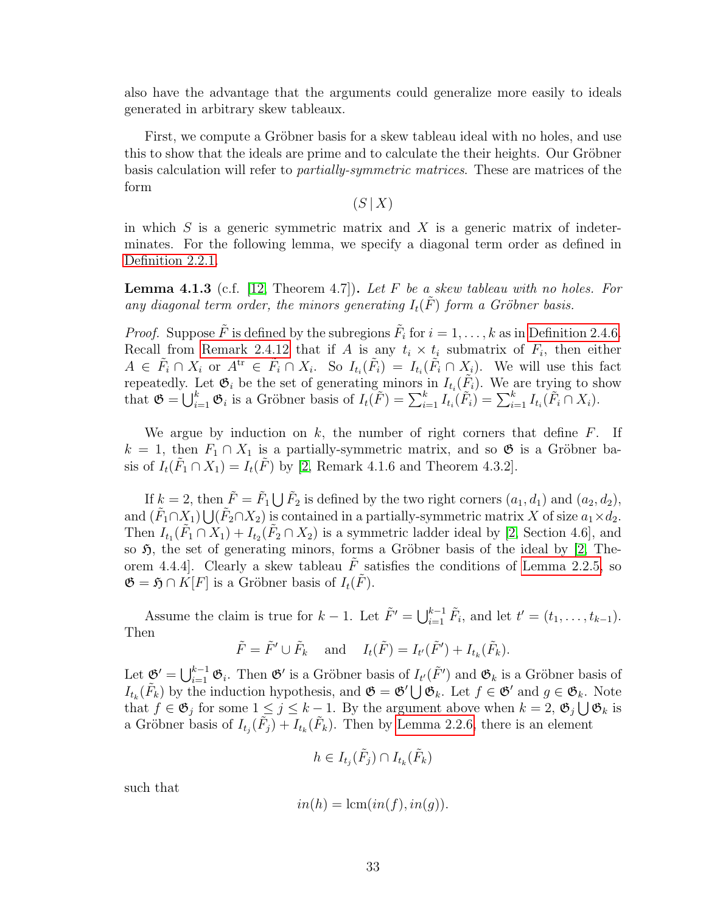also have the advantage that the arguments could generalize more easily to ideals generated in arbitrary skew tableaux.

First, we compute a Gröbner basis for a skew tableau ideal with no holes, and use this to show that the ideals are prime and to calculate the their heights. Our Gröbner basis calculation will refer to *partially-symmetric matrices*. These are matrices of the form

$$(S \,|\, X)$$

in which $S$ is a generic symmetric matrix and $X$ is a generic matrix of indeterminates. For the following lemma, we specify a diagonal term order as defined in Definition 2.2.1.

**Lemma 4.1.3** (c.f. [12, Theorem 4.7])**.** *Let $F$ be a skew tableau with no holes. For any diagonal term order, the minors generating $I_t(\tilde{F})$ form a Gröbner basis.*

*Proof.* Suppose $\tilde{F}$ is defined by the subregions $\tilde{F}_i$ for $i = 1, \ldots, k$ as in Definition 2.4.6. Recall from Remark 2.4.12 that if $A$ is any $t_i \times t_i$ submatrix of $F_i$, then either $A \in \tilde{F}_i \cap X_i$ or $A^{\mathrm{tr}} \in \tilde{F}_i \cap X_i$. So $I_{t_i}(\tilde{F}_i) = I_{t_i}(\tilde{F}_i \cap X_i)$. We will use this fact repeatedly. Let $\mathfrak{G}_i$ be the set of generating minors in $I_{t_i}(\tilde{F}_i)$. We are trying to show that $\mathfrak{G} = \bigcup_{i=1}^{k} \mathfrak{G}_i$ is a Gröbner basis of $I_t(\tilde{F}) = \sum_{i=1}^{k} I_{t_i}(\tilde{F}_i) = \sum_{i=1}^{k} I_{t_i}(\tilde{F}_i \cap X_i)$.

We argue by induction on $k$, the number of right corners that define $F$. If $k = 1$, then $F_1 \cap X_1$ is a partially-symmetric matrix, and so $\mathfrak{G}$ is a Gröbner basis of $I_t(\tilde{F}_1 \cap X_1) = I_t(\tilde{F})$ by [2, Remark 4.1.6 and Theorem 4.3.2].

If $k = 2$, then $\tilde{F} = \tilde{F}_1 \bigcup \tilde{F}_2$ is defined by the two right corners $(a_1, d_1)$ and $(a_2, d_2)$, and $(\tilde{F}_1 \cap X_1) \bigcup (\tilde{F}_2 \cap X_2)$ is contained in a partially-symmetric matrix $X$ of size $a_1 \times d_2$. Then $I_{t_1}(\tilde{F}_1 \cap X_1) + I_{t_2}(\tilde{F}_2 \cap X_2)$ is a symmetric ladder ideal by [2, Section 4.6], and so $\mathfrak{H}$, the set of generating minors, forms a Gröbner basis of the ideal by [2, Theorem 4.4.4]. Clearly a skew tableau $\tilde{F}$ satisfies the conditions of Lemma 2.2.5, so $\mathfrak{G} = \mathfrak{H} \cap K[F]$ is a Gröbner basis of $I_t(\tilde{F})$.

Assume the claim is true for $k-1$. Let $\tilde{F}' = \bigcup_{i=1}^{k-1} \tilde{F}_i$, and let $t' = (t_1, \ldots, t_{k-1})$. Then

$$\tilde{F} = \tilde{F}' \cup \tilde{F}_k \quad \text{ and } \quad I_t(\tilde{F}) = I_{t'}(\tilde{F}') + I_{t_k}(\tilde{F}_k).$$

Let $\mathfrak{G}' = \bigcup_{i=1}^{k-1} \mathfrak{G}_i$. Then $\mathfrak{G}'$ is a Gröbner basis of $I_{t'}(\tilde{F}')$ and $\mathfrak{G}_k$ is a Gröbner basis of $I_{t_k}(\tilde{F}_k)$ by the induction hypothesis, and $\mathfrak{G} = \mathfrak{G}' \bigcup \mathfrak{G}_k$. Let $f \in \mathfrak{G}'$ and $g \in \mathfrak{G}_k$. Note that $f \in \mathfrak{G}_j$ for some $1 \leq j \leq k-1$. By the argument above when $k = 2$, $\mathfrak{G}_j \bigcup \mathfrak{G}_k$ is a Gröbner basis of $I_{t_j}(\tilde{F}_j) + I_{t_k}(\tilde{F}_k)$. Then by Lemma 2.2.6, there is an element

$$h \in I_{t_j}(\tilde{F}_j) \cap I_{t_k}(\tilde{F}_k)$$

such that

$$in(h) = \operatorname{lcm}(in(f), in(g)).$$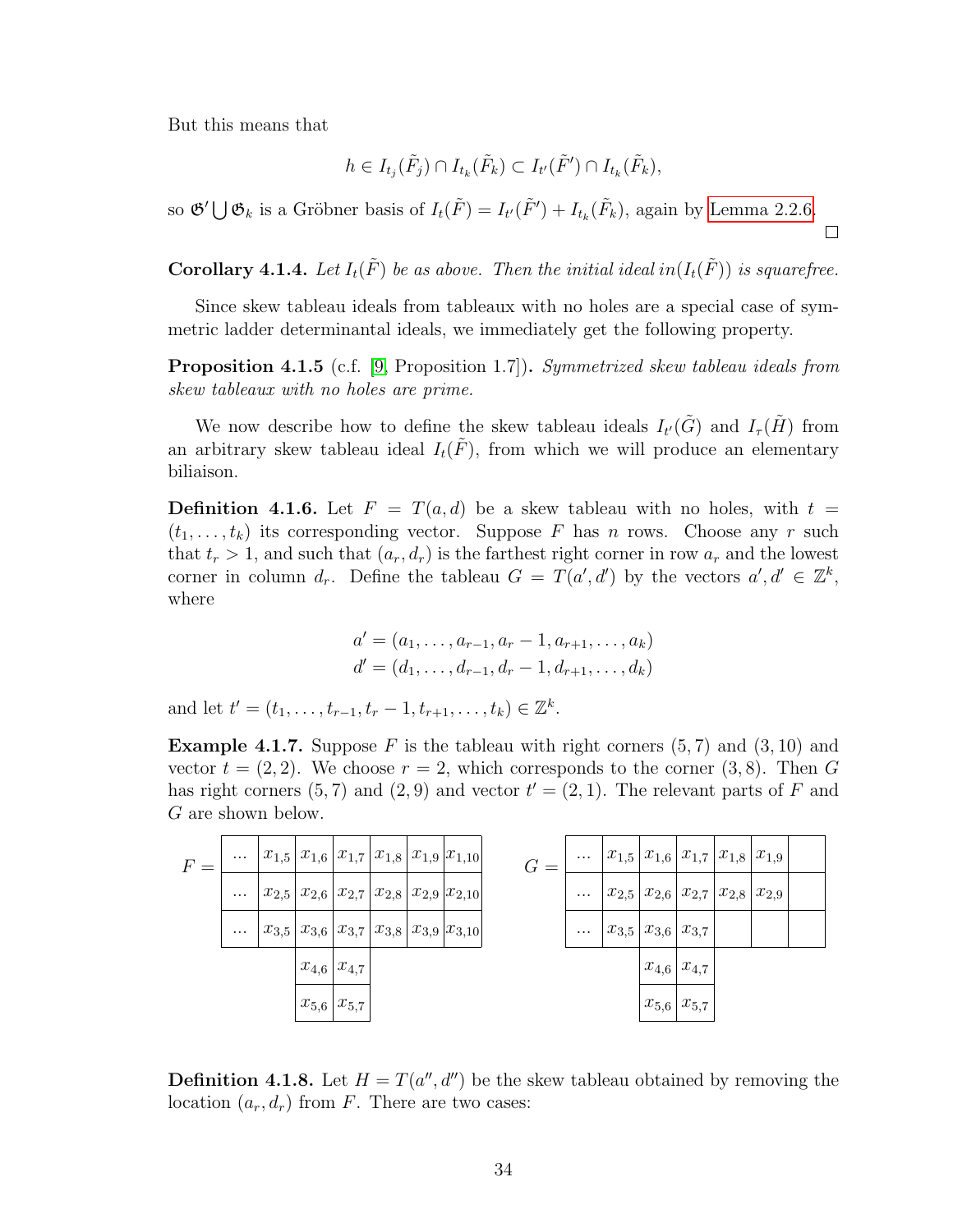But this means that

$$h \in I_{t_j}(\tilde{F}_j) \cap I_{t_k}(\tilde{F}_k) \subset I_{t'}(\tilde{F}') \cap I_{t_k}(\tilde{F}_k),$$

so $\mathfrak{G}' \bigcup \mathfrak{G}_k$ is a Gröbner basis of $I_t(\tilde{F}) = I_{t'}(\tilde{F}') + I_{t_k}(\tilde{F}_k)$, again by Lemma 2.2.6. □

**Corollary 4.1.4.** *Let $I_t(\tilde{F})$ be as above. Then the initial ideal $in(I_t(\tilde{F}))$ is squarefree.*

Since skew tableau ideals from tableaux with no holes are a special case of symmetric ladder determinantal ideals, we immediately get the following property.

**Proposition 4.1.5** (c.f. [9, Proposition 1.7])**.** *Symmetrized skew tableau ideals from skew tableaux with no holes are prime.*

We now describe how to define the skew tableau ideals $I_{t'}(\tilde{G})$ and $I_\tau(\tilde{H})$ from an arbitrary skew tableau ideal $I_t(\tilde{F})$, from which we will produce an elementary biliaison.

**Definition 4.1.6.** Let $F = T(a, d)$ be a skew tableau with no holes, with $t = (t_1, \ldots, t_k)$ its corresponding vector. Suppose $F$ has $n$ rows. Choose any $r$ such that $t_r > 1$, and such that $(a_r, d_r)$ is the farthest right corner in row $a_r$ and the lowest corner in column $d_r$. Define the tableau $G = T(a', d')$ by the vectors $a', d' \in \mathbb{Z}^k$, where

$$\begin{aligned} a' &= (a_1, \ldots, a_{r-1}, a_r - 1, a_{r+1}, \ldots, a_k) \\ d' &= (d_1, \ldots, d_{r-1}, d_r - 1, d_{r+1}, \ldots, d_k) \end{aligned}$$

and let $t' = (t_1, \ldots, t_{r-1}, t_r - 1, t_{r+1}, \ldots, t_k) \in \mathbb{Z}^k$.

**Example 4.1.7.** Suppose $F$ is the tableau with right corners $(5, 7)$ and $(3, 10)$ and vector $t = (2, 2)$. We choose $r = 2$, which corresponds to the corner $(3, 8)$. Then $G$ has right corners $(5, 7)$ and $(2, 9)$ and vector $t' = (2, 1)$. The relevant parts of $F$ and $G$ are shown below.

$F =$

| ... | $x_{1,5}$ | $x_{1,6}$ | $x_{1,7}$ | $x_{1,8}$ | $x_{1,9}$ | $x_{1,10}$ |
|---|---|---|---|---|---|---|
| ... | $x_{2,5}$ | $x_{2,6}$ | $x_{2,7}$ | $x_{2,8}$ | $x_{2,9}$ | $x_{2,10}$ |
| ... | $x_{3,5}$ | $x_{3,6}$ | $x_{3,7}$ | $x_{3,8}$ | $x_{3,9}$ | $x_{3,10}$ |
| | | $x_{4,6}$ | $x_{4,7}$ | | | |
| | | $x_{5,6}$ | $x_{5,7}$ | | | |

$G =$

| ... | $x_{1,5}$ | $x_{1,6}$ | $x_{1,7}$ | $x_{1,8}$ | $x_{1,9}$ | |
|---|---|---|---|---|---|---|
| ... | $x_{2,5}$ | $x_{2,6}$ | $x_{2,7}$ | $x_{2,8}$ | $x_{2,9}$ | |
| ... | $x_{3,5}$ | $x_{3,6}$ | $x_{3,7}$ | | | |
| | | $x_{4,6}$ | $x_{4,7}$ | | | |
| | | $x_{5,6}$ | $x_{5,7}$ | | | |

**Definition 4.1.8.** Let $H = T(a'', d'')$ be the skew tableau obtained by removing the location $(a_r, d_r)$ from $F$. There are two cases: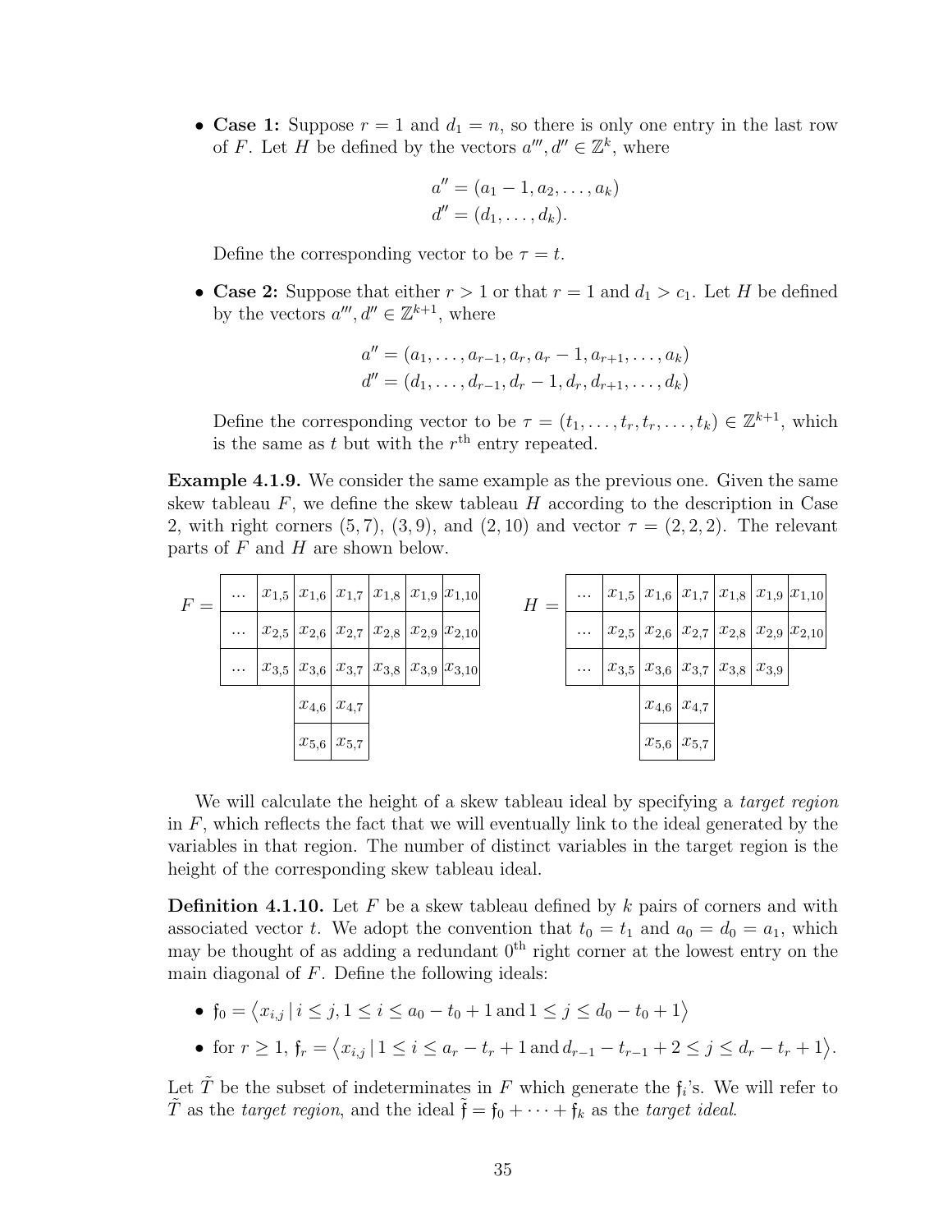- **Case 1:** Suppose $r = 1$ and $d_1 = n$, so there is only one entry in the last row of $F$. Let $H$ be defined by the vectors $a''', d'' \in \mathbb{Z}^k$, where

$$a'' = (a_1 - 1, a_2, \dots, a_k)$$
$$d'' = (d_1, \dots, d_k).$$

  Define the corresponding vector to be $\tau = t$.

- **Case 2:** Suppose that either $r > 1$ or that $r = 1$ and $d_1 > c_1$. Let $H$ be defined by the vectors $a''', d'' \in \mathbb{Z}^{k+1}$, where

$$a'' = (a_1, \dots, a_{r-1}, a_r, a_r - 1, a_{r+1}, \dots, a_k)$$
$$d'' = (d_1, \dots, d_{r-1}, d_r - 1, d_r, d_{r+1}, \dots, d_k)$$

  Define the corresponding vector to be $\tau = (t_1, \dots, t_r, t_r, \dots, t_k) \in \mathbb{Z}^{k+1}$, which is the same as $t$ but with the $r^{\text{th}}$ entry repeated.

**Example 4.1.9.** We consider the same example as the previous one. Given the same skew tableau $F$, we define the skew tableau $H$ according to the description in Case 2, with right corners $(5,7)$, $(3,9)$, and $(2,10)$ and vector $\tau = (2,2,2)$. The relevant parts of $F$ and $H$ are shown below.

$F =$

| ... | $x_{1,5}$ | $x_{1,6}$ | $x_{1,7}$ | $x_{1,8}$ | $x_{1,9}$ | $x_{1,10}$ |
|---|---|---|---|---|---|---|
| ... | $x_{2,5}$ | $x_{2,6}$ | $x_{2,7}$ | $x_{2,8}$ | $x_{2,9}$ | $x_{2,10}$ |
| ... | $x_{3,5}$ | $x_{3,6}$ | $x_{3,7}$ | $x_{3,8}$ | $x_{3,9}$ | $x_{3,10}$ |
| | | $x_{4,6}$ | $x_{4,7}$ | | | |
| | | $x_{5,6}$ | $x_{5,7}$ | | | |

$H =$

| ... | $x_{1,5}$ | $x_{1,6}$ | $x_{1,7}$ | $x_{1,8}$ | $x_{1,9}$ | $x_{1,10}$ |
|---|---|---|---|---|---|---|
| ... | $x_{2,5}$ | $x_{2,6}$ | $x_{2,7}$ | $x_{2,8}$ | $x_{2,9}$ | $x_{2,10}$ |
| ... | $x_{3,5}$ | $x_{3,6}$ | $x_{3,7}$ | $x_{3,8}$ | $x_{3,9}$ | |
| | | $x_{4,6}$ | $x_{4,7}$ | | | |
| | | $x_{5,6}$ | $x_{5,7}$ | | | |

We will calculate the height of a skew tableau ideal by specifying a *target region* in $F$, which reflects the fact that we will eventually link to the ideal generated by the variables in that region. The number of distinct variables in the target region is the height of the corresponding skew tableau ideal.

**Definition 4.1.10.** Let $F$ be a skew tableau defined by $k$ pairs of corners and with associated vector $t$. We adopt the convention that $t_0 = t_1$ and $a_0 = d_0 = a_1$, which may be thought of as adding a redundant $0^{\text{th}}$ right corner at the lowest entry on the main diagonal of $F$. Define the following ideals:

- $\mathfrak{f}_0 = \langle x_{i,j} \,|\, i \le j, 1 \le i \le a_0 - t_0 + 1 \text{ and } 1 \le j \le d_0 - t_0 + 1 \rangle$
- for $r \ge 1$, $\mathfrak{f}_r = \langle x_{i,j} \,|\, 1 \le i \le a_r - t_r + 1 \text{ and } d_{r-1} - t_{r-1} + 2 \le j \le d_r - t_r + 1 \rangle$.

Let $\tilde{T}$ be the subset of indeterminates in $F$ which generate the $\mathfrak{f}_i$'s. We will refer to $\tilde{T}$ as the *target region*, and the ideal $\tilde{\mathfrak{f}} = \mathfrak{f}_0 + \cdots + \mathfrak{f}_k$ as the *target ideal*.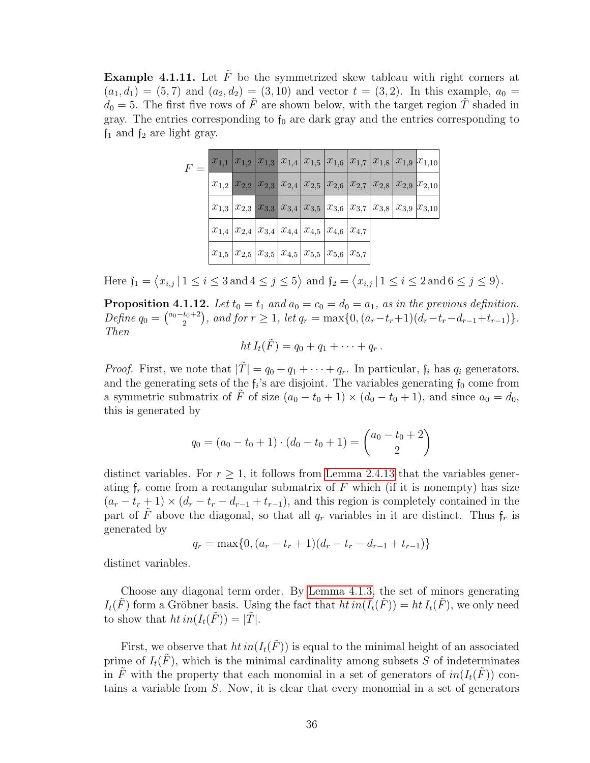**Example 4.1.11.** Let $\tilde{F}$ be the symmetrized skew tableau with right corners at $(a_1, d_1) = (5, 7)$ and $(a_2, d_2) = (3, 10)$ and vector $t = (3, 2)$. In this example, $a_0 = d_0 = 5$. The first five rows of $\tilde{F}$ are shown below, with the target region $\tilde{T}$ shaded in gray. The entries corresponding to $\mathfrak{f}_0$ are dark gray and the entries corresponding to $\mathfrak{f}_1$ and $\mathfrak{f}_2$ are light gray.

$F =$

| | | | | | | | | | |
|---|---|---|---|---|---|---|---|---|---|
| $x_{1,1}$ | $x_{1,2}$ | $x_{1,3}$ | $x_{1,4}$ | $x_{1,5}$ | $x_{1,6}$ | $x_{1,7}$ | $x_{1,8}$ | $x_{1,9}$ | $x_{1,10}$ |
| $x_{1,2}$ | $x_{2,2}$ | $x_{2,3}$ | $x_{2,4}$ | $x_{2,5}$ | $x_{2,6}$ | $x_{2,7}$ | $x_{2,8}$ | $x_{2,9}$ | $x_{2,10}$ |
| $x_{1,3}$ | $x_{2,3}$ | $x_{3,3}$ | $x_{3,4}$ | $x_{3,5}$ | $x_{3,6}$ | $x_{3,7}$ | $x_{3,8}$ | $x_{3,9}$ | $x_{3,10}$ |
| $x_{1,4}$ | $x_{2,4}$ | $x_{3,4}$ | $x_{4,4}$ | $x_{4,5}$ | $x_{4,6}$ | $x_{4,7}$ | | | |
| $x_{1,5}$ | $x_{2,5}$ | $x_{3,5}$ | $x_{4,5}$ | $x_{5,5}$ | $x_{5,6}$ | $x_{5,7}$ | | | |

Here $\mathfrak{f}_1 = \langle x_{i,j} \mid 1 \le i \le 3 \,\text{and}\, 4 \le j \le 5 \rangle$ and $\mathfrak{f}_2 = \langle x_{i,j} \mid 1 \le i \le 2 \,\text{and}\, 6 \le j \le 9 \rangle$.

**Proposition 4.1.12.** *Let $t_0 = t_1$ and $a_0 = c_0 = d_0 = a_1$, as in the previous definition. Define $q_0 = \binom{a_0 - t_0 + 2}{2}$, and for $r \ge 1$, let $q_r = \max\{0, (a_r - t_r + 1)(d_r - t_r - d_{r-1} + t_{r-1})\}$. Then*

$$ht\, I_t(\tilde{F}) = q_0 + q_1 + \cdots + q_r\,.$$

*Proof.* First, we note that $|\tilde{T}| = q_0 + q_1 + \cdots + q_r$. In particular, $\mathfrak{f}_i$ has $q_i$ generators, and the generating sets of the $\mathfrak{f}_i$'s are disjoint. The variables generating $\mathfrak{f}_0$ come from a symmetric submatrix of $\tilde{F}$ of size $(a_0 - t_0 + 1) \times (d_0 - t_0 + 1)$, and since $a_0 = d_0$, this is generated by

$$q_0 = (a_0 - t_0 + 1) \cdot (d_0 - t_0 + 1) = \binom{a_0 - t_0 + 2}{2}$$

distinct variables. For $r \ge 1$, it follows from Lemma 2.4.13 that the variables generating $\mathfrak{f}_r$ come from a rectangular submatrix of $\tilde{F}$ which (if it is nonempty) has size $(a_r - t_r + 1) \times (d_r - t_r - d_{r-1} + t_{r-1})$, and this region is completely contained in the part of $\tilde{F}$ above the diagonal, so that all $q_r$ variables in it are distinct. Thus $\mathfrak{f}_r$ is generated by

$$q_r = \max\{0, (a_r - t_r + 1)(d_r - t_r - d_{r-1} + t_{r-1})\}$$

distinct variables.

Choose any diagonal term order. By Lemma 4.1.3, the set of minors generating $I_t(\tilde{F})$ form a Gröbner basis. Using the fact that $ht\, in(I_t(\tilde{F})) = ht\, I_t(\tilde{F})$, we only need to show that $ht\, in(I_t(\tilde{F})) = |\tilde{T}|$.

First, we observe that $ht\, in(I_t(\tilde{F}))$ is equal to the minimal height of an associated prime of $I_t(\tilde{F})$, which is the minimal cardinality among subsets $S$ of indeterminates in $\tilde{F}$ with the property that each monomial in a set of generators of $in(I_t(\tilde{F}))$ contains a variable from $S$. Now, it is clear that every monomial in a set of generators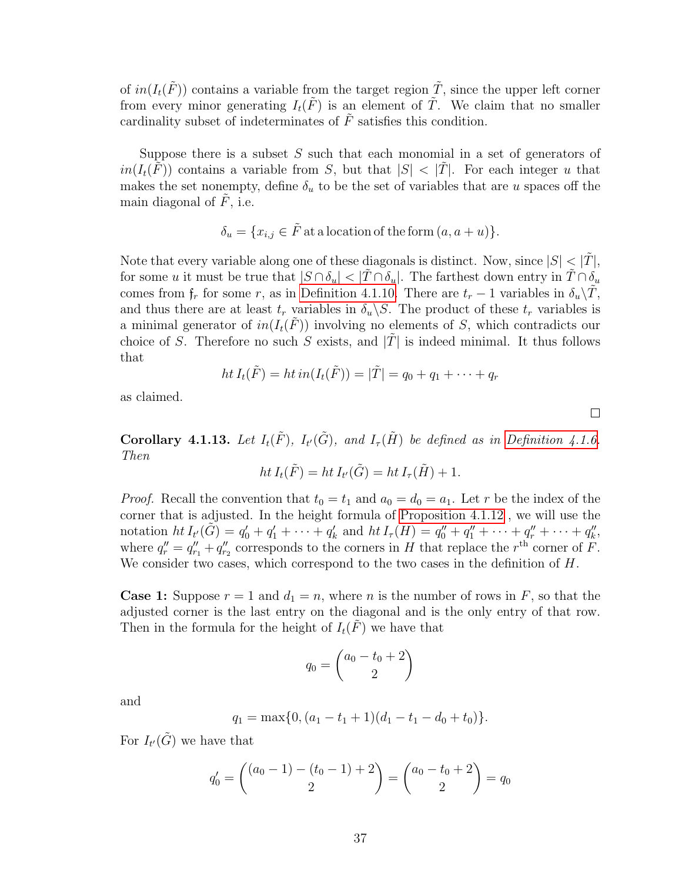of $in(I_t(\tilde{F}))$ contains a variable from the target region $\tilde{T}$, since the upper left corner from every minor generating $I_t(\tilde{F})$ is an element of $\tilde{T}$. We claim that no smaller cardinality subset of indeterminates of $\tilde{F}$ satisfies this condition.

Suppose there is a subset $S$ such that each monomial in a set of generators of $in(I_t(\tilde{F}))$ contains a variable from $S$, but that $|S| < |\tilde{T}|$. For each integer $u$ that makes the set nonempty, define $\delta_u$ to be the set of variables that are $u$ spaces off the main diagonal of $\tilde{F}$, i.e.

$$\delta_u = \{x_{i,j} \in \tilde{F} \text{ at a location of the form } (a, a+u)\}.$$

Note that every variable along one of these diagonals is distinct. Now, since $|S| < |\tilde{T}|$, for some $u$ it must be true that $|S \cap \delta_u| < |\tilde{T} \cap \delta_u|$. The farthest down entry in $\tilde{T} \cap \delta_u$ comes from $\mathfrak{f}_r$ for some $r$, as in Definition 4.1.10. There are $t_r - 1$ variables in $\delta_u \backslash \tilde{T}$, and thus there are at least $t_r$ variables in $\delta_u \backslash S$. The product of these $t_r$ variables is a minimal generator of $in(I_t(\tilde{F}))$ involving no elements of $S$, which contradicts our choice of $S$. Therefore no such $S$ exists, and $|\tilde{T}|$ is indeed minimal. It thus follows that

$$ht\, I_t(\tilde{F}) = ht\, in(I_t(\tilde{F})) = |\tilde{T}| = q_0 + q_1 + \cdots + q_r$$

as claimed.

□

**Corollary 4.1.13.** *Let $I_t(\tilde{F})$, $I_{t'}(\tilde{G})$, and $I_\tau(\tilde{H})$ be defined as in Definition 4.1.6. Then*

$$ht\, I_t(\tilde{F}) = ht\, I_{t'}(\tilde{G}) = ht\, I_\tau(\tilde{H}) + 1.$$

*Proof.* Recall the convention that $t_0 = t_1$ and $a_0 = d_0 = a_1$. Let $r$ be the index of the corner that is adjusted. In the height formula of Proposition 4.1.12 , we will use the notation $ht\, I_{t'}(\tilde{G}) = q'_0 + q'_1 + \cdots + q'_k$ and $ht\, I_\tau(H) = q''_0 + q''_1 + \cdots + q''_r + \cdots + q''_k$, where $q''_r = q''_{r_1} + q''_{r_2}$ corresponds to the corners in $H$ that replace the $r^{\text{th}}$ corner of $F$. We consider two cases, which correspond to the two cases in the definition of $H$.

**Case 1:** Suppose $r = 1$ and $d_1 = n$, where $n$ is the number of rows in $F$, so that the adjusted corner is the last entry on the diagonal and is the only entry of that row. Then in the formula for the height of $I_t(\tilde{F})$ we have that

$$q_0 = \binom{a_0 - t_0 + 2}{2}$$

and

$$q_1 = \max\{0, (a_1 - t_1 + 1)(d_1 - t_1 - d_0 + t_0)\}.$$

For $I_{t'}(\tilde{G})$ we have that

$$q'_0 = \binom{(a_0 - 1) - (t_0 - 1) + 2}{2} = \binom{a_0 - t_0 + 2}{2} = q_0$$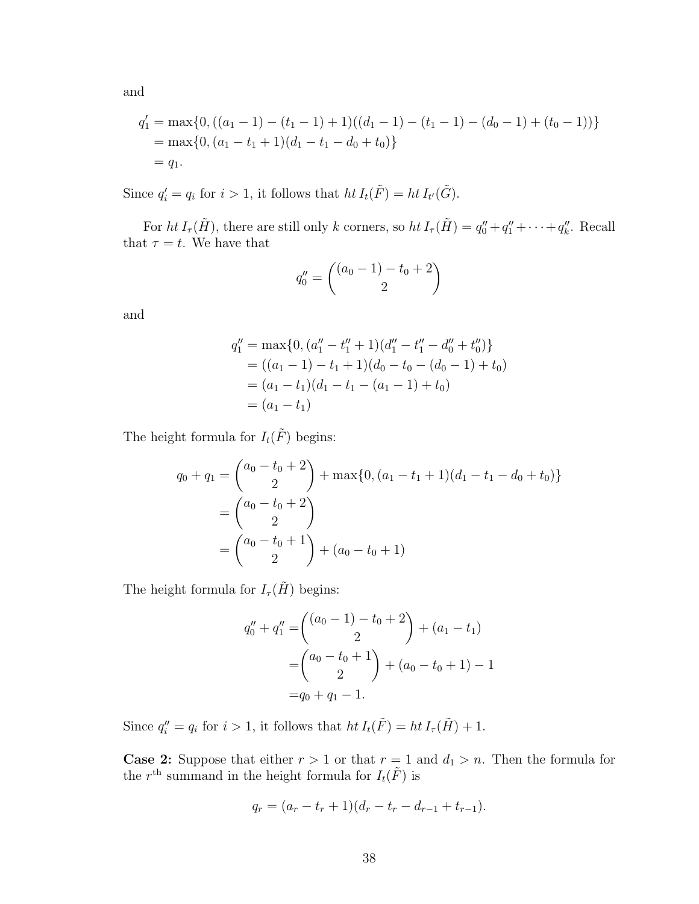and

$$
\begin{aligned}
q_1' &= \max\{0, ((a_1-1)-(t_1-1)+1)((d_1-1)-(t_1-1)-(d_0-1)+(t_0-1))\} \\
&= \max\{0, (a_1-t_1+1)(d_1-t_1-d_0+t_0)\} \\
&= q_1.
\end{aligned}
$$

Since $q_i' = q_i$ for $i > 1$, it follows that $ht\, I_t(\tilde{F}) = ht\, I_{t'}(\tilde{G})$.

For $ht\, I_\tau(\tilde{H})$, there are still only $k$ corners, so $ht\, I_\tau(\tilde{H}) = q_0'' + q_1'' + \cdots + q_k''$. Recall that $\tau = t$. We have that

$$
q_0'' = \binom{(a_0-1)-t_0+2}{2}
$$

and

$$
\begin{aligned}
q_1'' &= \max\{0, (a_1''-t_1''+1)(d_1''-t_1''-d_0''+t_0'')\} \\
&= ((a_1-1)-t_1+1)(d_0-t_0-(d_0-1)+t_0) \\
&= (a_1-t_1)(d_1-t_1-(a_1-1)+t_0) \\
&= (a_1-t_1)
\end{aligned}
$$

The height formula for $I_t(\tilde{F})$ begins:

$$
\begin{aligned}
q_0 + q_1 &= \binom{a_0-t_0+2}{2} + \max\{0, (a_1-t_1+1)(d_1-t_1-d_0+t_0)\} \\
&= \binom{a_0-t_0+2}{2} \\
&= \binom{a_0-t_0+1}{2} + (a_0-t_0+1)
\end{aligned}
$$

The height formula for $I_\tau(\tilde{H})$ begins:

$$
\begin{aligned}
q_0'' + q_1'' &= \binom{(a_0-1)-t_0+2}{2} + (a_1-t_1) \\
&= \binom{a_0-t_0+1}{2} + (a_0-t_0+1) - 1 \\
&= q_0 + q_1 - 1.
\end{aligned}
$$

Since $q_i'' = q_i$ for $i > 1$, it follows that $ht\, I_t(\tilde{F}) = ht\, I_\tau(\tilde{H}) + 1$.

**Case 2:** Suppose that either $r > 1$ or that $r = 1$ and $d_1 > n$. Then the formula for the $r^{\text{th}}$ summand in the height formula for $I_t(\tilde{F})$ is

$$
q_r = (a_r - t_r + 1)(d_r - t_r - d_{r-1} + t_{r-1}).
$$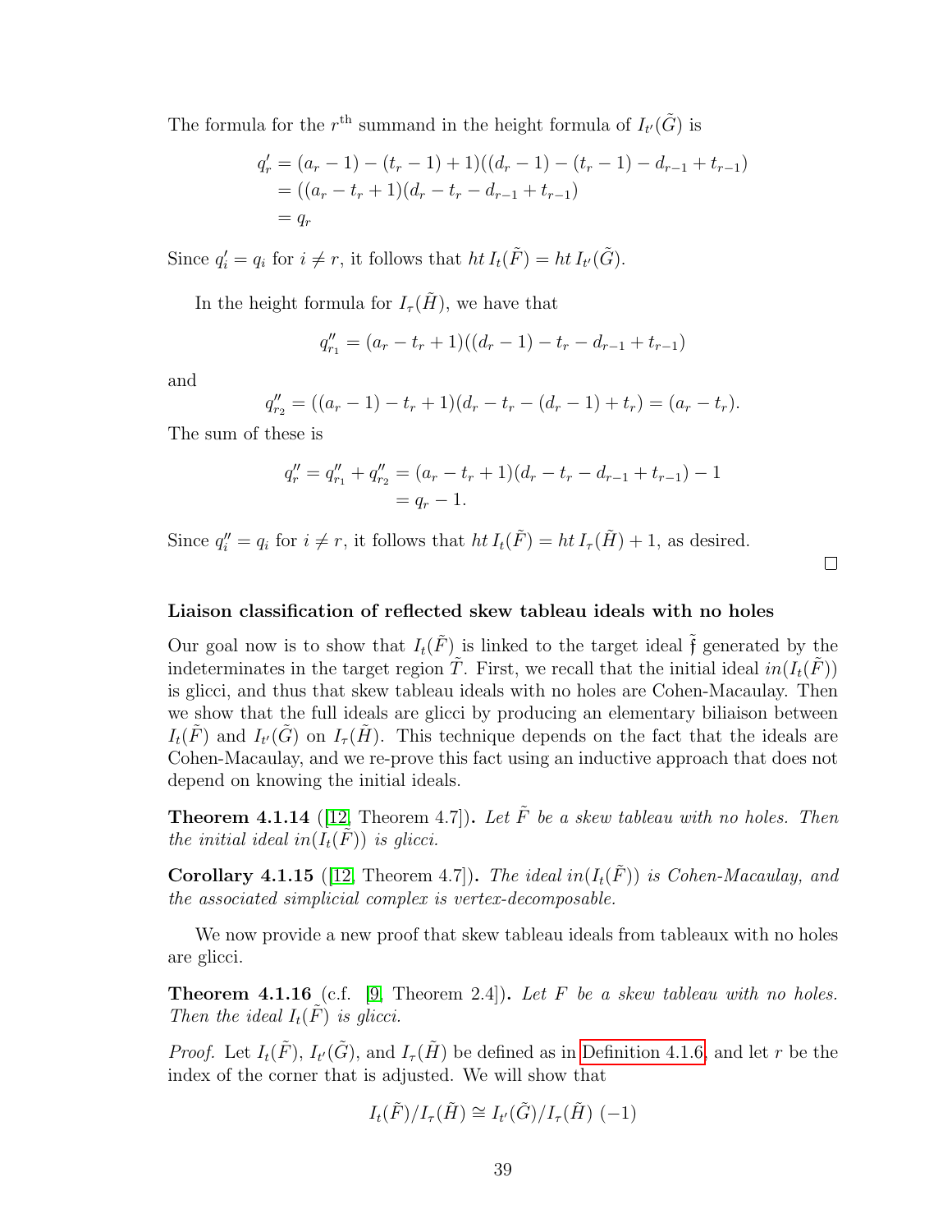The formula for the $r^{\text{th}}$ summand in the height formula of $I_{t'}(\tilde{G})$ is

$$
\begin{aligned}
q'_r &= (a_r - 1) - (t_r - 1) + 1)((d_r - 1) - (t_r - 1) - d_{r-1} + t_{r-1}) \\
&= ((a_r - t_r + 1)(d_r - t_r - d_{r-1} + t_{r-1}) \\
&= q_r
\end{aligned}
$$

Since $q'_i = q_i$ for $i \neq r$, it follows that $ht\, I_t(\tilde{F}) = ht\, I_{t'}(\tilde{G})$.

In the height formula for $I_\tau(\tilde{H})$, we have that

$$q''_{r_1} = (a_r - t_r + 1)((d_r - 1) - t_r - d_{r-1} + t_{r-1})$$

and

$$q''_{r_2} = ((a_r - 1) - t_r + 1)(d_r - t_r - (d_r - 1) + t_r) = (a_r - t_r).$$

The sum of these is

$$
\begin{aligned}
q''_r = q''_{r_1} + q''_{r_2} &= (a_r - t_r + 1)(d_r - t_r - d_{r-1} + t_{r-1}) - 1 \\
&= q_r - 1.
\end{aligned}
$$

Since $q''_i = q_i$ for $i \neq r$, it follows that $ht\, I_t(\tilde{F}) = ht\, I_\tau(\tilde{H}) + 1$, as desired.

□

### Liaison classification of reflected skew tableau ideals with no holes

Our goal now is to show that $I_t(\tilde{F})$ is linked to the target ideal $\tilde{\mathfrak{f}}$ generated by the indeterminates in the target region $\tilde{T}$. First, we recall that the initial ideal $in(I_t(\tilde{F}))$ is glicci, and thus that skew tableau ideals with no holes are Cohen-Macaulay. Then we show that the full ideals are glicci by producing an elementary biliaison between $I_t(\tilde{F})$ and $I_{t'}(\tilde{G})$ on $I_\tau(\tilde{H})$. This technique depends on the fact that the ideals are Cohen-Macaulay, and we re-prove this fact using an inductive approach that does not depend on knowing the initial ideals.

**Theorem 4.1.14** ([12, Theorem 4.7])**.** *Let $\tilde{F}$ be a skew tableau with no holes. Then the initial ideal $in(I_t(\tilde{F}))$ is glicci.*

**Corollary 4.1.15** ([12, Theorem 4.7])**.** *The ideal $in(I_t(\tilde{F}))$ is Cohen-Macaulay, and the associated simplicial complex is vertex-decomposable.*

We now provide a new proof that skew tableau ideals from tableaux with no holes are glicci.

**Theorem 4.1.16** (c.f. [9, Theorem 2.4])**.** *Let $F$ be a skew tableau with no holes. Then the ideal $I_t(\tilde{F})$ is glicci.*

*Proof.* Let $I_t(\tilde{F})$, $I_{t'}(\tilde{G})$, and $I_\tau(\tilde{H})$ be defined as in Definition 4.1.6, and let $r$ be the index of the corner that is adjusted. We will show that

$$I_t(\tilde{F})/I_\tau(\tilde{H}) \cong I_{t'}(\tilde{G})/I_\tau(\tilde{H})\ (-1)$$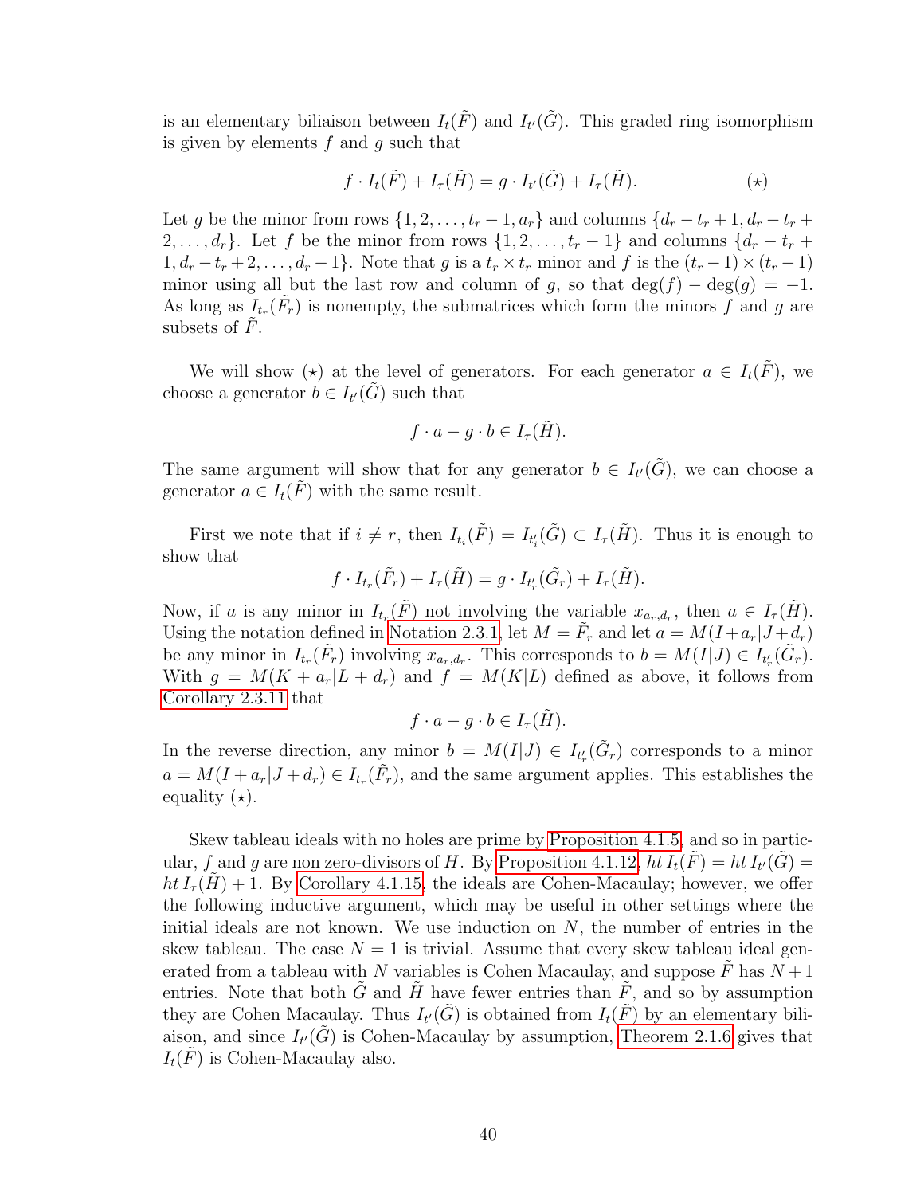is an elementary biliaison between $I_t(\tilde{F})$ and $I_{t'}(\tilde{G})$. This graded ring isomorphism is given by elements $f$ and $g$ such that

$$f \cdot I_t(\tilde{F}) + I_\tau(\tilde{H}) = g \cdot I_{t'}(\tilde{G}) + I_\tau(\tilde{H}). \qquad (\star)$$

Let $g$ be the minor from rows $\{1, 2, \ldots, t_r - 1, a_r\}$ and columns $\{d_r - t_r + 1, d_r - t_r + 2, \ldots, d_r\}$. Let $f$ be the minor from rows $\{1, 2, \ldots, t_r - 1\}$ and columns $\{d_r - t_r + 1, d_r - t_r + 2, \ldots, d_r - 1\}$. Note that $g$ is a $t_r \times t_r$ minor and $f$ is the $(t_r - 1) \times (t_r - 1)$ minor using all but the last row and column of $g$, so that $\deg(f) - \deg(g) = -1$. As long as $I_{t_r}(\tilde{F_r})$ is nonempty, the submatrices which form the minors $f$ and $g$ are subsets of $\tilde{F}$.

We will show $(\star)$ at the level of generators. For each generator $a \in I_t(\tilde{F})$, we choose a generator $b \in I_{t'}(\tilde{G})$ such that

$$f \cdot a - g \cdot b \in I_\tau(\tilde{H}).$$

The same argument will show that for any generator $b \in I_{t'}(\tilde{G})$, we can choose a generator $a \in I_t(\tilde{F})$ with the same result.

First we note that if $i \neq r$, then $I_{t_i}(\tilde{F}) = I_{t'_i}(\tilde{G}) \subset I_\tau(\tilde{H})$. Thus it is enough to show that

$$f \cdot I_{t_r}(\tilde{F_r}) + I_\tau(\tilde{H}) = g \cdot I_{t'_r}(\tilde{G_r}) + I_\tau(\tilde{H}).$$

Now, if $a$ is any minor in $I_{t_r}(\tilde{F})$ not involving the variable $x_{a_r,d_r}$, then $a \in I_\tau(\tilde{H})$. Using the notation defined in Notation 2.3.1, let $M = \tilde{F_r}$ and let $a = M(I+a_r|J+d_r)$ be any minor in $I_{t_r}(\tilde{F_r})$ involving $x_{a_r,d_r}$. This corresponds to $b = M(I|J) \in I_{t'_r}(\tilde{G_r})$. With $g = M(K + a_r|L + d_r)$ and $f = M(K|L)$ defined as above, it follows from Corollary 2.3.11 that

$$f \cdot a - g \cdot b \in I_\tau(\tilde{H}).$$

In the reverse direction, any minor $b = M(I|J) \in I_{t'_r}(\tilde{G_r})$ corresponds to a minor $a = M(I + a_r|J + d_r) \in I_{t_r}(\tilde{F_r})$, and the same argument applies. This establishes the equality $(\star)$.

Skew tableau ideals with no holes are prime by Proposition 4.1.5, and so in particular, $f$ and $g$ are non zero-divisors of $H$. By Proposition 4.1.12, $ht\, I_t(\tilde{F}) = ht\, I_{t'}(\tilde{G}) = ht\, I_\tau(\tilde{H}) + 1$. By Corollary 4.1.15, the ideals are Cohen-Macaulay; however, we offer the following inductive argument, which may be useful in other settings where the initial ideals are not known. We use induction on $N$, the number of entries in the skew tableau. The case $N = 1$ is trivial. Assume that every skew tableau ideal generated from a tableau with $N$ variables is Cohen Macaulay, and suppose $\tilde{F}$ has $N + 1$ entries. Note that both $\tilde{G}$ and $\tilde{H}$ have fewer entries than $\tilde{F}$, and so by assumption they are Cohen Macaulay. Thus $I_{t'}(\tilde{G})$ is obtained from $I_t(\tilde{F})$ by an elementary biliaison, and since $I_{t'}(\tilde{G})$ is Cohen-Macaulay by assumption, Theorem 2.1.6 gives that $I_t(\tilde{F})$ is Cohen-Macaulay also.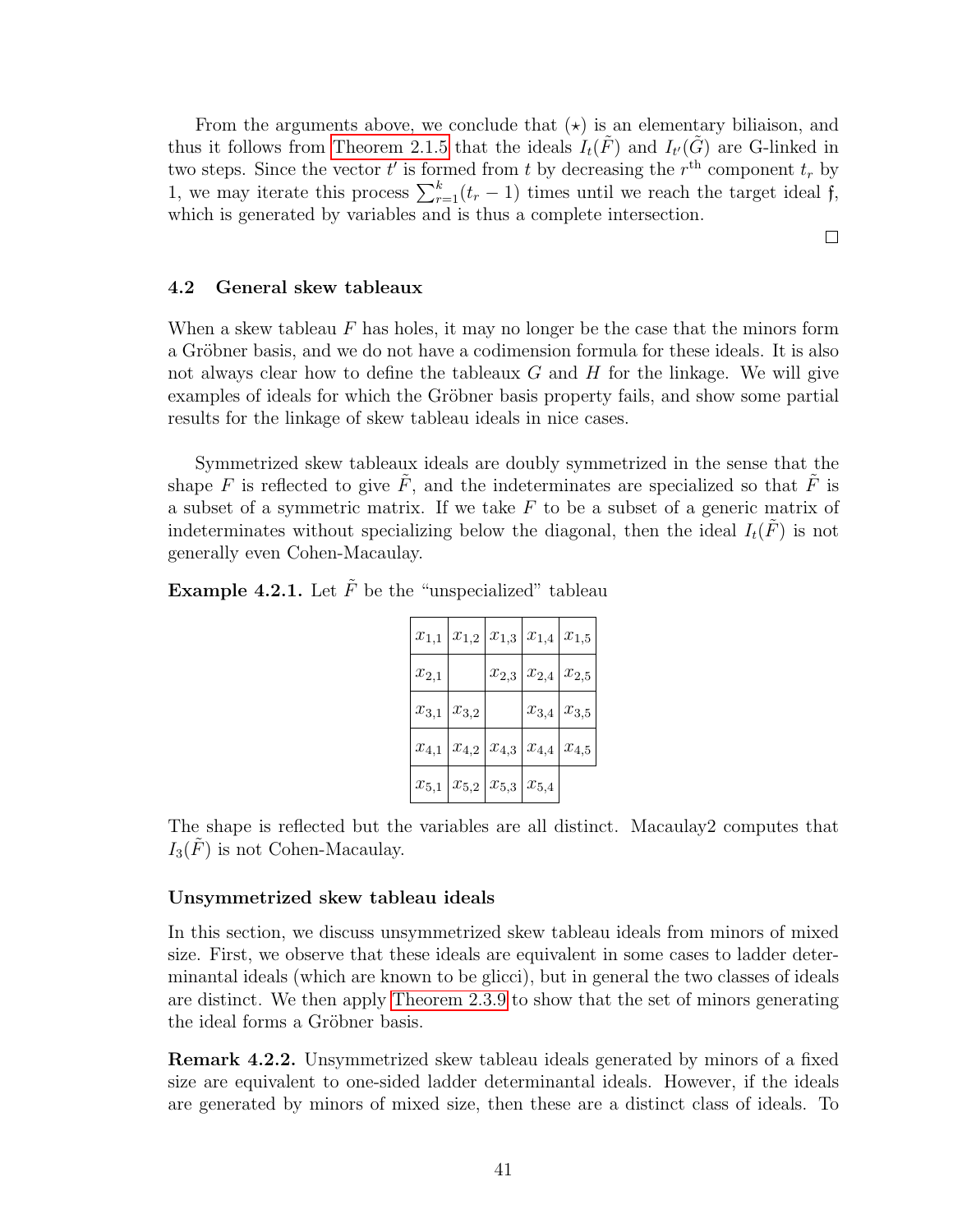From the arguments above, we conclude that $(\star)$ is an elementary biliaison, and thus it follows from Theorem 2.1.5 that the ideals $I_t(\tilde{F})$ and $I_{t'}(\tilde{G})$ are G-linked in two steps. Since the vector $t'$ is formed from $t$ by decreasing the $r^{\text{th}}$ component $t_r$ by 1, we may iterate this process $\sum_{r=1}^{k}(t_r - 1)$ times until we reach the target ideal $\mathfrak{f}$, which is generated by variables and is thus a complete intersection.

□

## 4.2 General skew tableaux

When a skew tableau $F$ has holes, it may no longer be the case that the minors form a Gröbner basis, and we do not have a codimension formula for these ideals. It is also not always clear how to define the tableaux $G$ and $H$ for the linkage. We will give examples of ideals for which the Gröbner basis property fails, and show some partial results for the linkage of skew tableau ideals in nice cases.

Symmetrized skew tableaux ideals are doubly symmetrized in the sense that the shape $F$ is reflected to give $\tilde{F}$, and the indeterminates are specialized so that $\tilde{F}$ is a subset of a symmetric matrix. If we take $F$ to be a subset of a generic matrix of indeterminates without specializing below the diagonal, then the ideal $I_t(\tilde{F})$ is not generally even Cohen-Macaulay.

**Example 4.2.1.** Let $\tilde{F}$ be the "unspecialized" tableau

| | | | | |
|---|---|---|---|---|
| $x_{1,1}$ | $x_{1,2}$ | $x_{1,3}$ | $x_{1,4}$ | $x_{1,5}$ |
| $x_{2,1}$ | | $x_{2,3}$ | $x_{2,4}$ | $x_{2,5}$ |
| $x_{3,1}$ | $x_{3,2}$ | | $x_{3,4}$ | $x_{3,5}$ |
| $x_{4,1}$ | $x_{4,2}$ | $x_{4,3}$ | $x_{4,4}$ | $x_{4,5}$ |
| $x_{5,1}$ | $x_{5,2}$ | $x_{5,3}$ | $x_{5,4}$ | |

The shape is reflected but the variables are all distinct. Macaulay2 computes that $I_3(\tilde{F})$ is not Cohen-Macaulay.

### Unsymmetrized skew tableau ideals

In this section, we discuss unsymmetrized skew tableau ideals from minors of mixed size. First, we observe that these ideals are equivalent in some cases to ladder determinantal ideals (which are known to be glicci), but in general the two classes of ideals are distinct. We then apply Theorem 2.3.9 to show that the set of minors generating the ideal forms a Gröbner basis.

**Remark 4.2.2.** Unsymmetrized skew tableau ideals generated by minors of a fixed size are equivalent to one-sided ladder determinantal ideals. However, if the ideals are generated by minors of mixed size, then these are a distinct class of ideals. To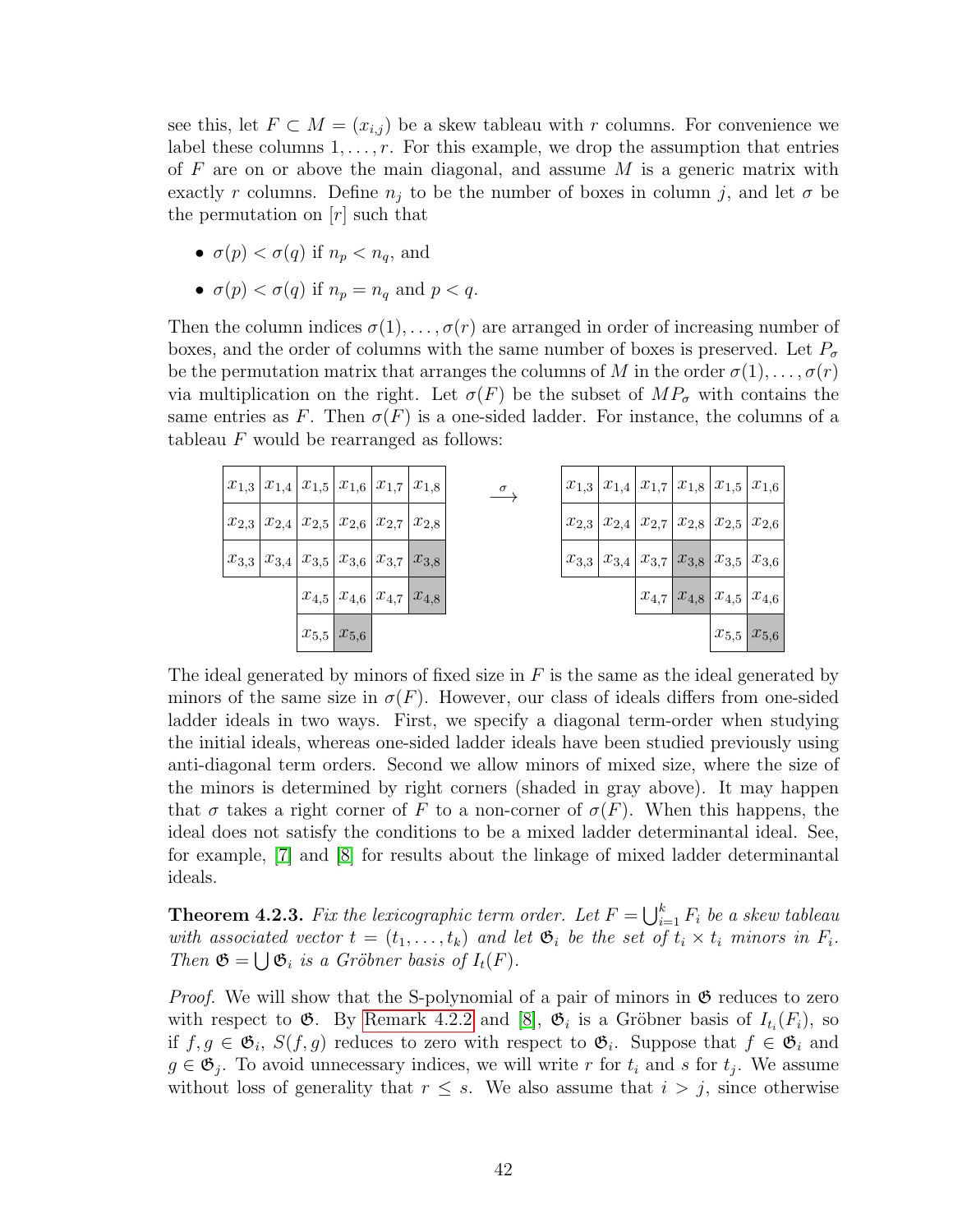see this, let $F \subset M = (x_{i,j})$ be a skew tableau with $r$ columns. For convenience we label these columns $1, \dots, r$. For this example, we drop the assumption that entries of $F$ are on or above the main diagonal, and assume $M$ is a generic matrix with exactly $r$ columns. Define $n_j$ to be the number of boxes in column $j$, and let $\sigma$ be the permutation on $[r]$ such that

- $\sigma(p) < \sigma(q)$ if $n_p < n_q$, and
- $\sigma(p) < \sigma(q)$ if $n_p = n_q$ and $p < q$.

Then the column indices $\sigma(1), \dots, \sigma(r)$ are arranged in order of increasing number of boxes, and the order of columns with the same number of boxes is preserved. Let $P_\sigma$ be the permutation matrix that arranges the columns of $M$ in the order $\sigma(1), \dots, \sigma(r)$ via multiplication on the right. Let $\sigma(F)$ be the subset of $MP_\sigma$ with contains the same entries as $F$. Then $\sigma(F)$ is a one-sided ladder. For instance, the columns of a tableau $F$ would be rearranged as follows:

| | | | | | |
|---|---|---|---|---|---|
| $x_{1,3}$ | $x_{1,4}$ | $x_{1,5}$ | $x_{1,6}$ | $x_{1,7}$ | $x_{1,8}$ |
| $x_{2,3}$ | $x_{2,4}$ | $x_{2,5}$ | $x_{2,6}$ | $x_{2,7}$ | $x_{2,8}$ |
| $x_{3,3}$ | $x_{3,4}$ | $x_{3,5}$ | $x_{3,6}$ | $x_{3,7}$ | $x_{3,8}$ |
| | | $x_{4,5}$ | $x_{4,6}$ | $x_{4,7}$ | $x_{4,8}$ |
| | | $x_{5,5}$ | $x_{5,6}$ | | |

$\xrightarrow{\sigma}$

| | | | | | |
|---|---|---|---|---|---|
| $x_{1,3}$ | $x_{1,4}$ | $x_{1,7}$ | $x_{1,8}$ | $x_{1,5}$ | $x_{1,6}$ |
| $x_{2,3}$ | $x_{2,4}$ | $x_{2,7}$ | $x_{2,8}$ | $x_{2,5}$ | $x_{2,6}$ |
| $x_{3,3}$ | $x_{3,4}$ | $x_{3,7}$ | $x_{3,8}$ | $x_{3,5}$ | $x_{3,6}$ |
| | | $x_{4,7}$ | $x_{4,8}$ | $x_{4,5}$ | $x_{4,6}$ |
| | | | | $x_{5,5}$ | $x_{5,6}$ |

The ideal generated by minors of fixed size in $F$ is the same as the ideal generated by minors of the same size in $\sigma(F)$. However, our class of ideals differs from one-sided ladder ideals in two ways. First, we specify a diagonal term-order when studying the initial ideals, whereas one-sided ladder ideals have been studied previously using anti-diagonal term orders. Second we allow minors of mixed size, where the size of the minors is determined by right corners (shaded in gray above). It may happen that $\sigma$ takes a right corner of $F$ to a non-corner of $\sigma(F)$. When this happens, the ideal does not satisfy the conditions to be a mixed ladder determinantal ideal. See, for example, [7] and [8] for results about the linkage of mixed ladder determinantal ideals.

**Theorem 4.2.3.** *Fix the lexicographic term order. Let $F = \bigcup_{i=1}^{k} F_i$ be a skew tableau with associated vector $t = (t_1, \dots, t_k)$ and let $\mathfrak{G}_i$ be the set of $t_i \times t_i$ minors in $F_i$. Then $\mathfrak{G} = \bigcup \mathfrak{G}_i$ is a Gröbner basis of $I_t(F)$.*

*Proof.* We will show that the S-polynomial of a pair of minors in $\mathfrak{G}$ reduces to zero with respect to $\mathfrak{G}$. By Remark 4.2.2 and [8], $\mathfrak{G}_i$ is a Gröbner basis of $I_{t_i}(F_i)$, so if $f, g \in \mathfrak{G}_i$, $S(f, g)$ reduces to zero with respect to $\mathfrak{G}_i$. Suppose that $f \in \mathfrak{G}_i$ and $g \in \mathfrak{G}_j$. To avoid unnecessary indices, we will write $r$ for $t_i$ and $s$ for $t_j$. We assume without loss of generality that $r \le s$. We also assume that $i > j$, since otherwise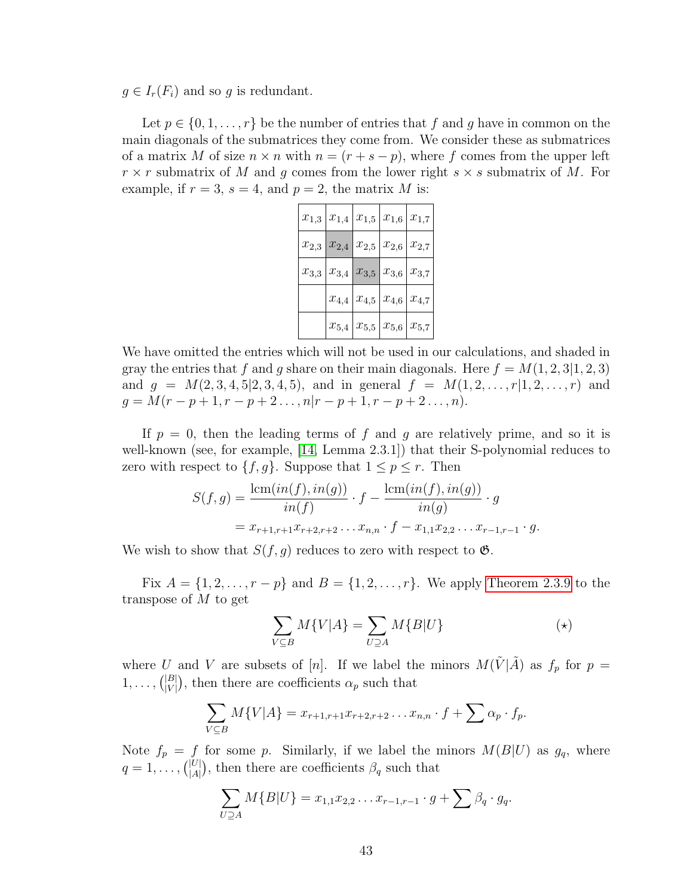$g \in I_r(F_i)$ and so $g$ is redundant.

Let $p \in \{0, 1, \ldots, r\}$ be the number of entries that $f$ and $g$ have in common on the main diagonals of the submatrices they come from. We consider these as submatrices of a matrix $M$ of size $n \times n$ with $n = (r + s - p)$, where $f$ comes from the upper left $r \times r$ submatrix of $M$ and $g$ comes from the lower right $s \times s$ submatrix of $M$. For example, if $r = 3$, $s = 4$, and $p = 2$, the matrix $M$ is:

| | | | | |
|---|---|---|---|---|
| $x_{1,3}$ | $x_{1,4}$ | $x_{1,5}$ | $x_{1,6}$ | $x_{1,7}$ |
| $x_{2,3}$ | $x_{2,4}$ | $x_{2,5}$ | $x_{2,6}$ | $x_{2,7}$ |
| $x_{3,3}$ | $x_{3,4}$ | $x_{3,5}$ | $x_{3,6}$ | $x_{3,7}$ |
| | $x_{4,4}$ | $x_{4,5}$ | $x_{4,6}$ | $x_{4,7}$ |
| | $x_{5,4}$ | $x_{5,5}$ | $x_{5,6}$ | $x_{5,7}$ |

We have omitted the entries which will not be used in our calculations, and shaded in gray the entries that $f$ and $g$ share on their main diagonals. Here $f = M(1, 2, 3|1, 2, 3)$ and $g = M(2, 3, 4, 5|2, 3, 4, 5)$, and in general $f = M(1, 2, \ldots, r|1, 2, \ldots, r)$ and $g = M(r - p + 1, r - p + 2 \ldots, n|r - p + 1, r - p + 2 \ldots, n)$.

If $p = 0$, then the leading terms of $f$ and $g$ are relatively prime, and so it is well-known (see, for example, [14, Lemma 2.3.1]) that their S-polynomial reduces to zero with respect to $\{f, g\}$. Suppose that $1 \le p \le r$. Then

$$
\begin{aligned}
S(f, g) &= \frac{\operatorname{lcm}(in(f), in(g))}{in(f)} \cdot f - \frac{\operatorname{lcm}(in(f), in(g))}{in(g)} \cdot g \\
&= x_{r+1,r+1}x_{r+2,r+2} \ldots x_{n,n} \cdot f - x_{1,1}x_{2,2} \ldots x_{r-1,r-1} \cdot g.
\end{aligned}
$$

We wish to show that $S(f, g)$ reduces to zero with respect to $\mathfrak{G}$.

Fix $A = \{1, 2, \ldots, r - p\}$ and $B = \{1, 2, \ldots, r\}$. We apply Theorem 2.3.9 to the transpose of $M$ to get

$$
\sum_{V \subseteq B} M\{V|A\} = \sum_{U \supseteq A} M\{B|U\} \qquad (\star)
$$

where $U$ and $V$ are subsets of $[n]$. If we label the minors $M(\tilde{V}|\tilde{A})$ as $f_p$ for $p = 1, \ldots, \binom{|B|}{|V|}$, then there are coefficients $\alpha_p$ such that

$$
\sum_{V \subseteq B} M\{V|A\} = x_{r+1,r+1}x_{r+2,r+2} \ldots x_{n,n} \cdot f + \sum \alpha_p \cdot f_p.
$$

Note $f_p = f$ for some $p$. Similarly, if we label the minors $M(B|U)$ as $g_q$, where $q = 1, \ldots, \binom{|U|}{|A|}$, then there are coefficients $\beta_q$ such that

$$
\sum_{U \supseteq A} M\{B|U\} = x_{1,1}x_{2,2} \ldots x_{r-1,r-1} \cdot g + \sum \beta_q \cdot g_q.
$$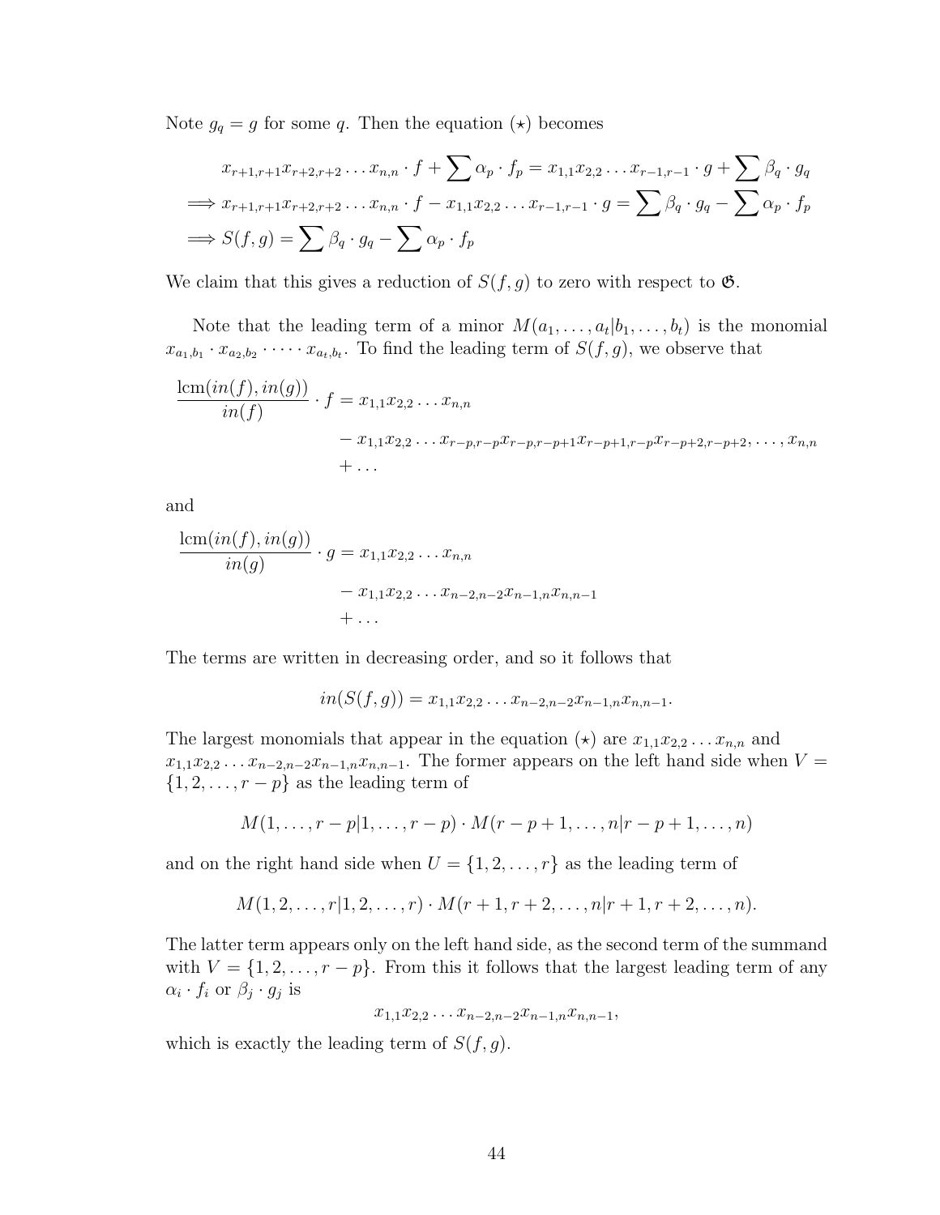Note $g_q = g$ for some $q$. Then the equation $(\star)$ becomes

$$\begin{aligned}
&x_{r+1,r+1}x_{r+2,r+2}\dots x_{n,n} \cdot f + \sum \alpha_p \cdot f_p = x_{1,1}x_{2,2}\dots x_{r-1,r-1} \cdot g + \sum \beta_q \cdot g_q \\
\implies &x_{r+1,r+1}x_{r+2,r+2}\dots x_{n,n} \cdot f - x_{1,1}x_{2,2}\dots x_{r-1,r-1} \cdot g = \sum \beta_q \cdot g_q - \sum \alpha_p \cdot f_p \\
\implies &S(f,g) = \sum \beta_q \cdot g_q - \sum \alpha_p \cdot f_p
\end{aligned}$$

We claim that this gives a reduction of $S(f,g)$ to zero with respect to $\mathfrak{G}$.

Note that the leading term of a minor $M(a_1,\dots,a_t|b_1,\dots,b_t)$ is the monomial $x_{a_1,b_1} \cdot x_{a_2,b_2} \cdot \dots \cdot x_{a_t,b_t}$. To find the leading term of $S(f,g)$, we observe that

$$\begin{aligned}
\frac{\operatorname{lcm}(in(f), in(g))}{in(f)} \cdot f = \; &x_{1,1}x_{2,2}\dots x_{n,n} \\
&- x_{1,1}x_{2,2}\dots x_{r-p,r-p}x_{r-p,r-p+1}x_{r-p+1,r-p}x_{r-p+2,r-p+2},\dots,x_{n,n} \\
&+ \dots
\end{aligned}$$

and

$$\begin{aligned}
\frac{\operatorname{lcm}(in(f), in(g))}{in(g)} \cdot g = \; &x_{1,1}x_{2,2}\dots x_{n,n} \\
&- x_{1,1}x_{2,2}\dots x_{n-2,n-2}x_{n-1,n}x_{n,n-1} \\
&+ \dots
\end{aligned}$$

The terms are written in decreasing order, and so it follows that

$$in(S(f,g)) = x_{1,1}x_{2,2}\dots x_{n-2,n-2}x_{n-1,n}x_{n,n-1}.$$

The largest monomials that appear in the equation $(\star)$ are $x_{1,1}x_{2,2}\dots x_{n,n}$ and $x_{1,1}x_{2,2}\dots x_{n-2,n-2}x_{n-1,n}x_{n,n-1}$. The former appears on the left hand side when $V = \{1,2,\dots,r-p\}$ as the leading term of

$$M(1,\dots,r-p|1,\dots,r-p) \cdot M(r-p+1,\dots,n|r-p+1,\dots,n)$$

and on the right hand side when $U = \{1,2,\dots,r\}$ as the leading term of

$$M(1,2,\dots,r|1,2,\dots,r) \cdot M(r+1,r+2,\dots,n|r+1,r+2,\dots,n).$$

The latter term appears only on the left hand side, as the second term of the summand with $V = \{1,2,\dots,r-p\}$. From this it follows that the largest leading term of any $\alpha_i \cdot f_i$ or $\beta_j \cdot g_j$ is

$$x_{1,1}x_{2,2}\dots x_{n-2,n-2}x_{n-1,n}x_{n,n-1},$$

which is exactly the leading term of $S(f,g)$.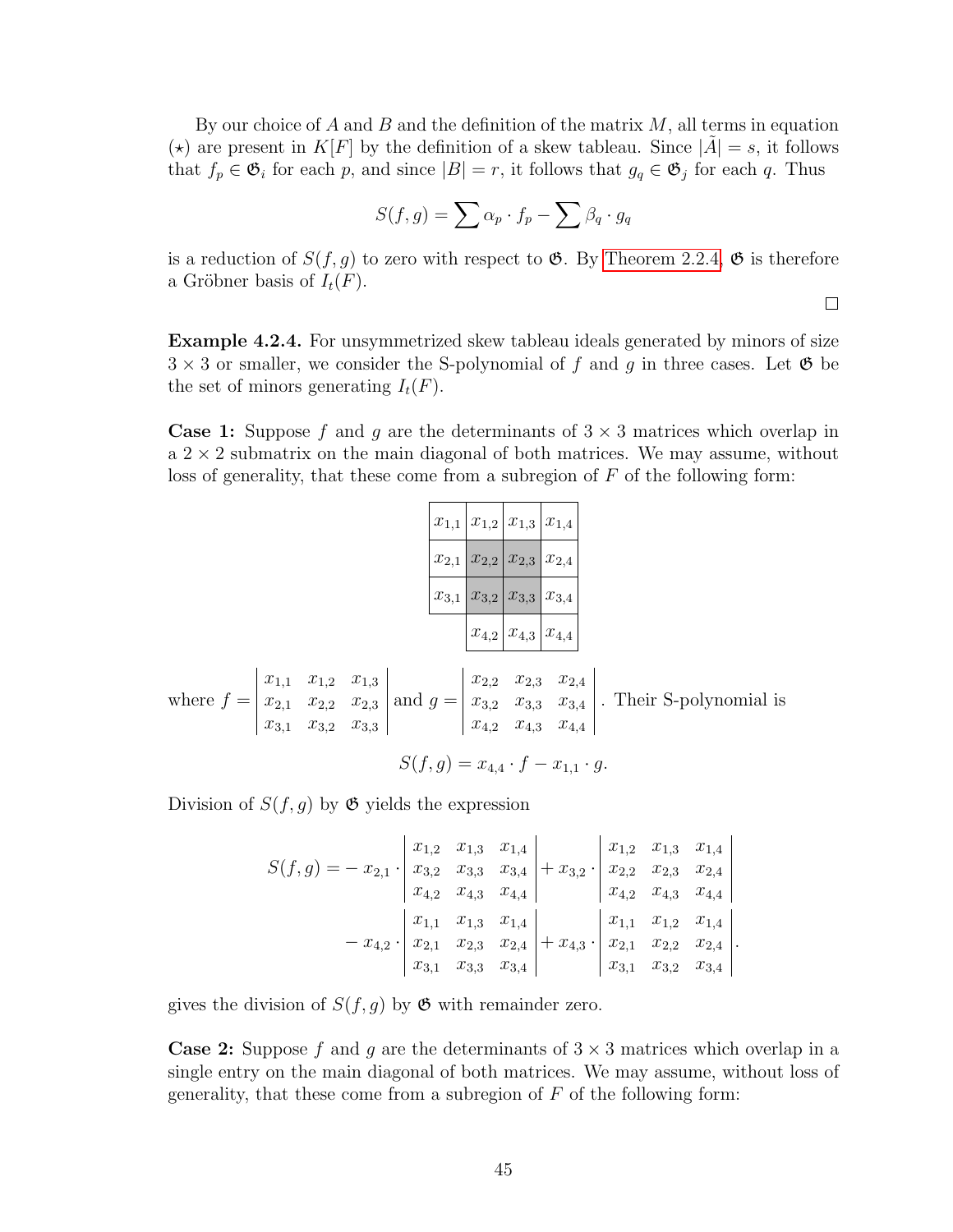By our choice of $A$ and $B$ and the definition of the matrix $M$, all terms in equation $(\star)$ are present in $K[F]$ by the definition of a skew tableau. Since $|\tilde{A}| = s$, it follows that $f_p \in \mathfrak{G}_i$ for each $p$, and since $|B| = r$, it follows that $g_q \in \mathfrak{G}_j$ for each $q$. Thus

$$S(f,g) = \sum \alpha_p \cdot f_p - \sum \beta_q \cdot g_q$$

is a reduction of $S(f,g)$ to zero with respect to $\mathfrak{G}$. By Theorem 2.2.4, $\mathfrak{G}$ is therefore a Gröbner basis of $I_t(F)$.

□

**Example 4.2.4.** For unsymmetrized skew tableau ideals generated by minors of size $3 \times 3$ or smaller, we consider the S-polynomial of $f$ and $g$ in three cases. Let $\mathfrak{G}$ be the set of minors generating $I_t(F)$.

**Case 1:** Suppose $f$ and $g$ are the determinants of $3 \times 3$ matrices which overlap in a $2 \times 2$ submatrix on the main diagonal of both matrices. We may assume, without loss of generality, that these come from a subregion of $F$ of the following form:

| $x_{1,1}$ | $x_{1,2}$ | $x_{1,3}$ | $x_{1,4}$ |
|---|---|---|---|
| $x_{2,1}$ | $x_{2,2}$ | $x_{2,3}$ | $x_{2,4}$ |
| $x_{3,1}$ | $x_{3,2}$ | $x_{3,3}$ | $x_{3,4}$ |
| | $x_{4,2}$ | $x_{4,3}$ | $x_{4,4}$ |

where $f = \begin{vmatrix} x_{1,1} & x_{1,2} & x_{1,3} \\ x_{2,1} & x_{2,2} & x_{2,3} \\ x_{3,1} & x_{3,2} & x_{3,3} \end{vmatrix}$ and $g = \begin{vmatrix} x_{2,2} & x_{2,3} & x_{2,4} \\ x_{3,2} & x_{3,3} & x_{3,4} \\ x_{4,2} & x_{4,3} & x_{4,4} \end{vmatrix}$. Their S-polynomial is

$$S(f,g) = x_{4,4} \cdot f - x_{1,1} \cdot g.$$

Division of $S(f,g)$ by $\mathfrak{G}$ yields the expression

$$\begin{aligned} S(f,g) = &- x_{2,1} \cdot \begin{vmatrix} x_{1,2} & x_{1,3} & x_{1,4} \\ x_{3,2} & x_{3,3} & x_{3,4} \\ x_{4,2} & x_{4,3} & x_{4,4} \end{vmatrix} + x_{3,2} \cdot \begin{vmatrix} x_{1,2} & x_{1,3} & x_{1,4} \\ x_{2,2} & x_{2,3} & x_{2,4} \\ x_{4,2} & x_{4,3} & x_{4,4} \end{vmatrix} \\ &- x_{4,2} \cdot \begin{vmatrix} x_{1,1} & x_{1,3} & x_{1,4} \\ x_{2,1} & x_{2,3} & x_{2,4} \\ x_{3,1} & x_{3,3} & x_{3,4} \end{vmatrix} + x_{4,3} \cdot \begin{vmatrix} x_{1,1} & x_{1,2} & x_{1,4} \\ x_{2,1} & x_{2,2} & x_{2,4} \\ x_{3,1} & x_{3,2} & x_{3,4} \end{vmatrix}. \end{aligned}$$

gives the division of $S(f,g)$ by $\mathfrak{G}$ with remainder zero.

**Case 2:** Suppose $f$ and $g$ are the determinants of $3 \times 3$ matrices which overlap in a single entry on the main diagonal of both matrices. We may assume, without loss of generality, that these come from a subregion of $F$ of the following form: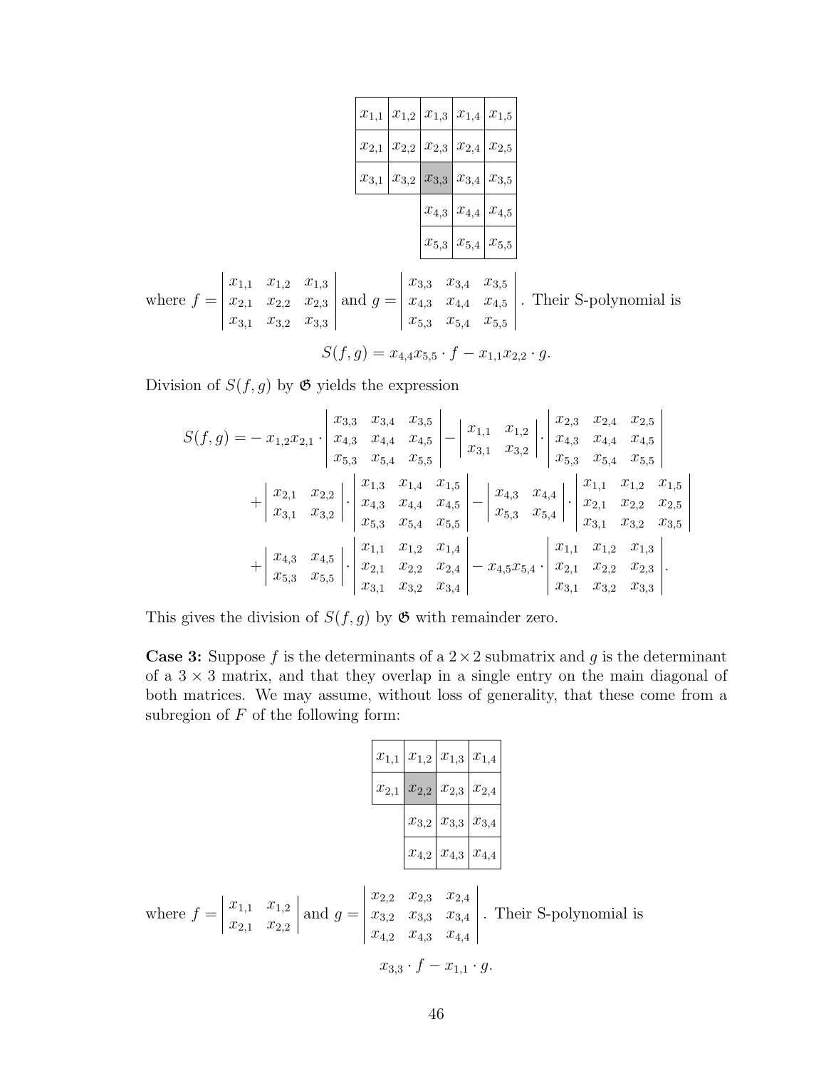| $x_{1,1}$ | $x_{1,2}$ | $x_{1,3}$ | $x_{1,4}$ | $x_{1,5}$ |
|---|---|---|---|---|
| $x_{2,1}$ | $x_{2,2}$ | $x_{2,3}$ | $x_{2,4}$ | $x_{2,5}$ |
| $x_{3,1}$ | $x_{3,2}$ | $x_{3,3}$ | $x_{3,4}$ | $x_{3,5}$ |
| | | $x_{4,3}$ | $x_{4,4}$ | $x_{4,5}$ |
| | | $x_{5,3}$ | $x_{5,4}$ | $x_{5,5}$ |

where $f = \begin{vmatrix} x_{1,1} & x_{1,2} & x_{1,3} \\ x_{2,1} & x_{2,2} & x_{2,3} \\ x_{3,1} & x_{3,2} & x_{3,3} \end{vmatrix}$ and $g = \begin{vmatrix} x_{3,3} & x_{3,4} & x_{3,5} \\ x_{4,3} & x_{4,4} & x_{4,5} \\ x_{5,3} & x_{5,4} & x_{5,5} \end{vmatrix}$. Their S-polynomial is

$$S(f,g) = x_{4,4}x_{5,5} \cdot f - x_{1,1}x_{2,2} \cdot g.$$

Division of $S(f,g)$ by $\mathfrak{G}$ yields the expression

$$\begin{aligned} S(f,g) = &- x_{1,2}x_{2,1} \cdot \begin{vmatrix} x_{3,3} & x_{3,4} & x_{3,5} \\ x_{4,3} & x_{4,4} & x_{4,5} \\ x_{5,3} & x_{5,4} & x_{5,5} \end{vmatrix} - \begin{vmatrix} x_{1,1} & x_{1,2} \\ x_{3,1} & x_{3,2} \end{vmatrix} \cdot \begin{vmatrix} x_{2,3} & x_{2,4} & x_{2,5} \\ x_{4,3} & x_{4,4} & x_{4,5} \\ x_{5,3} & x_{5,4} & x_{5,5} \end{vmatrix} \\ &+ \begin{vmatrix} x_{2,1} & x_{2,2} \\ x_{3,1} & x_{3,2} \end{vmatrix} \cdot \begin{vmatrix} x_{1,3} & x_{1,4} & x_{1,5} \\ x_{4,3} & x_{4,4} & x_{4,5} \\ x_{5,3} & x_{5,4} & x_{5,5} \end{vmatrix} - \begin{vmatrix} x_{4,3} & x_{4,4} \\ x_{5,3} & x_{5,4} \end{vmatrix} \cdot \begin{vmatrix} x_{1,1} & x_{1,2} & x_{1,5} \\ x_{2,1} & x_{2,2} & x_{2,5} \\ x_{3,1} & x_{3,2} & x_{3,5} \end{vmatrix} \\ &+ \begin{vmatrix} x_{4,3} & x_{4,5} \\ x_{5,3} & x_{5,5} \end{vmatrix} \cdot \begin{vmatrix} x_{1,1} & x_{1,2} & x_{1,4} \\ x_{2,1} & x_{2,2} & x_{2,4} \\ x_{3,1} & x_{3,2} & x_{3,4} \end{vmatrix} - x_{4,5}x_{5,4} \cdot \begin{vmatrix} x_{1,1} & x_{1,2} & x_{1,3} \\ x_{2,1} & x_{2,2} & x_{2,3} \\ x_{3,1} & x_{3,2} & x_{3,3} \end{vmatrix}. \end{aligned}$$

This gives the division of $S(f,g)$ by $\mathfrak{G}$ with remainder zero.

**Case 3:** Suppose $f$ is the determinants of a $2 \times 2$ submatrix and $g$ is the determinant of a $3 \times 3$ matrix, and that they overlap in a single entry on the main diagonal of both matrices. We may assume, without loss of generality, that these come from a subregion of $F$ of the following form:

| $x_{1,1}$ | $x_{1,2}$ | $x_{1,3}$ | $x_{1,4}$ |
|---|---|---|---|
| $x_{2,1}$ | $x_{2,2}$ | $x_{2,3}$ | $x_{2,4}$ |
| | $x_{3,2}$ | $x_{3,3}$ | $x_{3,4}$ |
| | $x_{4,2}$ | $x_{4,3}$ | $x_{4,4}$ |

where $f = \begin{vmatrix} x_{1,1} & x_{1,2} \\ x_{2,1} & x_{2,2} \end{vmatrix}$ and $g = \begin{vmatrix} x_{2,2} & x_{2,3} & x_{2,4} \\ x_{3,2} & x_{3,3} & x_{3,4} \\ x_{4,2} & x_{4,3} & x_{4,4} \end{vmatrix}$. Their S-polynomial is

$$x_{3,3} \cdot f - x_{1,1} \cdot g.$$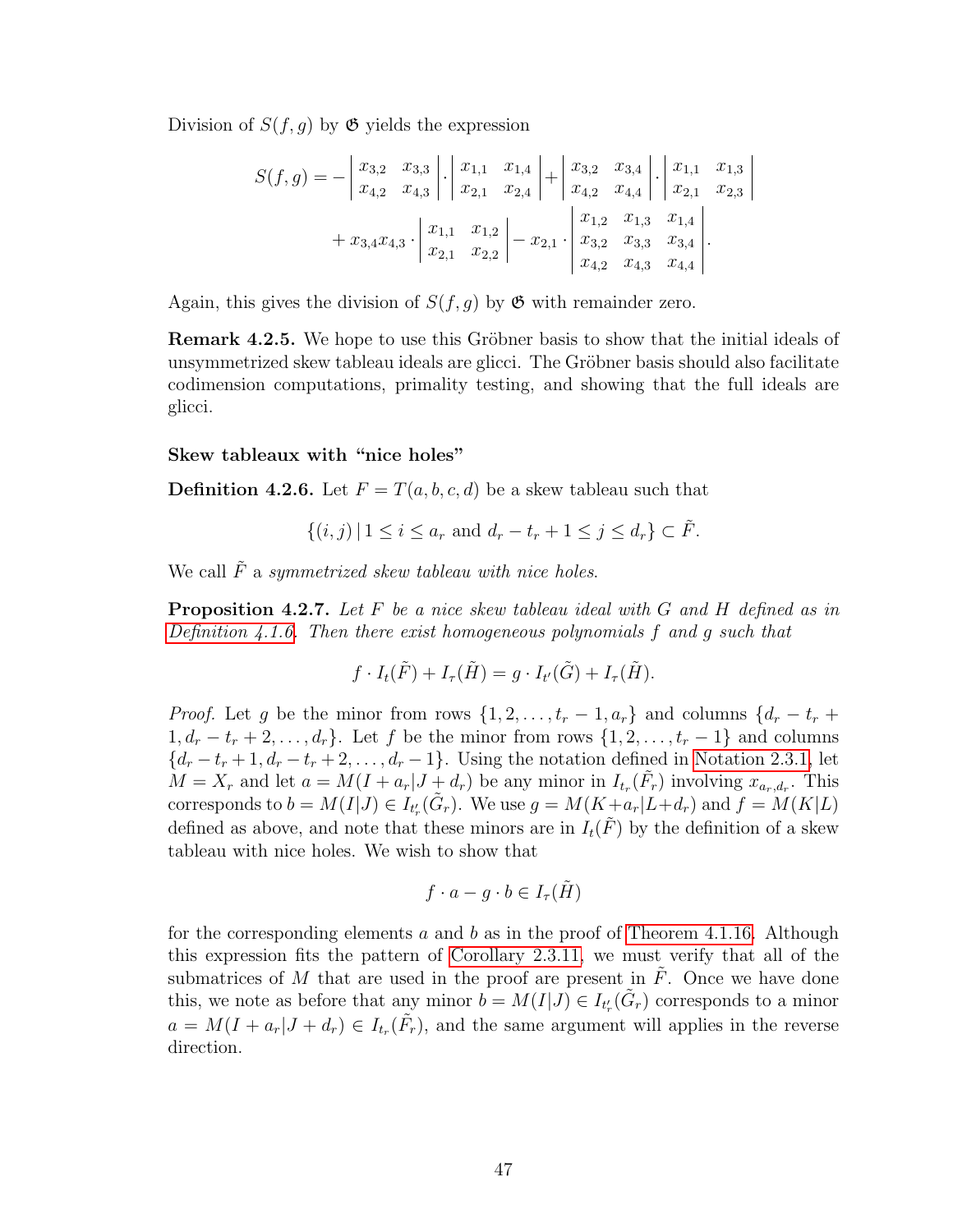Division of $S(f,g)$ by $\mathfrak{G}$ yields the expression

$$S(f,g) = -\begin{vmatrix} x_{3,2} & x_{3,3} \\ x_{4,2} & x_{4,3} \end{vmatrix} \cdot \begin{vmatrix} x_{1,1} & x_{1,4} \\ x_{2,1} & x_{2,4} \end{vmatrix} + \begin{vmatrix} x_{3,2} & x_{3,4} \\ x_{4,2} & x_{4,4} \end{vmatrix} \cdot \begin{vmatrix} x_{1,1} & x_{1,3} \\ x_{2,1} & x_{2,3} \end{vmatrix}$$
$$+ x_{3,4}x_{4,3} \cdot \begin{vmatrix} x_{1,1} & x_{1,2} \\ x_{2,1} & x_{2,2} \end{vmatrix} - x_{2,1} \cdot \begin{vmatrix} x_{1,2} & x_{1,3} & x_{1,4} \\ x_{3,2} & x_{3,3} & x_{3,4} \\ x_{4,2} & x_{4,3} & x_{4,4} \end{vmatrix}.$$

Again, this gives the division of $S(f,g)$ by $\mathfrak{G}$ with remainder zero.

**Remark 4.2.5.** We hope to use this Gröbner basis to show that the initial ideals of unsymmetrized skew tableau ideals are glicci. The Gröbner basis should also facilitate codimension computations, primality testing, and showing that the full ideals are glicci.

#### Skew tableaux with "nice holes"

**Definition 4.2.6.** Let $F = T(a,b,c,d)$ be a skew tableau such that

$$\{(i,j) \,|\, 1 \leq i \leq a_r \text{ and } d_r - t_r + 1 \leq j \leq d_r\} \subset \tilde{F}.$$

We call $\tilde{F}$ a *symmetrized skew tableau with nice holes*.

**Proposition 4.2.7.** *Let $F$ be a nice skew tableau ideal with $G$ and $H$ defined as in Definition 4.1.6. Then there exist homogeneous polynomials $f$ and $g$ such that*

$$f \cdot I_t(\tilde{F}) + I_\tau(\tilde{H}) = g \cdot I_{t'}(\tilde{G}) + I_\tau(\tilde{H}).$$

*Proof.* Let $g$ be the minor from rows $\{1, 2, \ldots, t_r - 1, a_r\}$ and columns $\{d_r - t_r + 1, d_r - t_r + 2, \ldots, d_r\}$. Let $f$ be the minor from rows $\{1, 2, \ldots, t_r - 1\}$ and columns $\{d_r - t_r + 1, d_r - t_r + 2, \ldots, d_r - 1\}$. Using the notation defined in Notation 2.3.1, let $M = X_r$ and let $a = M(I + a_r | J + d_r)$ be any minor in $I_{t_r}(\tilde{F}_r)$ involving $x_{a_r,d_r}$. This corresponds to $b = M(I|J) \in I_{t'_r}(\tilde{G}_r)$. We use $g = M(K + a_r | L + d_r)$ and $f = M(K|L)$ defined as above, and note that these minors are in $I_t(\tilde{F})$ by the definition of a skew tableau with nice holes. We wish to show that

$$f \cdot a - g \cdot b \in I_\tau(\tilde{H})$$

for the corresponding elements $a$ and $b$ as in the proof of Theorem 4.1.16. Although this expression fits the pattern of Corollary 2.3.11, we must verify that all of the submatrices of $M$ that are used in the proof are present in $\tilde{F}$. Once we have done this, we note as before that any minor $b = M(I|J) \in I_{t'_r}(\tilde{G}_r)$ corresponds to a minor $a = M(I + a_r | J + d_r) \in I_{t_r}(\tilde{F}_r)$, and the same argument will applies in the reverse direction.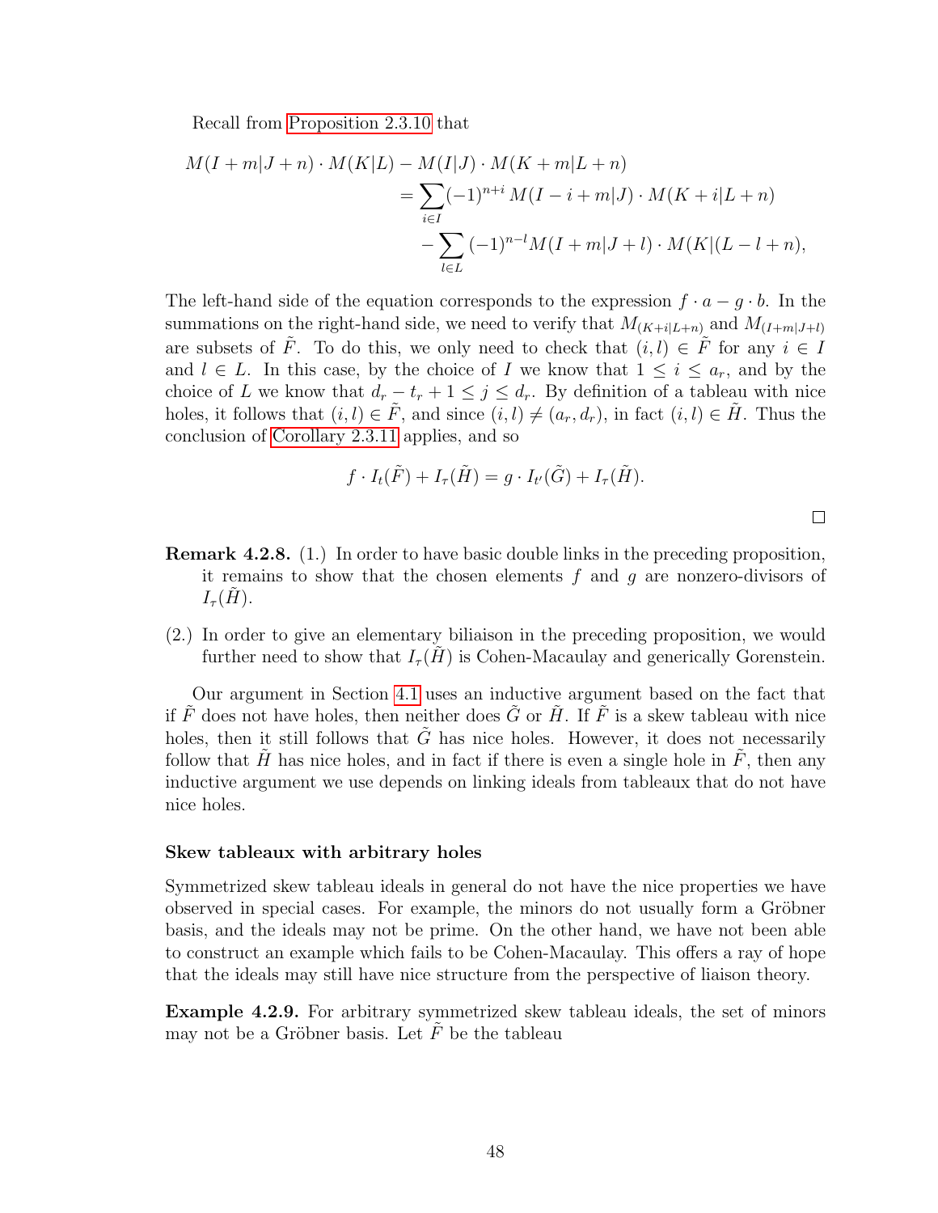Recall from Proposition 2.3.10 that

$$
\begin{aligned}
M(I+m|J+n)\cdot M(K|L) - M(I|J)\cdot M(K+m|L+n) \\
= \sum_{i\in I}(-1)^{n+i}\, M(I-i+m|J)\cdot M(K+i|L+n) \\
- \sum_{l\in L}(-1)^{n-l} M(I+m|J+l)\cdot M(K|(L-l+n),
\end{aligned}
$$

The left-hand side of the equation corresponds to the expression $f\cdot a - g\cdot b$. In the summations on the right-hand side, we need to verify that $M_{(K+i|L+n)}$ and $M_{(I+m|J+l)}$ are subsets of $\tilde{F}$. To do this, we only need to check that $(i,l)\in\tilde{F}$ for any $i\in I$ and $l\in L$. In this case, by the choice of $I$ we know that $1\leq i\leq a_r$, and by the choice of $L$ we know that $d_r - t_r + 1 \leq j \leq d_r$. By definition of a tableau with nice holes, it follows that $(i,l)\in\tilde{F}$, and since $(i,l)\neq(a_r,d_r)$, in fact $(i,l)\in\tilde{H}$. Thus the conclusion of Corollary 2.3.11 applies, and so

$$
f\cdot I_t(\tilde{F}) + I_\tau(\tilde{H}) = g\cdot I_{t'}(\tilde{G}) + I_\tau(\tilde{H}).
$$

□

**Remark 4.2.8.** (1.) In order to have basic double links in the preceding proposition, it remains to show that the chosen elements $f$ and $g$ are nonzero-divisors of $I_\tau(\tilde{H})$.

(2.) In order to give an elementary biliaison in the preceding proposition, we would further need to show that $I_\tau(\tilde{H})$ is Cohen-Macaulay and generically Gorenstein.

Our argument in Section 4.1 uses an inductive argument based on the fact that if $\tilde{F}$ does not have holes, then neither does $\tilde{G}$ or $\tilde{H}$. If $\tilde{F}$ is a skew tableau with nice holes, then it still follows that $\tilde{G}$ has nice holes. However, it does not necessarily follow that $\tilde{H}$ has nice holes, and in fact if there is even a single hole in $\tilde{F}$, then any inductive argument we use depends on linking ideals from tableaux that do not have nice holes.

#### Skew tableaux with arbitrary holes

Symmetrized skew tableau ideals in general do not have the nice properties we have observed in special cases. For example, the minors do not usually form a Gröbner basis, and the ideals may not be prime. On the other hand, we have not been able to construct an example which fails to be Cohen-Macaulay. This offers a ray of hope that the ideals may still have nice structure from the perspective of liaison theory.

**Example 4.2.9.** For arbitrary symmetrized skew tableau ideals, the set of minors may not be a Gröbner basis. Let $\tilde{F}$ be the tableau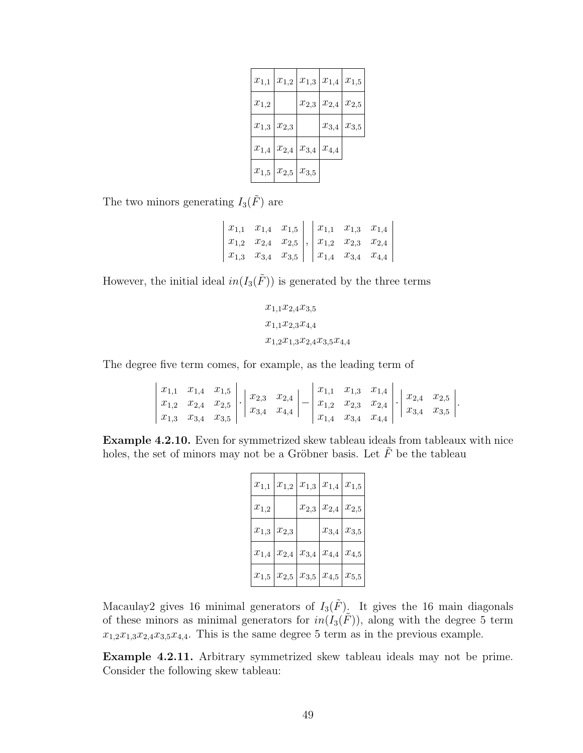| $x_{1,1}$ | $x_{1,2}$ | $x_{1,3}$ | $x_{1,4}$ | $x_{1,5}$ |
|---|---|---|---|---|
| $x_{1,2}$ | | $x_{2,3}$ | $x_{2,4}$ | $x_{2,5}$ |
| $x_{1,3}$ | $x_{2,3}$ | | $x_{3,4}$ | $x_{3,5}$ |
| $x_{1,4}$ | $x_{2,4}$ | $x_{3,4}$ | $x_{4,4}$ | |
| $x_{1,5}$ | $x_{2,5}$ | $x_{3,5}$ | | |

The two minors generating $I_3(\tilde{F})$ are

$$\begin{vmatrix} x_{1,1} & x_{1,4} & x_{1,5} \\ x_{1,2} & x_{2,4} & x_{2,5} \\ x_{1,3} & x_{3,4} & x_{3,5} \end{vmatrix}, \begin{vmatrix} x_{1,1} & x_{1,3} & x_{1,4} \\ x_{1,2} & x_{2,3} & x_{2,4} \\ x_{1,4} & x_{3,4} & x_{4,4} \end{vmatrix}$$

However, the initial ideal $in(I_3(\tilde{F}))$ is generated by the three terms

$$x_{1,1}x_{2,4}x_{3,5}$$
$$x_{1,1}x_{2,3}x_{4,4}$$
$$x_{1,2}x_{1,3}x_{2,4}x_{3,5}x_{4,4}$$

The degree five term comes, for example, as the leading term of

$$\begin{vmatrix} x_{1,1} & x_{1,4} & x_{1,5} \\ x_{1,2} & x_{2,4} & x_{2,5} \\ x_{1,3} & x_{3,4} & x_{3,5} \end{vmatrix} \cdot \begin{vmatrix} x_{2,3} & x_{2,4} \\ x_{3,4} & x_{4,4} \end{vmatrix} - \begin{vmatrix} x_{1,1} & x_{1,3} & x_{1,4} \\ x_{1,2} & x_{2,3} & x_{2,4} \\ x_{1,4} & x_{3,4} & x_{4,4} \end{vmatrix} \cdot \begin{vmatrix} x_{2,4} & x_{2,5} \\ x_{3,4} & x_{3,5} \end{vmatrix}.$$

**Example 4.2.10.** Even for symmetrized skew tableau ideals from tableaux with nice holes, the set of minors may not be a Gröbner basis. Let $\tilde{F}$ be the tableau

| $x_{1,1}$ | $x_{1,2}$ | $x_{1,3}$ | $x_{1,4}$ | $x_{1,5}$ |
|---|---|---|---|---|
| $x_{1,2}$ | | $x_{2,3}$ | $x_{2,4}$ | $x_{2,5}$ |
| $x_{1,3}$ | $x_{2,3}$ | | $x_{3,4}$ | $x_{3,5}$ |
| $x_{1,4}$ | $x_{2,4}$ | $x_{3,4}$ | $x_{4,4}$ | $x_{4,5}$ |
| $x_{1,5}$ | $x_{2,5}$ | $x_{3,5}$ | $x_{4,5}$ | $x_{5,5}$ |

Macaulay2 gives 16 minimal generators of $I_3(\tilde{F})$. It gives the 16 main diagonals of these minors as minimal generators for $in(I_3(\tilde{F}))$, along with the degree 5 term $x_{1,2}x_{1,3}x_{2,4}x_{3,5}x_{4,4}$. This is the same degree 5 term as in the previous example.

**Example 4.2.11.** Arbitrary symmetrized skew tableau ideals may not be prime. Consider the following skew tableau: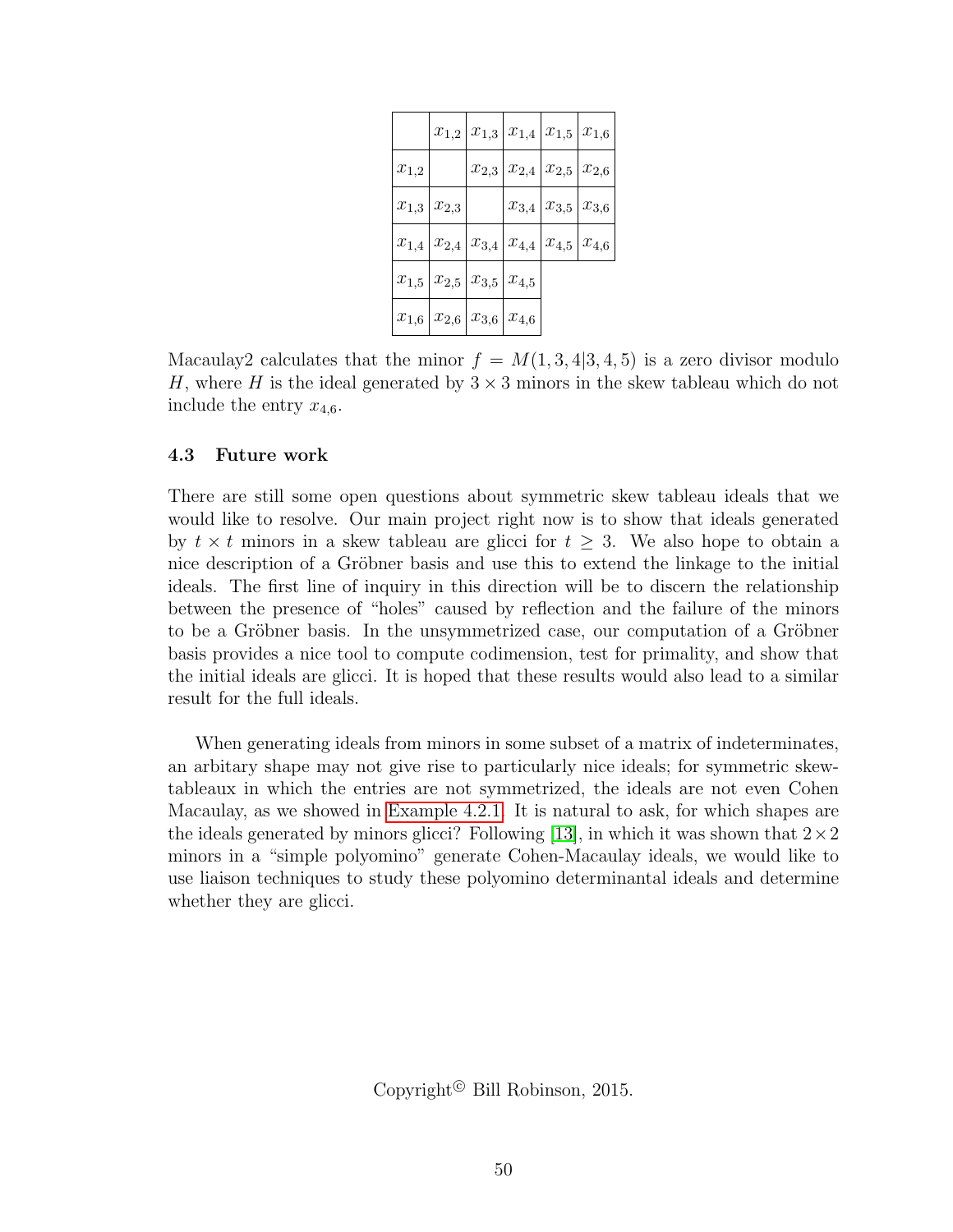| | $x_{1,2}$ | $x_{1,3}$ | $x_{1,4}$ | $x_{1,5}$ | $x_{1,6}$ |
|---|---|---|---|---|---|
| $x_{1,2}$ | | $x_{2,3}$ | $x_{2,4}$ | $x_{2,5}$ | $x_{2,6}$ |
| $x_{1,3}$ | $x_{2,3}$ | | $x_{3,4}$ | $x_{3,5}$ | $x_{3,6}$ |
| $x_{1,4}$ | $x_{2,4}$ | $x_{3,4}$ | $x_{4,4}$ | $x_{4,5}$ | $x_{4,6}$ |
| $x_{1,5}$ | $x_{2,5}$ | $x_{3,5}$ | $x_{4,5}$ | | |
| $x_{1,6}$ | $x_{2,6}$ | $x_{3,6}$ | $x_{4,6}$ | | |

Macaulay2 calculates that the minor $f = M(1, 3, 4|3, 4, 5)$ is a zero divisor modulo $H$, where $H$ is the ideal generated by $3 \times 3$ minors in the skew tableau which do not include the entry $x_{4,6}$.

### 4.3 Future work

There are still some open questions about symmetric skew tableau ideals that we would like to resolve. Our main project right now is to show that ideals generated by $t \times t$ minors in a skew tableau are glicci for $t \geq 3$. We also hope to obtain a nice description of a Gröbner basis and use this to extend the linkage to the initial ideals. The first line of inquiry in this direction will be to discern the relationship between the presence of "holes" caused by reflection and the failure of the minors to be a Gröbner basis. In the unsymmetrized case, our computation of a Gröbner basis provides a nice tool to compute codimension, test for primality, and show that the initial ideals are glicci. It is hoped that these results would also lead to a similar result for the full ideals.

When generating ideals from minors in some subset of a matrix of indeterminates, an arbitary shape may not give rise to particularly nice ideals; for symmetric skew-tableaux in which the entries are not symmetrized, the ideals are not even Cohen Macaulay, as we showed in Example 4.2.1. It is natural to ask, for which shapes are the ideals generated by minors glicci? Following [13], in which it was shown that $2 \times 2$ minors in a "simple polyomino" generate Cohen-Macaulay ideals, we would like to use liaison techniques to study these polyomino determinantal ideals and determine whether they are glicci.

Copyright© Bill Robinson, 2015.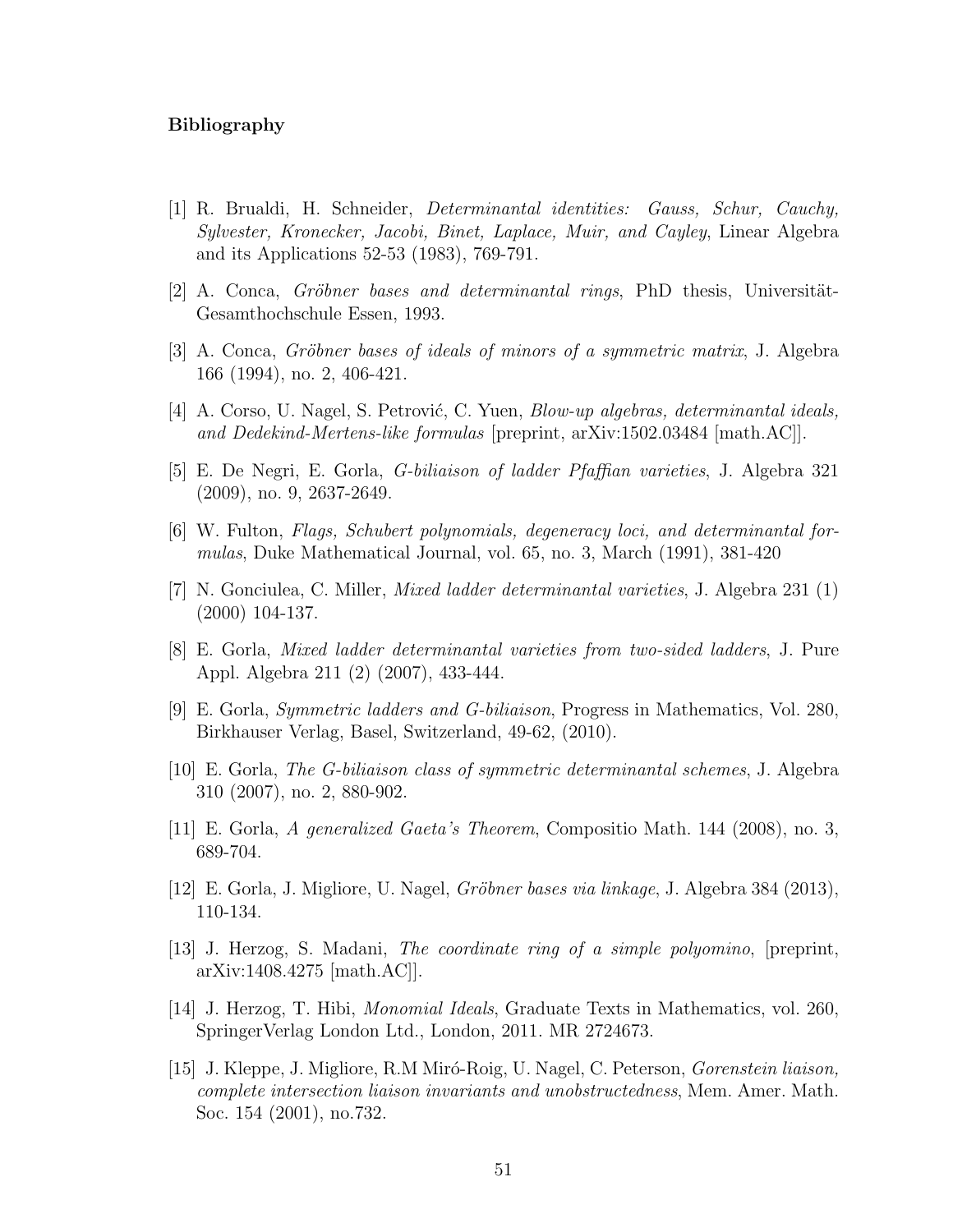**Bibliography**

[1] R. Brualdi, H. Schneider, *Determinantal identities: Gauss, Schur, Cauchy, Sylvester, Kronecker, Jacobi, Binet, Laplace, Muir, and Cayley*, Linear Algebra and its Applications 52-53 (1983), 769-791.

[2] A. Conca, *Gröbner bases and determinantal rings*, PhD thesis, Universität-Gesamthochschule Essen, 1993.

[3] A. Conca, *Gröbner bases of ideals of minors of a symmetric matrix*, J. Algebra 166 (1994), no. 2, 406-421.

[4] A. Corso, U. Nagel, S. Petrović, C. Yuen, *Blow-up algebras, determinantal ideals, and Dedekind-Mertens-like formulas* [preprint, arXiv:1502.03484 [math.AC]].

[5] E. De Negri, E. Gorla, *G-biliaison of ladder Pfaffian varieties*, J. Algebra 321 (2009), no. 9, 2637-2649.

[6] W. Fulton, *Flags, Schubert polynomials, degeneracy loci, and determinantal formulas*, Duke Mathematical Journal, vol. 65, no. 3, March (1991), 381-420

[7] N. Gonciulea, C. Miller, *Mixed ladder determinantal varieties*, J. Algebra 231 (1) (2000) 104-137.

[8] E. Gorla, *Mixed ladder determinantal varieties from two-sided ladders*, J. Pure Appl. Algebra 211 (2) (2007), 433-444.

[9] E. Gorla, *Symmetric ladders and G-biliaison*, Progress in Mathematics, Vol. 280, Birkhauser Verlag, Basel, Switzerland, 49-62, (2010).

[10] E. Gorla, *The G-biliaison class of symmetric determinantal schemes*, J. Algebra 310 (2007), no. 2, 880-902.

[11] E. Gorla, *A generalized Gaeta's Theorem*, Compositio Math. 144 (2008), no. 3, 689-704.

[12] E. Gorla, J. Migliore, U. Nagel, *Gröbner bases via linkage*, J. Algebra 384 (2013), 110-134.

[13] J. Herzog, S. Madani, *The coordinate ring of a simple polyomino*, [preprint, arXiv:1408.4275 [math.AC]].

[14] J. Herzog, T. Hibi, *Monomial Ideals*, Graduate Texts in Mathematics, vol. 260, SpringerVerlag London Ltd., London, 2011. MR 2724673.

[15] J. Kleppe, J. Migliore, R.M Miró-Roig, U. Nagel, C. Peterson, *Gorenstein liaison, complete intersection liaison invariants and unobstructedness*, Mem. Amer. Math. Soc. 154 (2001), no.732.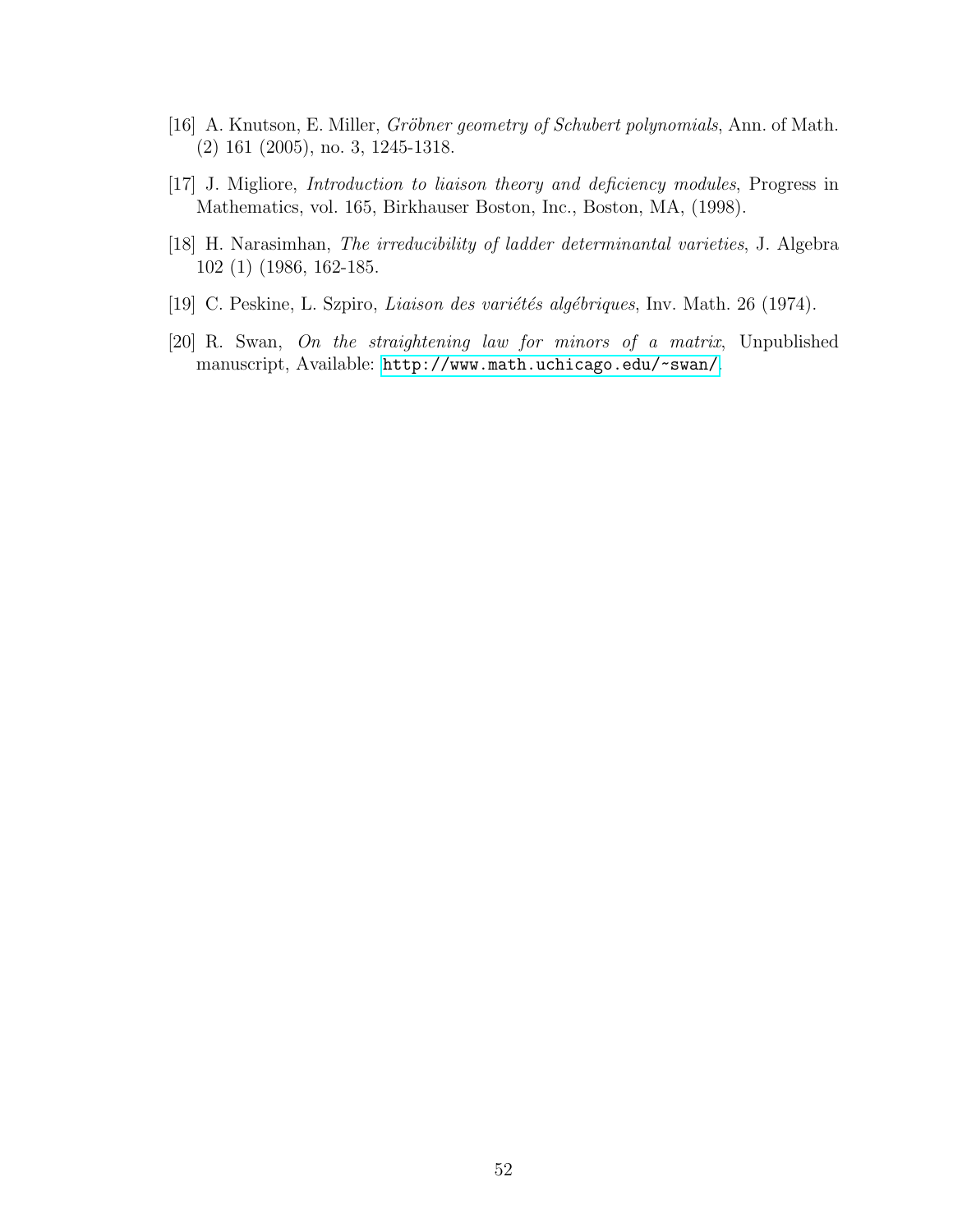[16] A. Knutson, E. Miller, *Gröbner geometry of Schubert polynomials*, Ann. of Math. (2) 161 (2005), no. 3, 1245-1318.

[17] J. Migliore, *Introduction to liaison theory and deficiency modules*, Progress in Mathematics, vol. 165, Birkhauser Boston, Inc., Boston, MA, (1998).

[18] H. Narasimhan, *The irreducibility of ladder determinantal varieties*, J. Algebra 102 (1) (1986, 162-185.

[19] C. Peskine, L. Szpiro, *Liaison des variétés algébriques*, Inv. Math. 26 (1974).

[20] R. Swan, *On the straightening law for minors of a matrix*, Unpublished manuscript, Available: http://www.math.uchicago.edu/~swan/.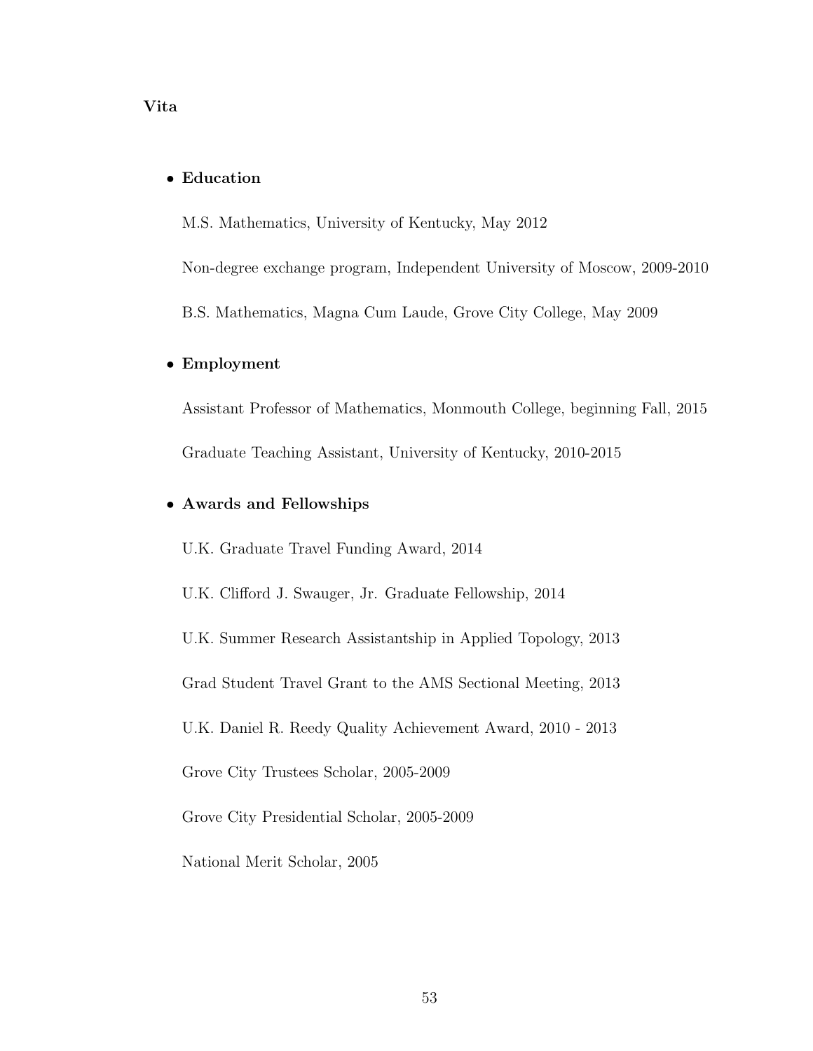## Vita

- **Education**

  M.S. Mathematics, University of Kentucky, May 2012

  Non-degree exchange program, Independent University of Moscow, 2009-2010

  B.S. Mathematics, Magna Cum Laude, Grove City College, May 2009

- **Employment**

  Assistant Professor of Mathematics, Monmouth College, beginning Fall, 2015

  Graduate Teaching Assistant, University of Kentucky, 2010-2015

- **Awards and Fellowships**

  U.K. Graduate Travel Funding Award, 2014

  U.K. Clifford J. Swauger, Jr. Graduate Fellowship, 2014

  U.K. Summer Research Assistantship in Applied Topology, 2013

  Grad Student Travel Grant to the AMS Sectional Meeting, 2013

  U.K. Daniel R. Reedy Quality Achievement Award, 2010 - 2013

  Grove City Trustees Scholar, 2005-2009

  Grove City Presidential Scholar, 2005-2009

  National Merit Scholar, 2005